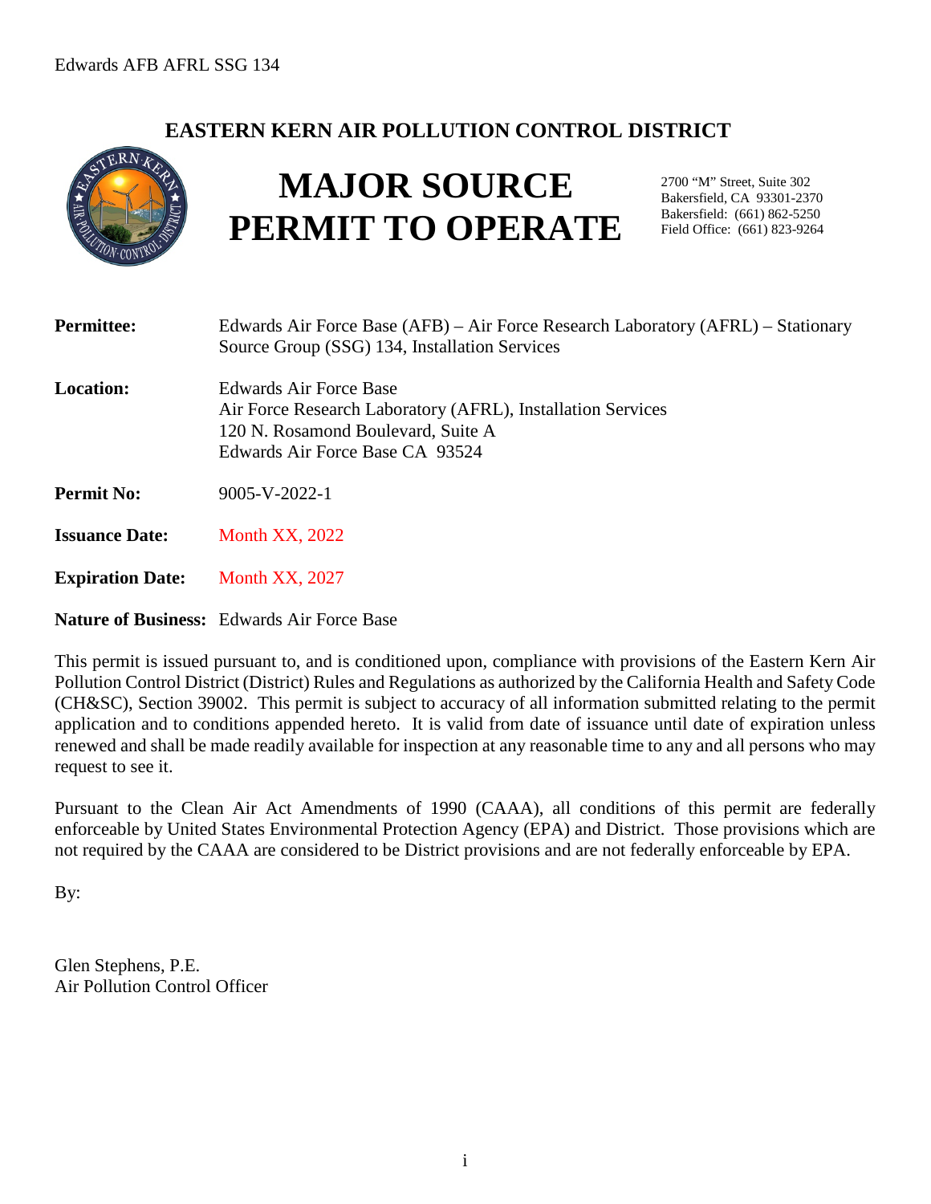## EASTERN KERN AIR POLLUTION CONTROL DISTRICT

# MAJOR SOURCE PERMIT TO OPERATE

2700 "M" Street, Suite 302
Bakersfield, CA 93301-2370
Bakersfield: (661) 862-5250
Field Office: (661) 823-9264

**Permittee:** Edwards Air Force Base (AFB) – Air Force Research Laboratory (AFRL) – Stationary Source Group (SSG) 134, Installation Services

**Location:** Edwards Air Force Base
Air Force Research Laboratory (AFRL), Installation Services
120 N. Rosamond Boulevard, Suite A
Edwards Air Force Base CA 93524

**Permit No:** 9005-V-2022-1

**Issuance Date:** Month XX, 2022

**Expiration Date:** Month XX, 2027

**Nature of Business:** Edwards Air Force Base

This permit is issued pursuant to, and is conditioned upon, compliance with provisions of the Eastern Kern Air Pollution Control District (District) Rules and Regulations as authorized by the California Health and Safety Code (CH&SC), Section 39002. This permit is subject to accuracy of all information submitted relating to the permit application and to conditions appended hereto. It is valid from date of issuance until date of expiration unless renewed and shall be made readily available for inspection at any reasonable time to any and all persons who may request to see it.

Pursuant to the Clean Air Act Amendments of 1990 (CAAA), all conditions of this permit are federally enforceable by United States Environmental Protection Agency (EPA) and District. Those provisions which are not required by the CAAA are considered to be District provisions and are not federally enforceable by EPA.

By:

Glen Stephens, P.E.
Air Pollution Control Officer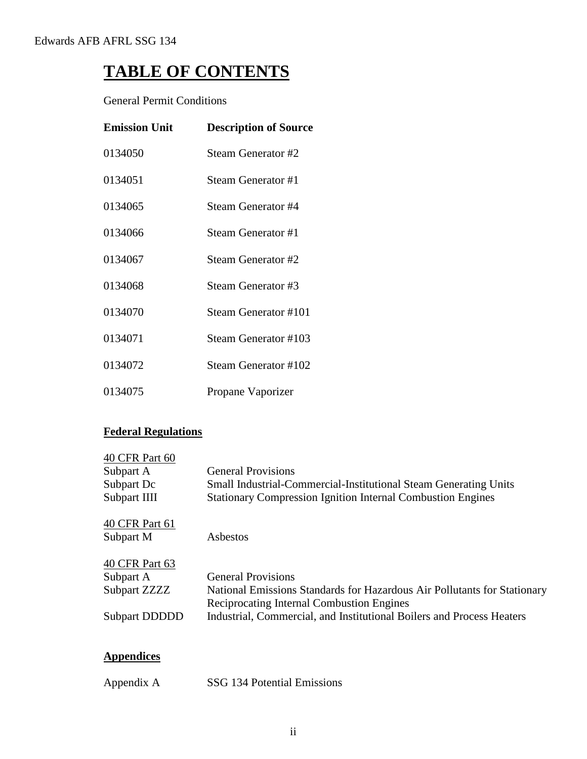# TABLE OF CONTENTS

General Permit Conditions

| Emission Unit | Description of Source |
|---|---|
| 0134050 | Steam Generator #2 |
| 0134051 | Steam Generator #1 |
| 0134065 | Steam Generator #4 |
| 0134066 | Steam Generator #1 |
| 0134067 | Steam Generator #2 |
| 0134068 | Steam Generator #3 |
| 0134070 | Steam Generator #101 |
| 0134071 | Steam Generator #103 |
| 0134072 | Steam Generator #102 |
| 0134075 | Propane Vaporizer |

## Federal Regulations

40 CFR Part 60

| | |
|---|---|
| Subpart A | General Provisions |
| Subpart Dc | Small Industrial-Commercial-Institutional Steam Generating Units |
| Subpart IIII | Stationary Compression Ignition Internal Combustion Engines |

40 CFR Part 61

| | |
|---|---|
| Subpart M | Asbestos |

40 CFR Part 63

| | |
|---|---|
| Subpart A | General Provisions |
| Subpart ZZZZ | National Emissions Standards for Hazardous Air Pollutants for Stationary Reciprocating Internal Combustion Engines |
| Subpart DDDDD | Industrial, Commercial, and Institutional Boilers and Process Heaters |

## Appendices

| | |
|---|---|
| Appendix A | SSG 134 Potential Emissions |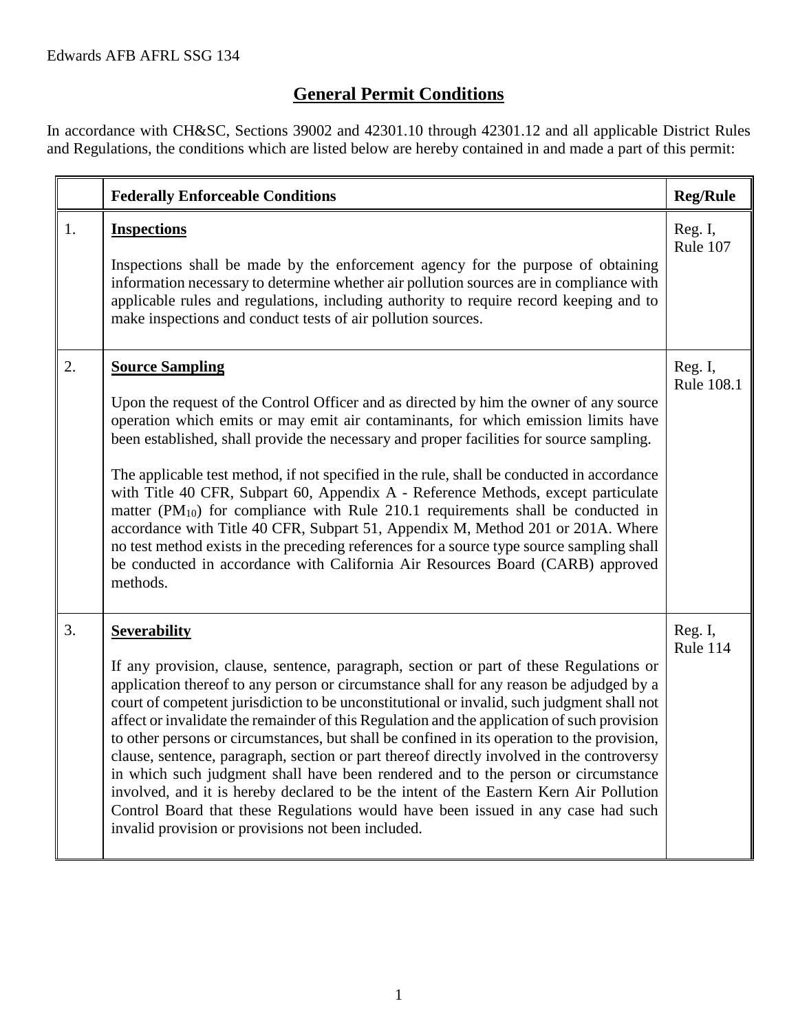## General Permit Conditions

In accordance with CH&SC, Sections 39002 and 42301.10 through 42301.12 and all applicable District Rules and Regulations, the conditions which are listed below are hereby contained in and made a part of this permit:

| | **Federally Enforceable Conditions** | **Reg/Rule** |
|---|---|---|
| 1. | **Inspections**<br><br>Inspections shall be made by the enforcement agency for the purpose of obtaining information necessary to determine whether air pollution sources are in compliance with applicable rules and regulations, including authority to require record keeping and to make inspections and conduct tests of air pollution sources. | Reg. I, Rule 107 |
| 2. | **Source Sampling**<br><br>Upon the request of the Control Officer and as directed by him the owner of any source operation which emits or may emit air contaminants, for which emission limits have been established, shall provide the necessary and proper facilities for source sampling.<br><br>The applicable test method, if not specified in the rule, shall be conducted in accordance with Title 40 CFR, Subpart 60, Appendix A - Reference Methods, except particulate matter ($PM_{10}$) for compliance with Rule 210.1 requirements shall be conducted in accordance with Title 40 CFR, Subpart 51, Appendix M, Method 201 or 201A. Where no test method exists in the preceding references for a source type source sampling shall be conducted in accordance with California Air Resources Board (CARB) approved methods. | Reg. I, Rule 108.1 |
| 3. | **Severability**<br><br>If any provision, clause, sentence, paragraph, section or part of these Regulations or application thereof to any person or circumstance shall for any reason be adjudged by a court of competent jurisdiction to be unconstitutional or invalid, such judgment shall not affect or invalidate the remainder of this Regulation and the application of such provision to other persons or circumstances, but shall be confined in its operation to the provision, clause, sentence, paragraph, section or part thereof directly involved in the controversy in which such judgment shall have been rendered and to the person or circumstance involved, and it is hereby declared to be the intent of the Eastern Kern Air Pollution Control Board that these Regulations would have been issued in any case had such invalid provision or provisions not been included. | Reg. I, Rule 114 |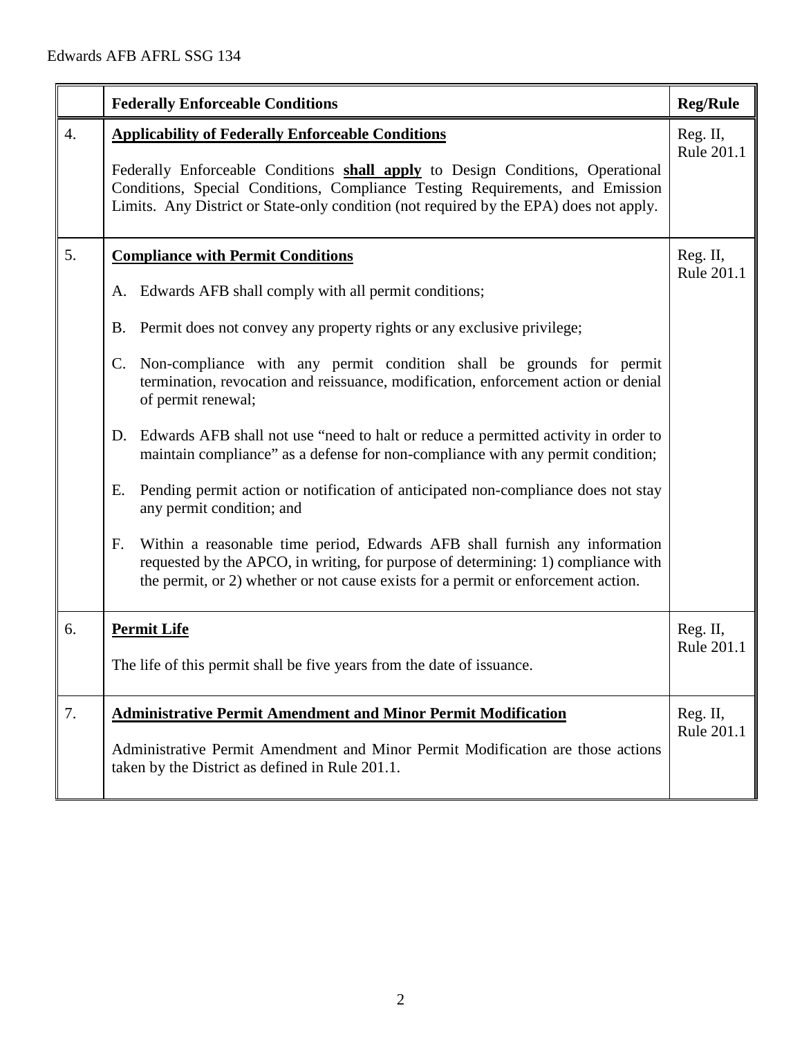| | **Federally Enforceable Conditions** | **Reg/Rule** |
|---|---|---|
| 4. | **<u>Applicability of Federally Enforceable Conditions</u>**<br><br>Federally Enforceable Conditions **<u>shall apply</u>** to Design Conditions, Operational Conditions, Special Conditions, Compliance Testing Requirements, and Emission Limits. Any District or State-only condition (not required by the EPA) does not apply. | Reg. II, Rule 201.1 |
| 5. | **<u>Compliance with Permit Conditions</u>**<br><br>A. Edwards AFB shall comply with all permit conditions;<br><br>B. Permit does not convey any property rights or any exclusive privilege;<br><br>C. Non-compliance with any permit condition shall be grounds for permit termination, revocation and reissuance, modification, enforcement action or denial of permit renewal;<br><br>D. Edwards AFB shall not use "need to halt or reduce a permitted activity in order to maintain compliance" as a defense for non-compliance with any permit condition;<br><br>E. Pending permit action or notification of anticipated non-compliance does not stay any permit condition; and<br><br>F. Within a reasonable time period, Edwards AFB shall furnish any information requested by the APCO, in writing, for purpose of determining: 1) compliance with the permit, or 2) whether or not cause exists for a permit or enforcement action. | Reg. II, Rule 201.1 |
| 6. | **<u>Permit Life</u>**<br><br>The life of this permit shall be five years from the date of issuance. | Reg. II, Rule 201.1 |
| 7. | **<u>Administrative Permit Amendment and Minor Permit Modification</u>**<br><br>Administrative Permit Amendment and Minor Permit Modification are those actions taken by the District as defined in Rule 201.1. | Reg. II, Rule 201.1 |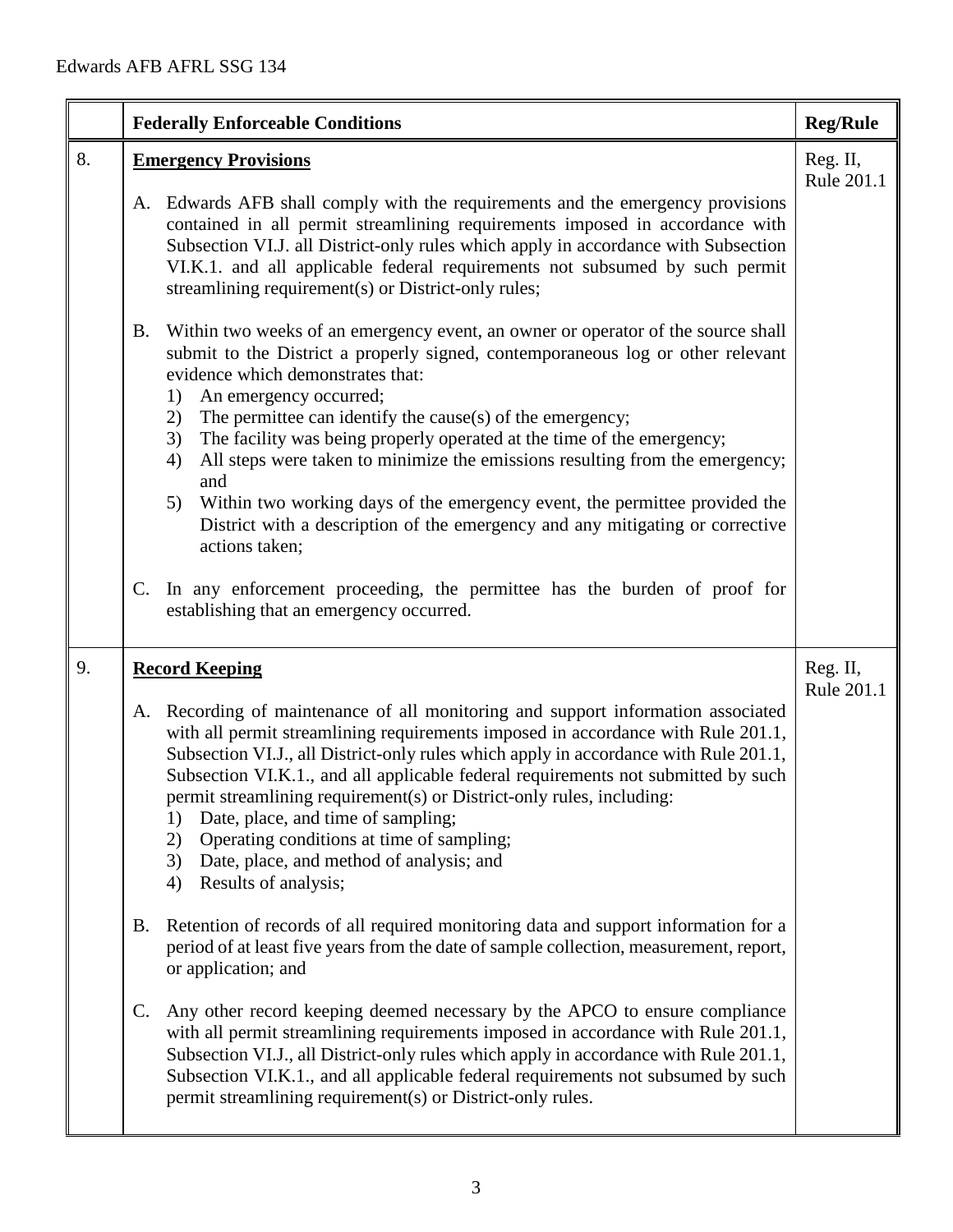| | Federally Enforceable Conditions | Reg/Rule |
|---|---|---|
| 8. | **Emergency Provisions**<br><br>A. Edwards AFB shall comply with the requirements and the emergency provisions contained in all permit streamlining requirements imposed in accordance with Subsection VI.J. all District-only rules which apply in accordance with Subsection VI.K.1. and all applicable federal requirements not subsumed by such permit streamlining requirement(s) or District-only rules;<br><br>B. Within two weeks of an emergency event, an owner or operator of the source shall submit to the District a properly signed, contemporaneous log or other relevant evidence which demonstrates that:<br>1) An emergency occurred;<br>2) The permittee can identify the cause(s) of the emergency;<br>3) The facility was being properly operated at the time of the emergency;<br>4) All steps were taken to minimize the emissions resulting from the emergency; and<br>5) Within two working days of the emergency event, the permittee provided the District with a description of the emergency and any mitigating or corrective actions taken;<br><br>C. In any enforcement proceeding, the permittee has the burden of proof for establishing that an emergency occurred. | Reg. II, Rule 201.1 |
| 9. | **Record Keeping**<br><br>A. Recording of maintenance of all monitoring and support information associated with all permit streamlining requirements imposed in accordance with Rule 201.1, Subsection VI.J., all District-only rules which apply in accordance with Rule 201.1, Subsection VI.K.1., and all applicable federal requirements not submitted by such permit streamlining requirement(s) or District-only rules, including:<br>1) Date, place, and time of sampling;<br>2) Operating conditions at time of sampling;<br>3) Date, place, and method of analysis; and<br>4) Results of analysis;<br><br>B. Retention of records of all required monitoring data and support information for a period of at least five years from the date of sample collection, measurement, report, or application; and<br><br>C. Any other record keeping deemed necessary by the APCO to ensure compliance with all permit streamlining requirements imposed in accordance with Rule 201.1, Subsection VI.J., all District-only rules which apply in accordance with Rule 201.1, Subsection VI.K.1., and all applicable federal requirements not subsumed by such permit streamlining requirement(s) or District-only rules. | Reg. II, Rule 201.1 |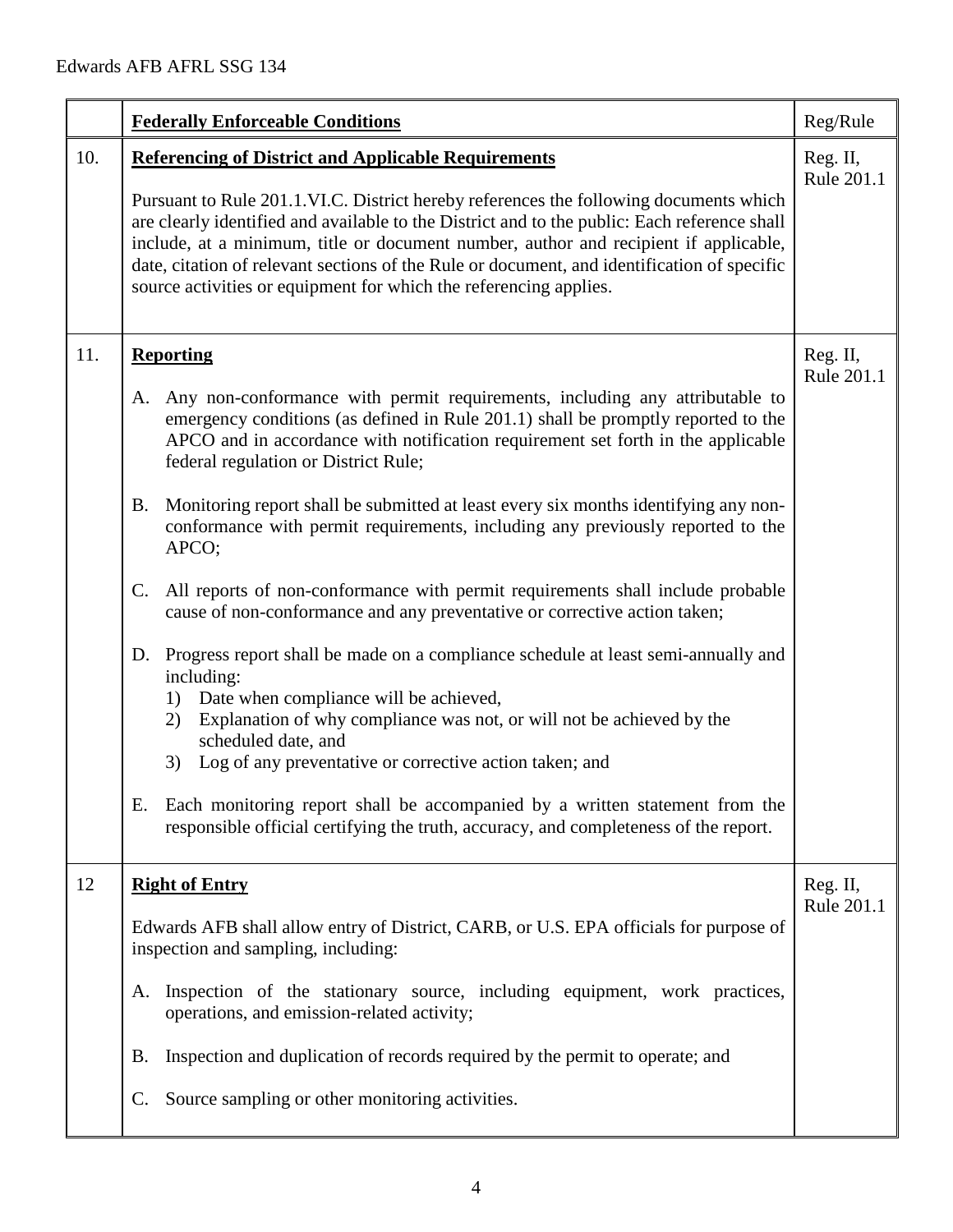| | **Federally Enforceable Conditions** | Reg/Rule |
|---|---|---|
| 10. | **Referencing of District and Applicable Requirements**<br><br>Pursuant to Rule 201.1.VI.C. District hereby references the following documents which are clearly identified and available to the District and to the public: Each reference shall include, at a minimum, title or document number, author and recipient if applicable, date, citation of relevant sections of the Rule or document, and identification of specific source activities or equipment for which the referencing applies. | Reg. II, Rule 201.1 |
| 11. | **Reporting**<br><br>A. Any non-conformance with permit requirements, including any attributable to emergency conditions (as defined in Rule 201.1) shall be promptly reported to the APCO and in accordance with notification requirement set forth in the applicable federal regulation or District Rule;<br><br>B. Monitoring report shall be submitted at least every six months identifying any non-conformance with permit requirements, including any previously reported to the APCO;<br><br>C. All reports of non-conformance with permit requirements shall include probable cause of non-conformance and any preventative or corrective action taken;<br><br>D. Progress report shall be made on a compliance schedule at least semi-annually and including:<br>1) Date when compliance will be achieved,<br>2) Explanation of why compliance was not, or will not be achieved by the scheduled date, and<br>3) Log of any preventative or corrective action taken; and<br><br>E. Each monitoring report shall be accompanied by a written statement from the responsible official certifying the truth, accuracy, and completeness of the report. | Reg. II, Rule 201.1 |
| 12 | **Right of Entry**<br><br>Edwards AFB shall allow entry of District, CARB, or U.S. EPA officials for purpose of inspection and sampling, including:<br><br>A. Inspection of the stationary source, including equipment, work practices, operations, and emission-related activity;<br><br>B. Inspection and duplication of records required by the permit to operate; and<br><br>C. Source sampling or other monitoring activities. | Reg. II, Rule 201.1 |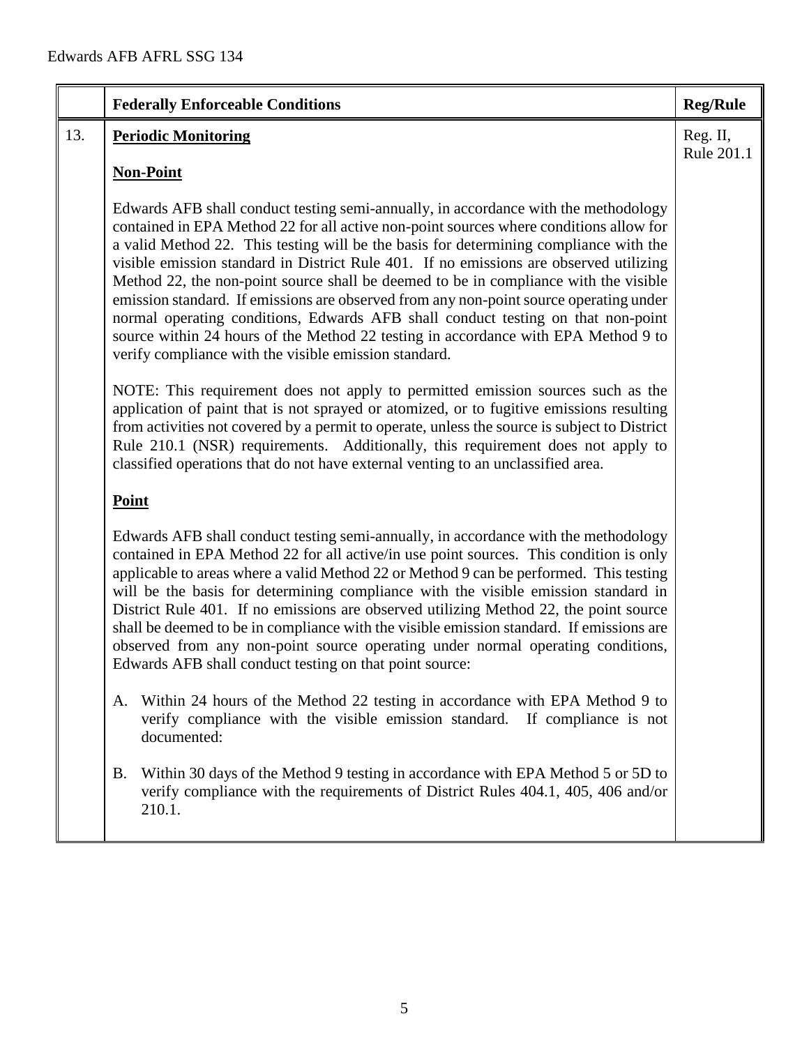| | Federally Enforceable Conditions | Reg/Rule |
|---|---|---|
| 13. | **Periodic Monitoring**<br><br>**Non-Point**<br><br>Edwards AFB shall conduct testing semi-annually, in accordance with the methodology contained in EPA Method 22 for all active non-point sources where conditions allow for a valid Method 22. This testing will be the basis for determining compliance with the visible emission standard in District Rule 401. If no emissions are observed utilizing Method 22, the non-point source shall be deemed to be in compliance with the visible emission standard. If emissions are observed from any non-point source operating under normal operating conditions, Edwards AFB shall conduct testing on that non-point source within 24 hours of the Method 22 testing in accordance with EPA Method 9 to verify compliance with the visible emission standard.<br><br>NOTE: This requirement does not apply to permitted emission sources such as the application of paint that is not sprayed or atomized, or to fugitive emissions resulting from activities not covered by a permit to operate, unless the source is subject to District Rule 210.1 (NSR) requirements. Additionally, this requirement does not apply to classified operations that do not have external venting to an unclassified area.<br><br>**Point**<br><br>Edwards AFB shall conduct testing semi-annually, in accordance with the methodology contained in EPA Method 22 for all active/in use point sources. This condition is only applicable to areas where a valid Method 22 or Method 9 can be performed. This testing will be the basis for determining compliance with the visible emission standard in District Rule 401. If no emissions are observed utilizing Method 22, the point source shall be deemed to be in compliance with the visible emission standard. If emissions are observed from any non-point source operating under normal operating conditions, Edwards AFB shall conduct testing on that point source:<br><br>A. Within 24 hours of the Method 22 testing in accordance with EPA Method 9 to verify compliance with the visible emission standard. If compliance is not documented:<br><br>B. Within 30 days of the Method 9 testing in accordance with EPA Method 5 or 5D to verify compliance with the requirements of District Rules 404.1, 405, 406 and/or 210.1. | Reg. II, Rule 201.1 |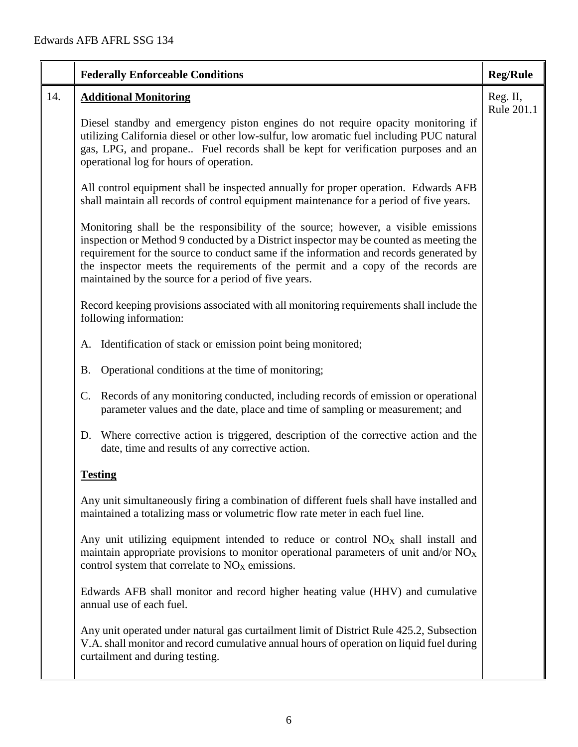| | Federally Enforceable Conditions | Reg/Rule |
|---|---|---|
| 14. | **Additional Monitoring**<br><br>Diesel standby and emergency piston engines do not require opacity monitoring if utilizing California diesel or other low-sulfur, low aromatic fuel including PUC natural gas, LPG, and propane.. Fuel records shall be kept for verification purposes and an operational log for hours of operation.<br><br>All control equipment shall be inspected annually for proper operation. Edwards AFB shall maintain all records of control equipment maintenance for a period of five years.<br><br>Monitoring shall be the responsibility of the source; however, a visible emissions inspection or Method 9 conducted by a District inspector may be counted as meeting the requirement for the source to conduct same if the information and records generated by the inspector meets the requirements of the permit and a copy of the records are maintained by the source for a period of five years.<br><br>Record keeping provisions associated with all monitoring requirements shall include the following information:<br><br>A. Identification of stack or emission point being monitored;<br><br>B. Operational conditions at the time of monitoring;<br><br>C. Records of any monitoring conducted, including records of emission or operational parameter values and the date, place and time of sampling or measurement; and<br><br>D. Where corrective action is triggered, description of the corrective action and the date, time and results of any corrective action.<br><br>**Testing**<br><br>Any unit simultaneously firing a combination of different fuels shall have installed and maintained a totalizing mass or volumetric flow rate meter in each fuel line.<br><br>Any unit utilizing equipment intended to reduce or control $NO_X$ shall install and maintain appropriate provisions to monitor operational parameters of unit and/or $NO_X$ control system that correlate to $NO_X$ emissions.<br><br>Edwards AFB shall monitor and record higher heating value (HHV) and cumulative annual use of each fuel.<br><br>Any unit operated under natural gas curtailment limit of District Rule 425.2, Subsection V.A. shall monitor and record cumulative annual hours of operation on liquid fuel during curtailment and during testing. | Reg. II, Rule 201.1 |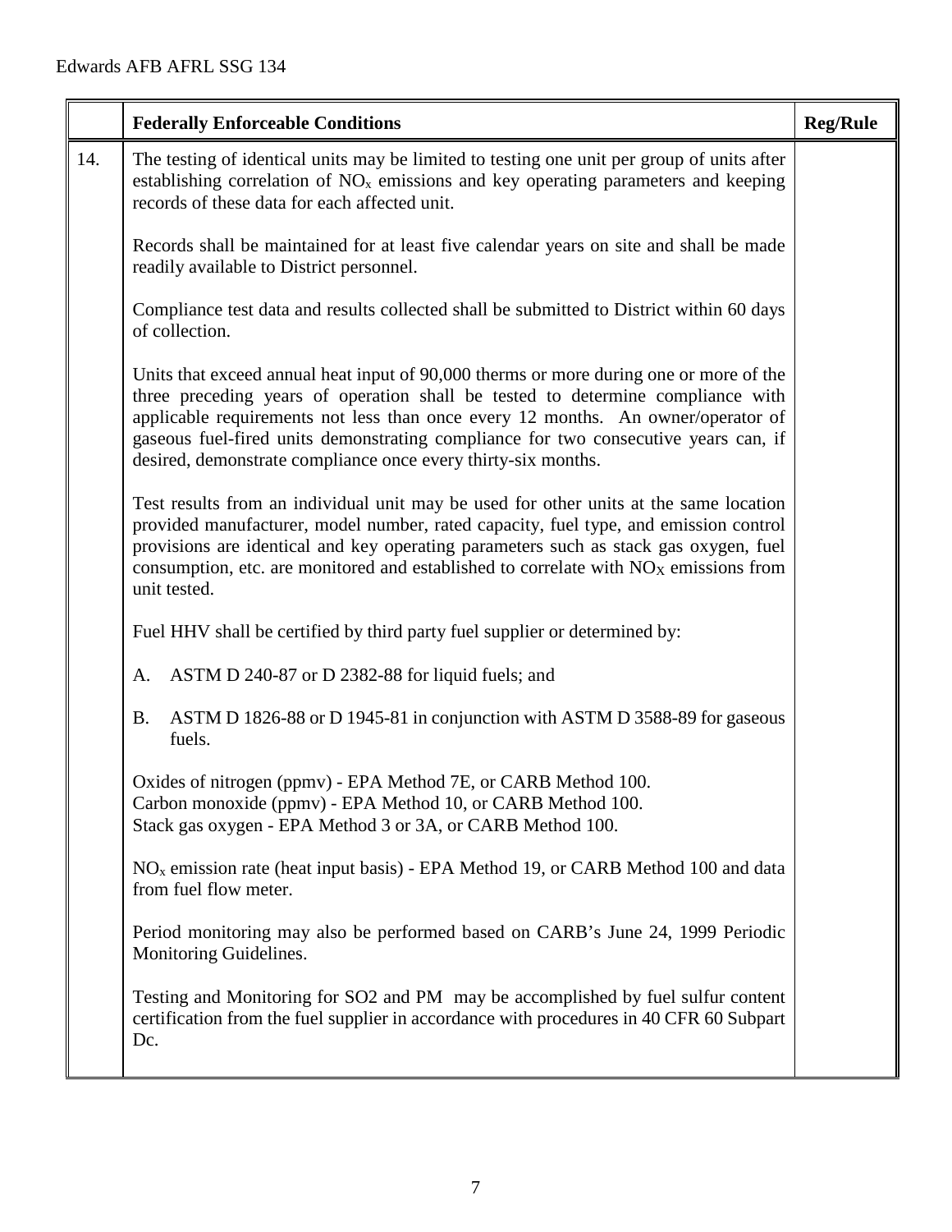|  | **Federally Enforceable Conditions** | **Reg/Rule** |
|---|---|---|
| 14. | The testing of identical units may be limited to testing one unit per group of units after establishing correlation of $NO_x$ emissions and key operating parameters and keeping records of these data for each affected unit.<br><br>Records shall be maintained for at least five calendar years on site and shall be made readily available to District personnel.<br><br>Compliance test data and results collected shall be submitted to District within 60 days of collection.<br><br>Units that exceed annual heat input of 90,000 therms or more during one or more of the three preceding years of operation shall be tested to determine compliance with applicable requirements not less than once every 12 months. An owner/operator of gaseous fuel-fired units demonstrating compliance for two consecutive years can, if desired, demonstrate compliance once every thirty-six months.<br><br>Test results from an individual unit may be used for other units at the same location provided manufacturer, model number, rated capacity, fuel type, and emission control provisions are identical and key operating parameters such as stack gas oxygen, fuel consumption, etc. are monitored and established to correlate with $NO_X$ emissions from unit tested.<br><br>Fuel HHV shall be certified by third party fuel supplier or determined by:<br><br>A. ASTM D 240-87 or D 2382-88 for liquid fuels; and<br><br>B. ASTM D 1826-88 or D 1945-81 in conjunction with ASTM D 3588-89 for gaseous fuels.<br><br>Oxides of nitrogen (ppmv) - EPA Method 7E, or CARB Method 100.<br>Carbon monoxide (ppmv) - EPA Method 10, or CARB Method 100.<br>Stack gas oxygen - EPA Method 3 or 3A, or CARB Method 100.<br><br>$NO_x$ emission rate (heat input basis) - EPA Method 19, or CARB Method 100 and data from fuel flow meter.<br><br>Period monitoring may also be performed based on CARB's June 24, 1999 Periodic Monitoring Guidelines.<br><br>Testing and Monitoring for SO2 and PM may be accomplished by fuel sulfur content certification from the fuel supplier in accordance with procedures in 40 CFR 60 Subpart Dc. |  |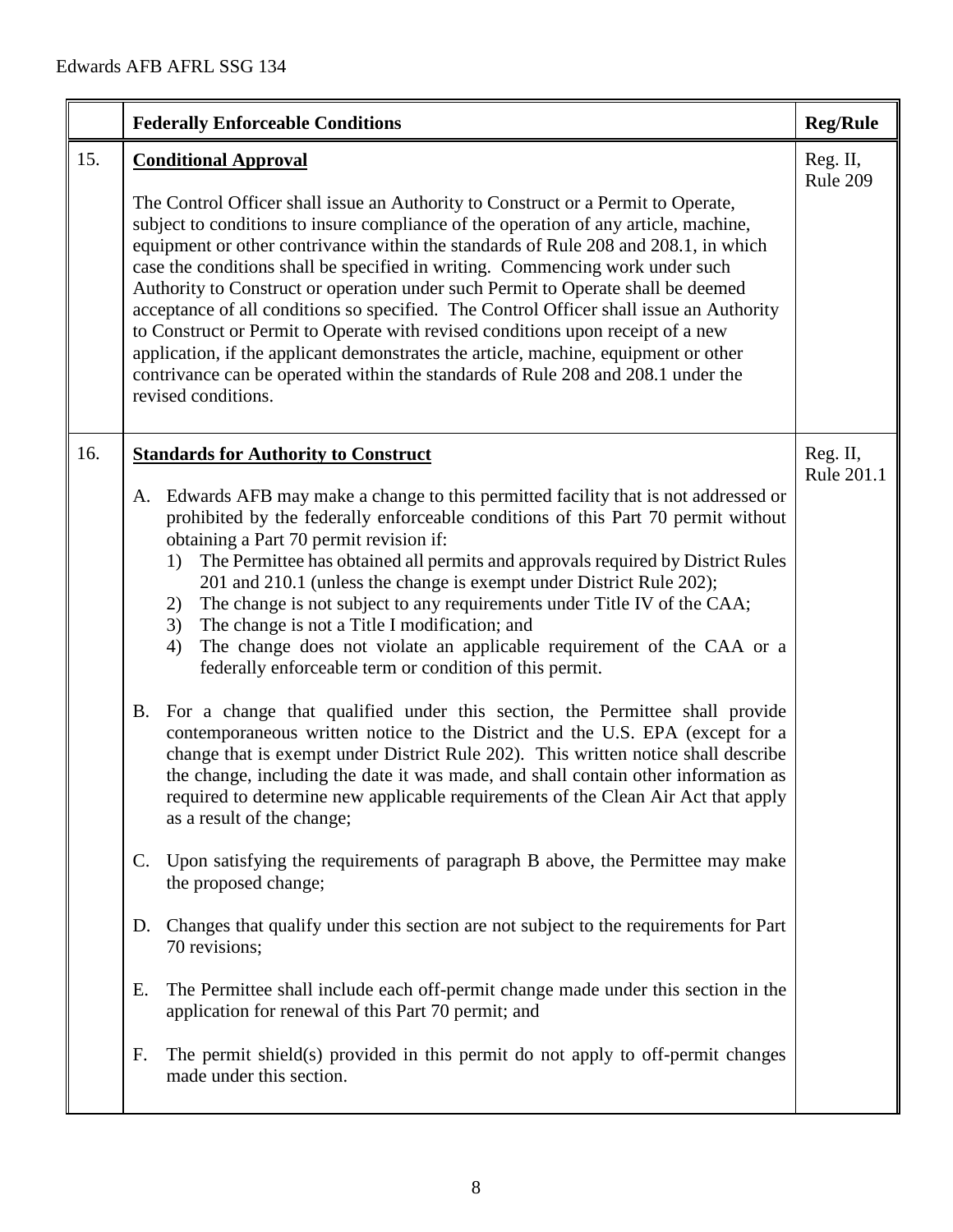| | Federally Enforceable Conditions | Reg/Rule |
|---|---|---|
| 15. | **Conditional Approval**<br><br>The Control Officer shall issue an Authority to Construct or a Permit to Operate, subject to conditions to insure compliance of the operation of any article, machine, equipment or other contrivance within the standards of Rule 208 and 208.1, in which case the conditions shall be specified in writing. Commencing work under such Authority to Construct or operation under such Permit to Operate shall be deemed acceptance of all conditions so specified. The Control Officer shall issue an Authority to Construct or Permit to Operate with revised conditions upon receipt of a new application, if the applicant demonstrates the article, machine, equipment or other contrivance can be operated within the standards of Rule 208 and 208.1 under the revised conditions. | Reg. II, Rule 209 |
| 16. | **Standards for Authority to Construct**<br><br>A. Edwards AFB may make a change to this permitted facility that is not addressed or prohibited by the federally enforceable conditions of this Part 70 permit without obtaining a Part 70 permit revision if:<br>1) The Permittee has obtained all permits and approvals required by District Rules 201 and 210.1 (unless the change is exempt under District Rule 202);<br>2) The change is not subject to any requirements under Title IV of the CAA;<br>3) The change is not a Title I modification; and<br>4) The change does not violate an applicable requirement of the CAA or a federally enforceable term or condition of this permit.<br><br>B. For a change that qualified under this section, the Permittee shall provide contemporaneous written notice to the District and the U.S. EPA (except for a change that is exempt under District Rule 202). This written notice shall describe the change, including the date it was made, and shall contain other information as required to determine new applicable requirements of the Clean Air Act that apply as a result of the change;<br><br>C. Upon satisfying the requirements of paragraph B above, the Permittee may make the proposed change;<br><br>D. Changes that qualify under this section are not subject to the requirements for Part 70 revisions;<br><br>E. The Permittee shall include each off-permit change made under this section in the application for renewal of this Part 70 permit; and<br><br>F. The permit shield(s) provided in this permit do not apply to off-permit changes made under this section. | Reg. II, Rule 201.1 |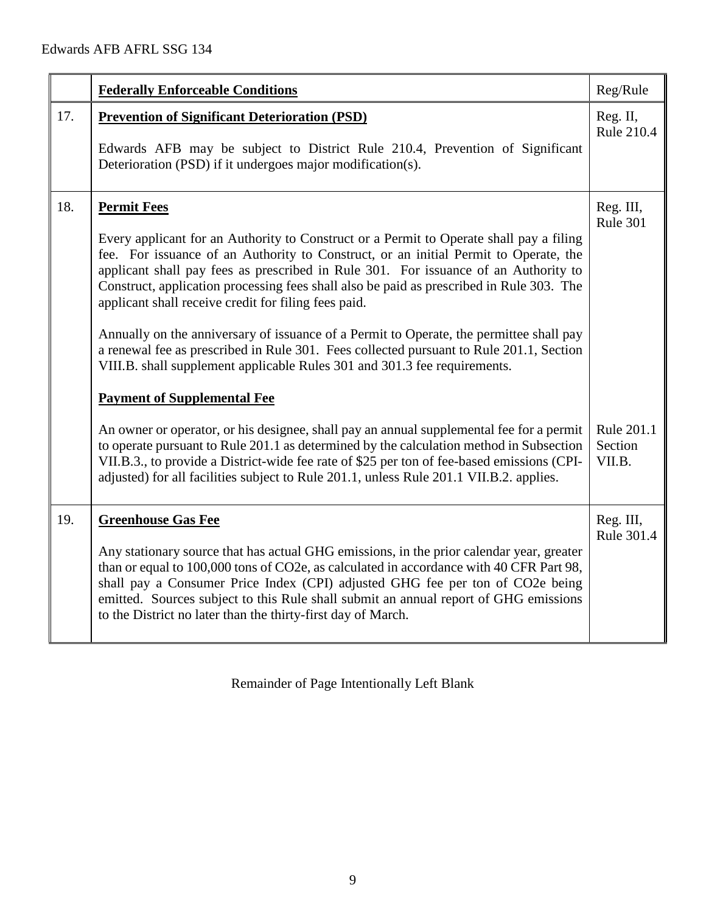| | **Federally Enforceable Conditions** | Reg/Rule |
|---|---|---|
| 17. | **Prevention of Significant Deterioration (PSD)**<br><br>Edwards AFB may be subject to District Rule 210.4, Prevention of Significant Deterioration (PSD) if it undergoes major modification(s). | Reg. II, Rule 210.4 |
| 18. | **Permit Fees**<br><br>Every applicant for an Authority to Construct or a Permit to Operate shall pay a filing fee. For issuance of an Authority to Construct, or an initial Permit to Operate, the applicant shall pay fees as prescribed in Rule 301. For issuance of an Authority to Construct, application processing fees shall also be paid as prescribed in Rule 303. The applicant shall receive credit for filing fees paid.<br><br>Annually on the anniversary of issuance of a Permit to Operate, the permittee shall pay a renewal fee as prescribed in Rule 301. Fees collected pursuant to Rule 201.1, Section VIII.B. shall supplement applicable Rules 301 and 301.3 fee requirements.<br><br>**Payment of Supplemental Fee**<br><br>An owner or operator, or his designee, shall pay an annual supplemental fee for a permit to operate pursuant to Rule 201.1 as determined by the calculation method in Subsection VII.B.3., to provide a District-wide fee rate of $25 per ton of fee-based emissions (CPI-adjusted) for all facilities subject to Rule 201.1, unless Rule 201.1 VII.B.2. applies. | Reg. III, Rule 301<br><br>Rule 201.1 Section VII.B. |
| 19. | **Greenhouse Gas Fee**<br><br>Any stationary source that has actual GHG emissions, in the prior calendar year, greater than or equal to 100,000 tons of CO2e, as calculated in accordance with 40 CFR Part 98, shall pay a Consumer Price Index (CPI) adjusted GHG fee per ton of CO2e being emitted. Sources subject to this Rule shall submit an annual report of GHG emissions to the District no later than the thirty-first day of March. | Reg. III, Rule 301.4 |

Remainder of Page Intentionally Left Blank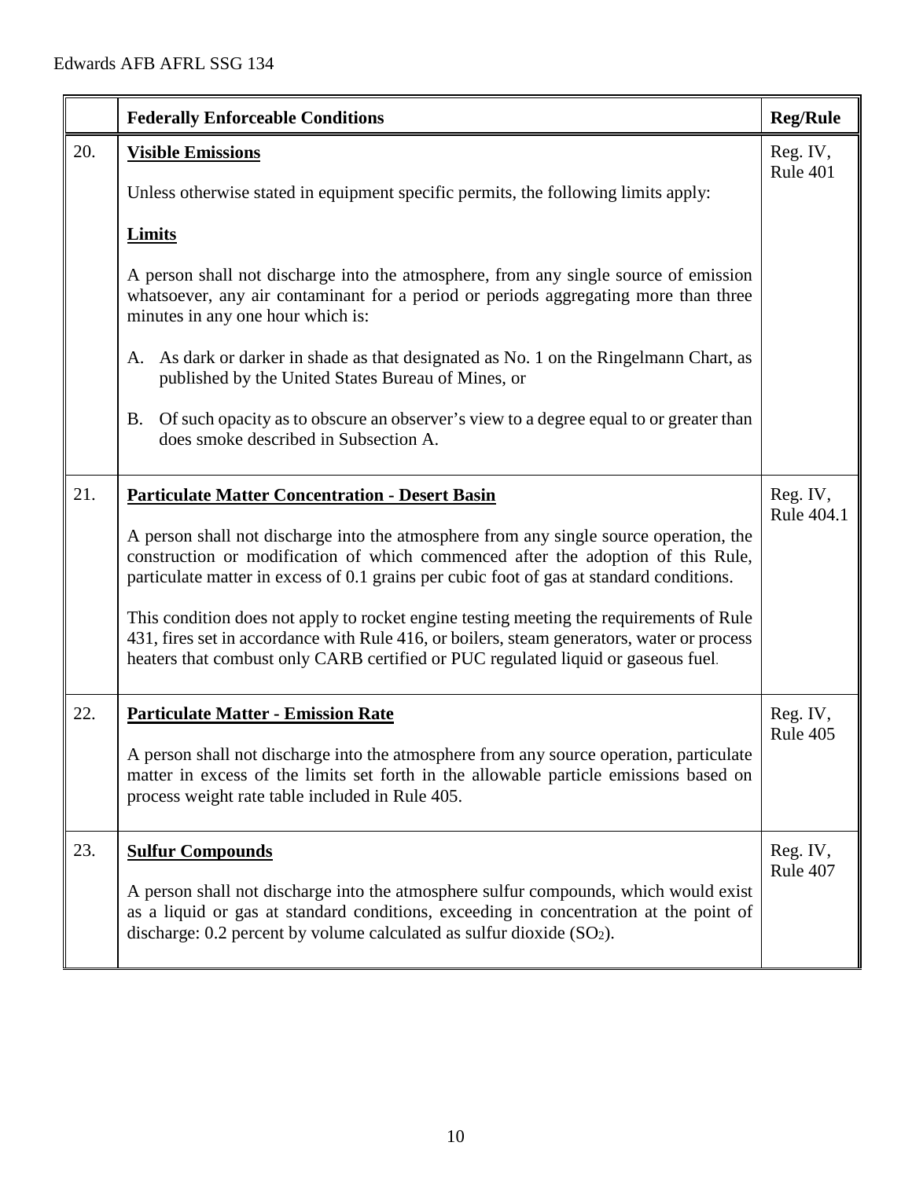|  | **Federally Enforceable Conditions** | **Reg/Rule** |
|---|---|---|
| 20. | **Visible Emissions**<br><br>Unless otherwise stated in equipment specific permits, the following limits apply:<br><br>**Limits**<br><br>A person shall not discharge into the atmosphere, from any single source of emission whatsoever, any air contaminant for a period or periods aggregating more than three minutes in any one hour which is:<br><br>A. As dark or darker in shade as that designated as No. 1 on the Ringelmann Chart, as published by the United States Bureau of Mines, or<br><br>B. Of such opacity as to obscure an observer's view to a degree equal to or greater than does smoke described in Subsection A. | Reg. IV, Rule 401 |
| 21. | **Particulate Matter Concentration - Desert Basin**<br><br>A person shall not discharge into the atmosphere from any single source operation, the construction or modification of which commenced after the adoption of this Rule, particulate matter in excess of 0.1 grains per cubic foot of gas at standard conditions.<br><br>This condition does not apply to rocket engine testing meeting the requirements of Rule 431, fires set in accordance with Rule 416, or boilers, steam generators, water or process heaters that combust only CARB certified or PUC regulated liquid or gaseous fuel. | Reg. IV, Rule 404.1 |
| 22. | **Particulate Matter - Emission Rate**<br><br>A person shall not discharge into the atmosphere from any source operation, particulate matter in excess of the limits set forth in the allowable particle emissions based on process weight rate table included in Rule 405. | Reg. IV, Rule 405 |
| 23. | **Sulfur Compounds**<br><br>A person shall not discharge into the atmosphere sulfur compounds, which would exist as a liquid or gas at standard conditions, exceeding in concentration at the point of discharge: 0.2 percent by volume calculated as sulfur dioxide ($SO_2$). | Reg. IV, Rule 407 |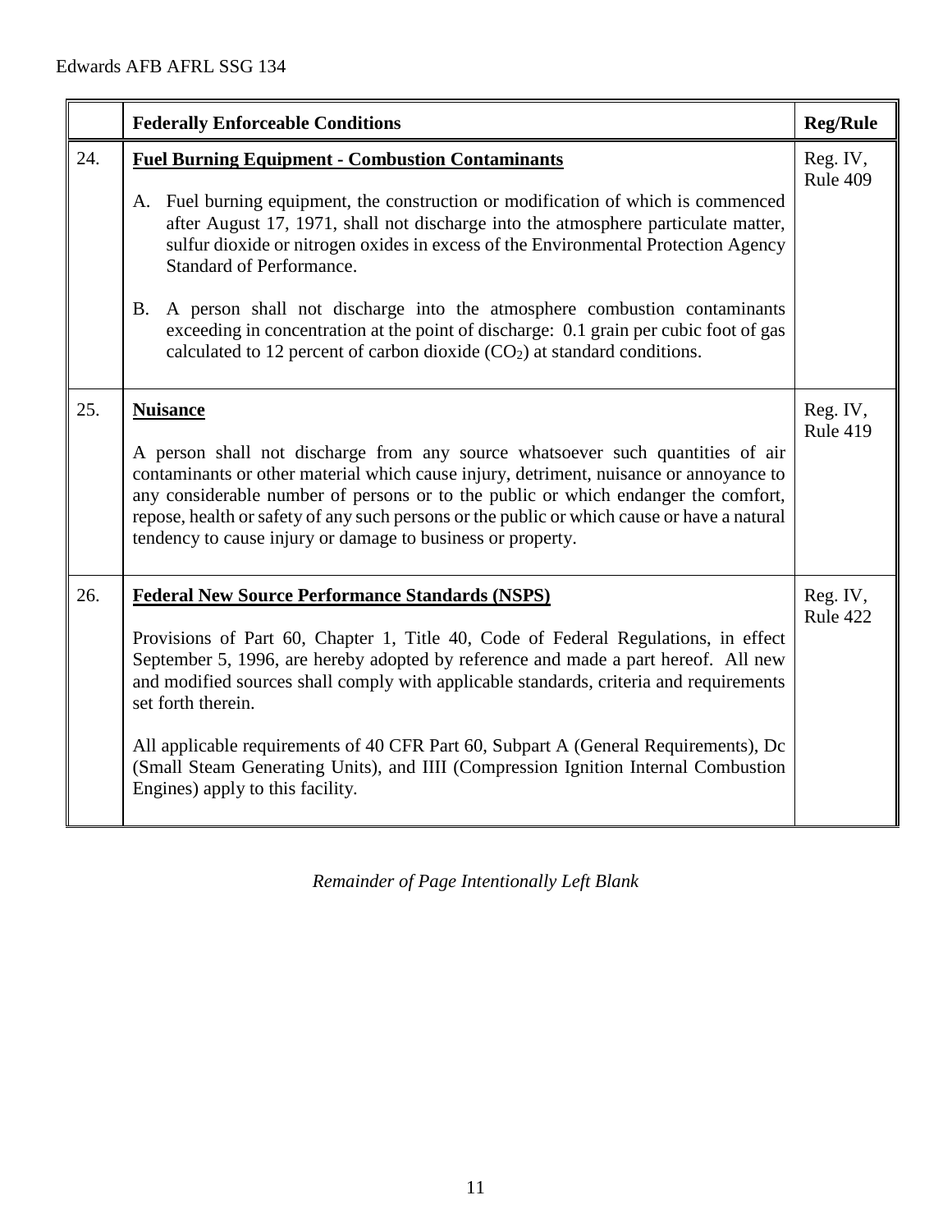| | Federally Enforceable Conditions | Reg/Rule |
|---|---|---|
| 24. | **Fuel Burning Equipment - Combustion Contaminants**<br><br>A. Fuel burning equipment, the construction or modification of which is commenced after August 17, 1971, shall not discharge into the atmosphere particulate matter, sulfur dioxide or nitrogen oxides in excess of the Environmental Protection Agency Standard of Performance.<br><br>B. A person shall not discharge into the atmosphere combustion contaminants exceeding in concentration at the point of discharge: 0.1 grain per cubic foot of gas calculated to 12 percent of carbon dioxide ($CO_2$) at standard conditions. | Reg. IV, Rule 409 |
| 25. | **Nuisance**<br><br>A person shall not discharge from any source whatsoever such quantities of air contaminants or other material which cause injury, detriment, nuisance or annoyance to any considerable number of persons or to the public or which endanger the comfort, repose, health or safety of any such persons or the public or which cause or have a natural tendency to cause injury or damage to business or property. | Reg. IV, Rule 419 |
| 26. | **Federal New Source Performance Standards (NSPS)**<br><br>Provisions of Part 60, Chapter 1, Title 40, Code of Federal Regulations, in effect September 5, 1996, are hereby adopted by reference and made a part hereof. All new and modified sources shall comply with applicable standards, criteria and requirements set forth therein.<br><br>All applicable requirements of 40 CFR Part 60, Subpart A (General Requirements), Dc (Small Steam Generating Units), and IIII (Compression Ignition Internal Combustion Engines) apply to this facility. | Reg. IV, Rule 422 |

*Remainder of Page Intentionally Left Blank*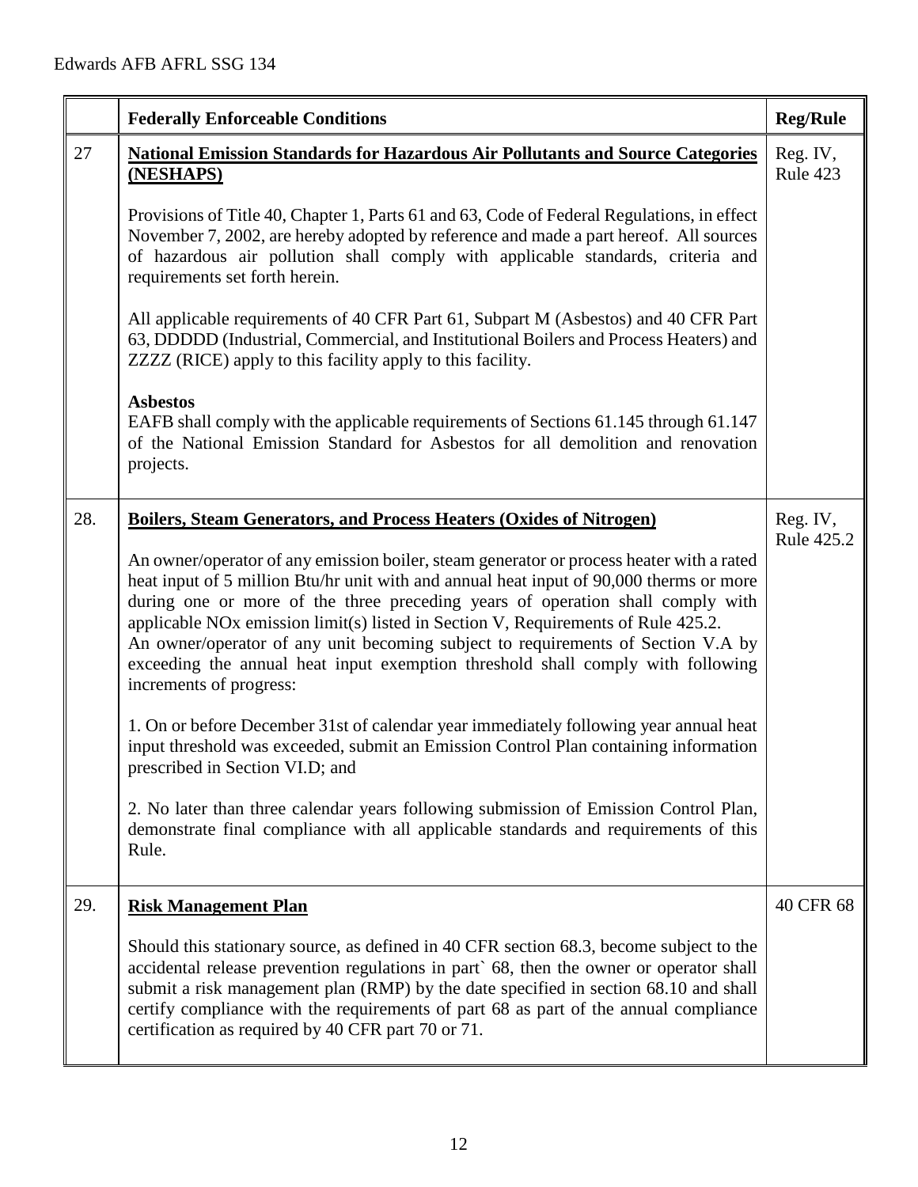| | Federally Enforceable Conditions | Reg/Rule |
|---|---|---|
| 27 | **National Emission Standards for Hazardous Air Pollutants and Source Categories (NESHAPS)**<br><br>Provisions of Title 40, Chapter 1, Parts 61 and 63, Code of Federal Regulations, in effect November 7, 2002, are hereby adopted by reference and made a part hereof. All sources of hazardous air pollution shall comply with applicable standards, criteria and requirements set forth herein.<br><br>All applicable requirements of 40 CFR Part 61, Subpart M (Asbestos) and 40 CFR Part 63, DDDDD (Industrial, Commercial, and Institutional Boilers and Process Heaters) and ZZZZ (RICE) apply to this facility apply to this facility.<br><br>**Asbestos**<br>EAFB shall comply with the applicable requirements of Sections 61.145 through 61.147 of the National Emission Standard for Asbestos for all demolition and renovation projects. | Reg. IV, Rule 423 |
| 28. | **Boilers, Steam Generators, and Process Heaters (Oxides of Nitrogen)**<br><br>An owner/operator of any emission boiler, steam generator or process heater with a rated heat input of 5 million Btu/hr unit with and annual heat input of 90,000 therms or more during one or more of the three preceding years of operation shall comply with applicable NOx emission limit(s) listed in Section V, Requirements of Rule 425.2.<br>An owner/operator of any unit becoming subject to requirements of Section V.A by exceeding the annual heat input exemption threshold shall comply with following increments of progress:<br><br>1. On or before December 31st of calendar year immediately following year annual heat input threshold was exceeded, submit an Emission Control Plan containing information prescribed in Section VI.D; and<br><br>2. No later than three calendar years following submission of Emission Control Plan, demonstrate final compliance with all applicable standards and requirements of this Rule. | Reg. IV, Rule 425.2 |
| 29. | **Risk Management Plan**<br><br>Should this stationary source, as defined in 40 CFR section 68.3, become subject to the accidental release prevention regulations in part` 68, then the owner or operator shall submit a risk management plan (RMP) by the date specified in section 68.10 and shall certify compliance with the requirements of part 68 as part of the annual compliance certification as required by 40 CFR part 70 or 71. | 40 CFR 68 |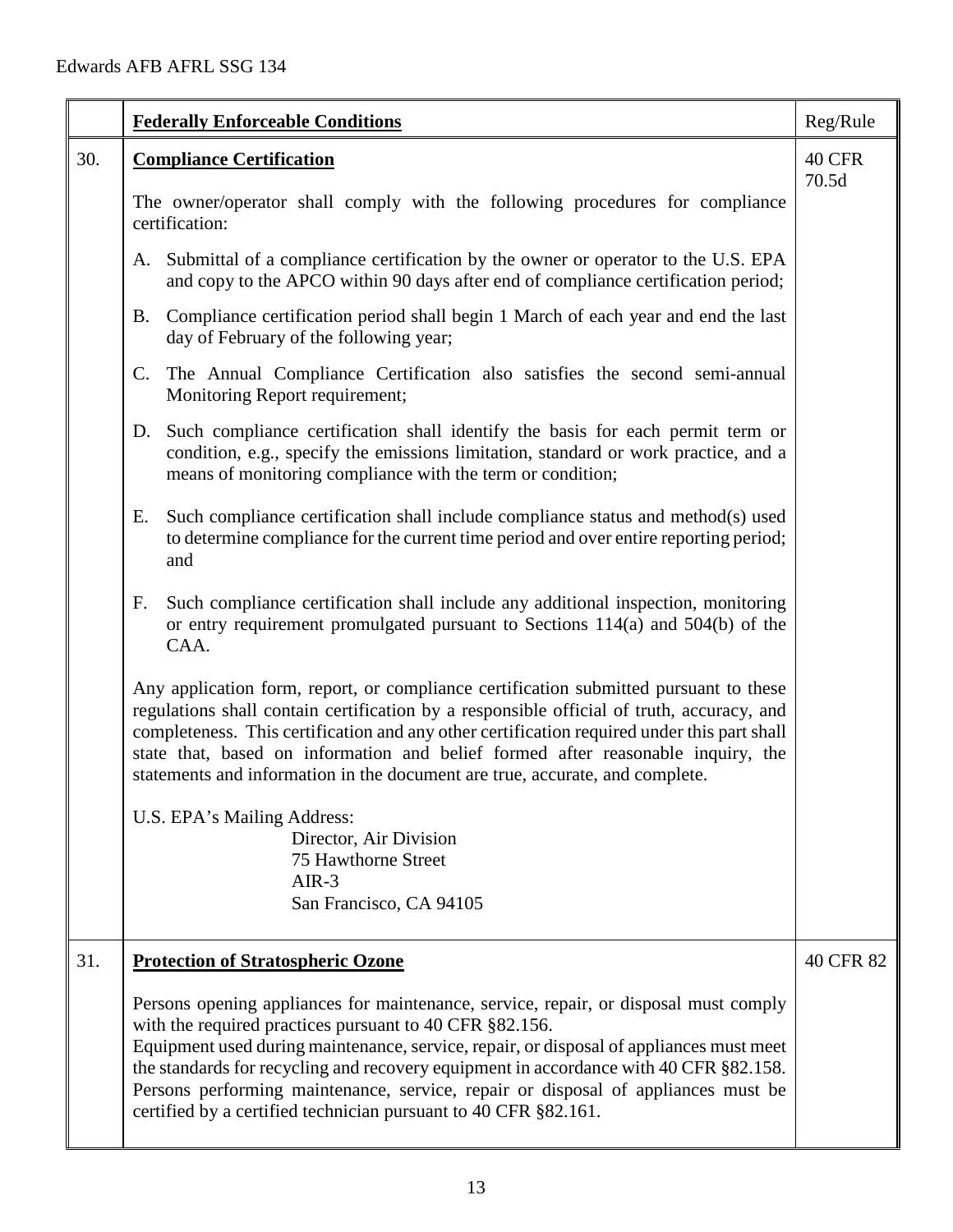| | **Federally Enforceable Conditions** | Reg/Rule |
|---|---|---|
| 30. | **Compliance Certification**<br><br>The owner/operator shall comply with the following procedures for compliance certification:<br><br>A. Submittal of a compliance certification by the owner or operator to the U.S. EPA and copy to the APCO within 90 days after end of compliance certification period;<br><br>B. Compliance certification period shall begin 1 March of each year and end the last day of February of the following year;<br><br>C. The Annual Compliance Certification also satisfies the second semi-annual Monitoring Report requirement;<br><br>D. Such compliance certification shall identify the basis for each permit term or condition, e.g., specify the emissions limitation, standard or work practice, and a means of monitoring compliance with the term or condition;<br><br>E. Such compliance certification shall include compliance status and method(s) used to determine compliance for the current time period and over entire reporting period; and<br><br>F. Such compliance certification shall include any additional inspection, monitoring or entry requirement promulgated pursuant to Sections 114(a) and 504(b) of the CAA.<br><br>Any application form, report, or compliance certification submitted pursuant to these regulations shall contain certification by a responsible official of truth, accuracy, and completeness. This certification and any other certification required under this part shall state that, based on information and belief formed after reasonable inquiry, the statements and information in the document are true, accurate, and complete.<br><br>U.S. EPA's Mailing Address:<br>Director, Air Division<br>75 Hawthorne Street<br>AIR-3<br>San Francisco, CA 94105 | 40 CFR 70.5d |
| 31. | **Protection of Stratospheric Ozone**<br><br>Persons opening appliances for maintenance, service, repair, or disposal must comply with the required practices pursuant to 40 CFR §82.156.<br>Equipment used during maintenance, service, repair, or disposal of appliances must meet the standards for recycling and recovery equipment in accordance with 40 CFR §82.158.<br>Persons performing maintenance, service, repair or disposal of appliances must be certified by a certified technician pursuant to 40 CFR §82.161. | 40 CFR 82 |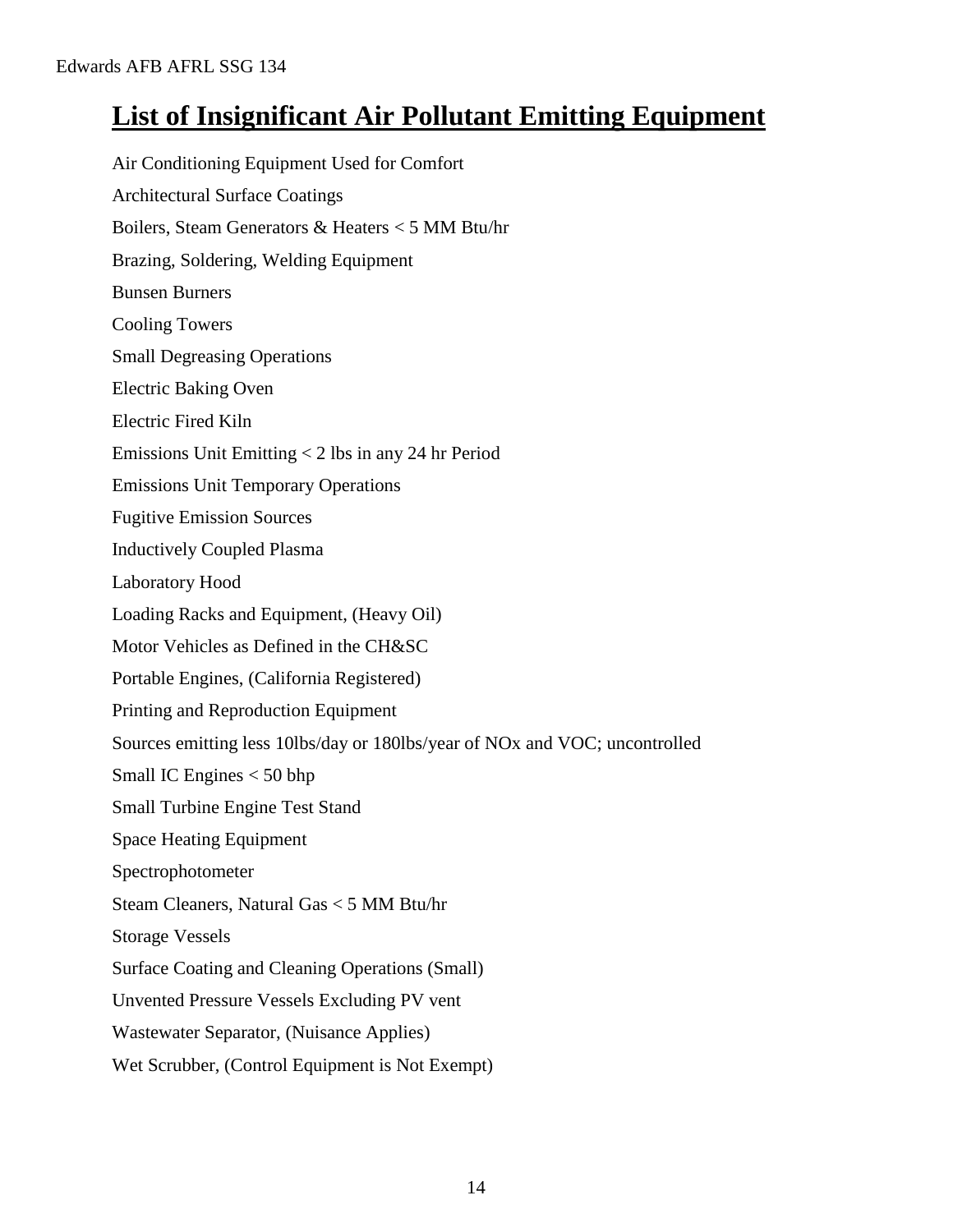# List of Insignificant Air Pollutant Emitting Equipment

Air Conditioning Equipment Used for Comfort

Architectural Surface Coatings

Boilers, Steam Generators & Heaters < 5 MM Btu/hr

Brazing, Soldering, Welding Equipment

Bunsen Burners

Cooling Towers

Small Degreasing Operations

Electric Baking Oven

Electric Fired Kiln

Emissions Unit Emitting < 2 lbs in any 24 hr Period

Emissions Unit Temporary Operations

Fugitive Emission Sources

Inductively Coupled Plasma

Laboratory Hood

Loading Racks and Equipment, (Heavy Oil)

Motor Vehicles as Defined in the CH&SC

Portable Engines, (California Registered)

Printing and Reproduction Equipment

Sources emitting less 10lbs/day or 180lbs/year of NOx and VOC; uncontrolled

Small IC Engines < 50 bhp

Small Turbine Engine Test Stand

Space Heating Equipment

Spectrophotometer

Steam Cleaners, Natural Gas < 5 MM Btu/hr

Storage Vessels

Surface Coating and Cleaning Operations (Small)

Unvented Pressure Vessels Excluding PV vent

Wastewater Separator, (Nuisance Applies)

Wet Scrubber, (Control Equipment is Not Exempt)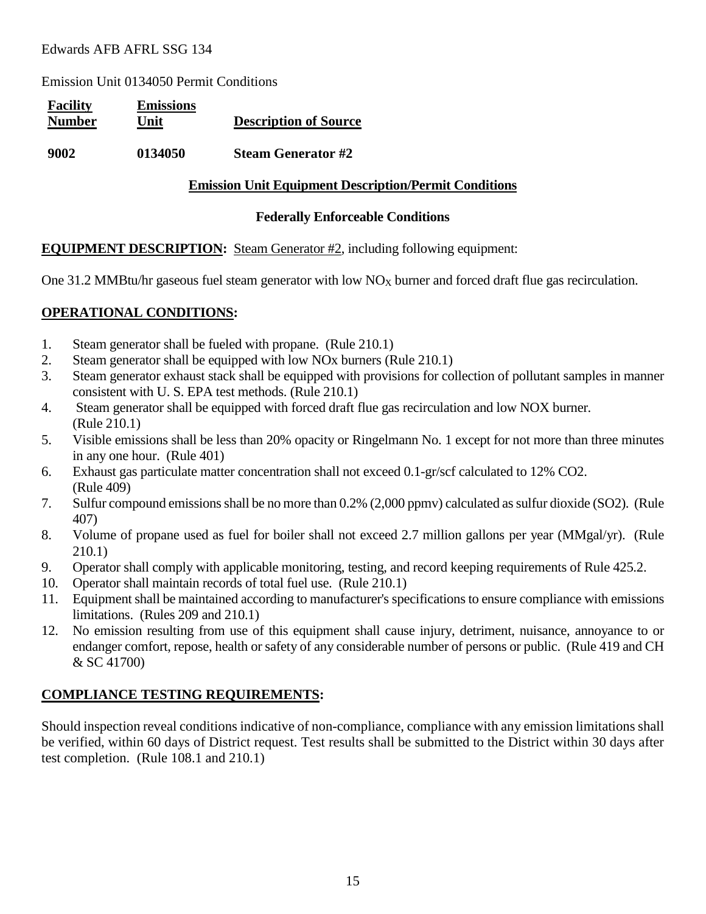Edwards AFB AFRL SSG 134

Emission Unit 0134050 Permit Conditions

| Facility Number | Emissions Unit | Description of Source |
|---|---|---|
| **9002** | **0134050** | **Steam Generator #2** |

**Emission Unit Equipment Description/Permit Conditions**

**Federally Enforceable Conditions**

**EQUIPMENT DESCRIPTION:** Steam Generator #2, including following equipment:

One 31.2 MMBtu/hr gaseous fuel steam generator with low $NO_X$ burner and forced draft flue gas recirculation.

## OPERATIONAL CONDITIONS:

1. Steam generator shall be fueled with propane. (Rule 210.1)
2. Steam generator shall be equipped with low NOx burners (Rule 210.1)
3. Steam generator exhaust stack shall be equipped with provisions for collection of pollutant samples in manner consistent with U. S. EPA test methods. (Rule 210.1)
4. Steam generator shall be equipped with forced draft flue gas recirculation and low NOX burner. (Rule 210.1)
5. Visible emissions shall be less than 20% opacity or Ringelmann No. 1 except for not more than three minutes in any one hour. (Rule 401)
6. Exhaust gas particulate matter concentration shall not exceed 0.1-gr/scf calculated to 12% CO2. (Rule 409)
7. Sulfur compound emissions shall be no more than 0.2% (2,000 ppmv) calculated as sulfur dioxide (SO2). (Rule 407)
8. Volume of propane used as fuel for boiler shall not exceed 2.7 million gallons per year (MMgal/yr). (Rule 210.1)
9. Operator shall comply with applicable monitoring, testing, and record keeping requirements of Rule 425.2.
10. Operator shall maintain records of total fuel use. (Rule 210.1)
11. Equipment shall be maintained according to manufacturer's specifications to ensure compliance with emissions limitations. (Rules 209 and 210.1)
12. No emission resulting from use of this equipment shall cause injury, detriment, nuisance, annoyance to or endanger comfort, repose, health or safety of any considerable number of persons or public. (Rule 419 and CH & SC 41700)

## COMPLIANCE TESTING REQUIREMENTS:

Should inspection reveal conditions indicative of non-compliance, compliance with any emission limitations shall be verified, within 60 days of District request. Test results shall be submitted to the District within 30 days after test completion. (Rule 108.1 and 210.1)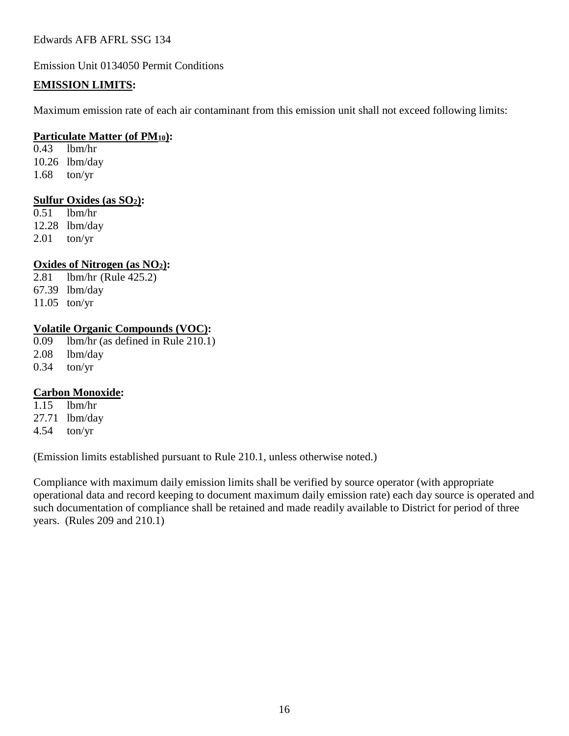Edwards AFB AFRL SSG 134

Emission Unit 0134050 Permit Conditions

**EMISSION LIMITS:**

Maximum emission rate of each air contaminant from this emission unit shall not exceed following limits:

**Particulate Matter (of $PM_{10}$):**
0.43 lbm/hr
10.26 lbm/day
1.68 ton/yr

**Sulfur Oxides (as $SO_2$):**
0.51 lbm/hr
12.28 lbm/day
2.01 ton/yr

**Oxides of Nitrogen (as $NO_2$):**
2.81 lbm/hr (Rule 425.2)
67.39 lbm/day
11.05 ton/yr

**Volatile Organic Compounds (VOC):**
0.09 lbm/hr (as defined in Rule 210.1)
2.08 lbm/day
0.34 ton/yr

**Carbon Monoxide:**
1.15 lbm/hr
27.71 lbm/day
4.54 ton/yr

(Emission limits established pursuant to Rule 210.1, unless otherwise noted.)

Compliance with maximum daily emission limits shall be verified by source operator (with appropriate operational data and record keeping to document maximum daily emission rate) each day source is operated and such documentation of compliance shall be retained and made readily available to District for period of three years. (Rules 209 and 210.1)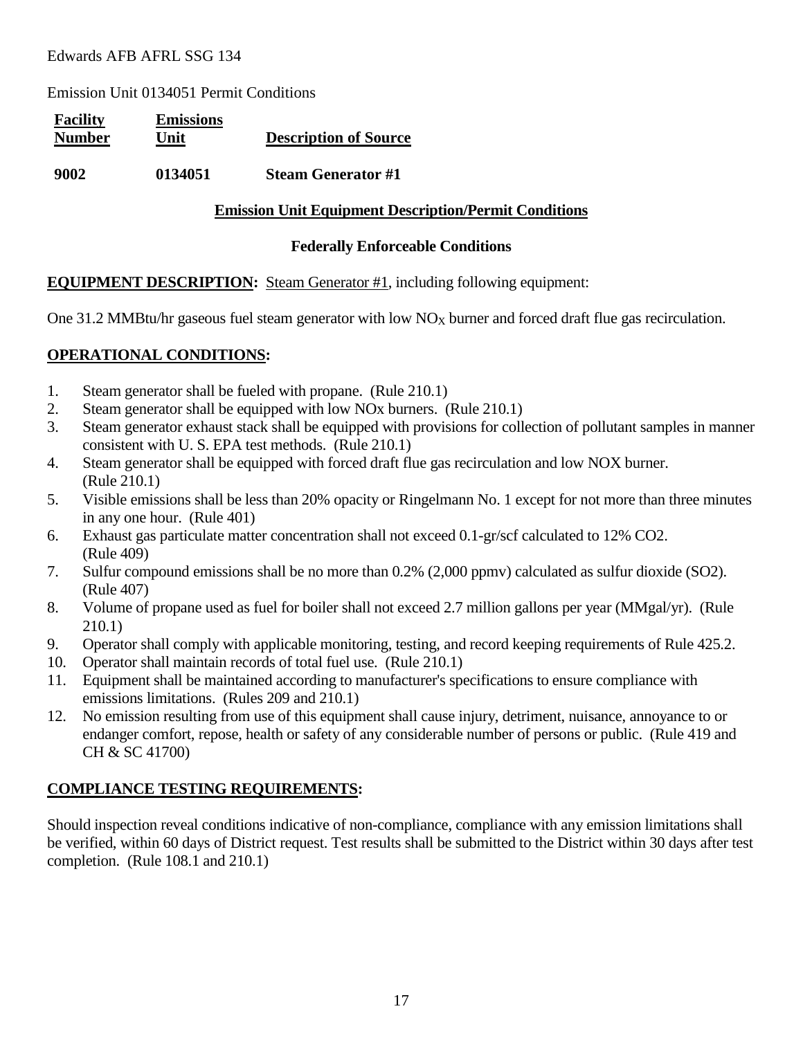Edwards AFB AFRL SSG 134

Emission Unit 0134051 Permit Conditions

| **Facility Number** | **Emissions Unit** | **Description of Source** |
|---|---|---|
| **9002** | **0134051** | **Steam Generator #1** |

**Emission Unit Equipment Description/Permit Conditions**

**Federally Enforceable Conditions**

**EQUIPMENT DESCRIPTION:** Steam Generator #1, including following equipment:

One 31.2 MMBtu/hr gaseous fuel steam generator with low $NO_X$ burner and forced draft flue gas recirculation.

**OPERATIONAL CONDITIONS:**

1. Steam generator shall be fueled with propane. (Rule 210.1)
2. Steam generator shall be equipped with low NOx burners. (Rule 210.1)
3. Steam generator exhaust stack shall be equipped with provisions for collection of pollutant samples in manner consistent with U. S. EPA test methods. (Rule 210.1)
4. Steam generator shall be equipped with forced draft flue gas recirculation and low NOX burner. (Rule 210.1)
5. Visible emissions shall be less than 20% opacity or Ringelmann No. 1 except for not more than three minutes in any one hour. (Rule 401)
6. Exhaust gas particulate matter concentration shall not exceed 0.1-gr/scf calculated to 12% CO2. (Rule 409)
7. Sulfur compound emissions shall be no more than 0.2% (2,000 ppmv) calculated as sulfur dioxide (SO2). (Rule 407)
8. Volume of propane used as fuel for boiler shall not exceed 2.7 million gallons per year (MMgal/yr). (Rule 210.1)
9. Operator shall comply with applicable monitoring, testing, and record keeping requirements of Rule 425.2.
10. Operator shall maintain records of total fuel use. (Rule 210.1)
11. Equipment shall be maintained according to manufacturer's specifications to ensure compliance with emissions limitations. (Rules 209 and 210.1)
12. No emission resulting from use of this equipment shall cause injury, detriment, nuisance, annoyance to or endanger comfort, repose, health or safety of any considerable number of persons or public. (Rule 419 and CH & SC 41700)

**COMPLIANCE TESTING REQUIREMENTS:**

Should inspection reveal conditions indicative of non-compliance, compliance with any emission limitations shall be verified, within 60 days of District request. Test results shall be submitted to the District within 30 days after test completion. (Rule 108.1 and 210.1)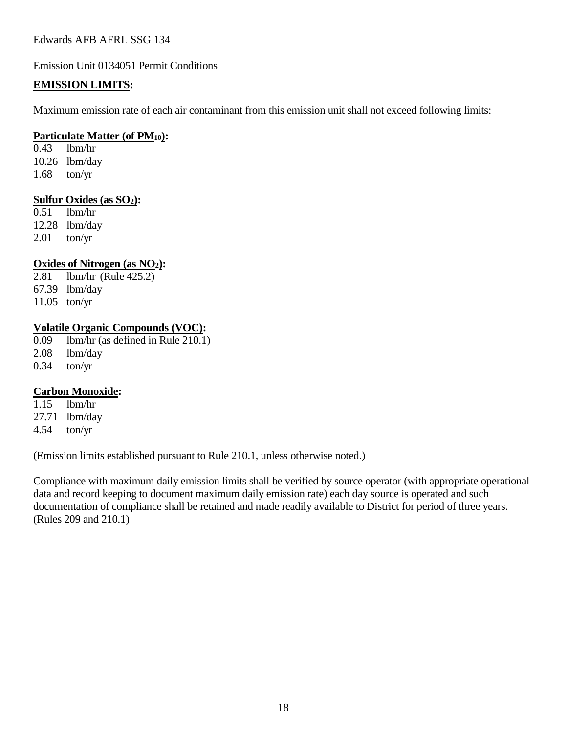Edwards AFB AFRL SSG 134

Emission Unit 0134051 Permit Conditions

**EMISSION LIMITS:**

Maximum emission rate of each air contaminant from this emission unit shall not exceed following limits:

**Particulate Matter (of $PM_{10}$):**
0.43 lbm/hr
10.26 lbm/day
1.68 ton/yr

**Sulfur Oxides (as $SO_2$):**
0.51 lbm/hr
12.28 lbm/day
2.01 ton/yr

**Oxides of Nitrogen (as $NO_2$):**
2.81 lbm/hr (Rule 425.2)
67.39 lbm/day
11.05 ton/yr

**Volatile Organic Compounds (VOC):**
0.09 lbm/hr (as defined in Rule 210.1)
2.08 lbm/day
0.34 ton/yr

**Carbon Monoxide:**
1.15 lbm/hr
27.71 lbm/day
4.54 ton/yr

(Emission limits established pursuant to Rule 210.1, unless otherwise noted.)

Compliance with maximum daily emission limits shall be verified by source operator (with appropriate operational data and record keeping to document maximum daily emission rate) each day source is operated and such documentation of compliance shall be retained and made readily available to District for period of three years. (Rules 209 and 210.1)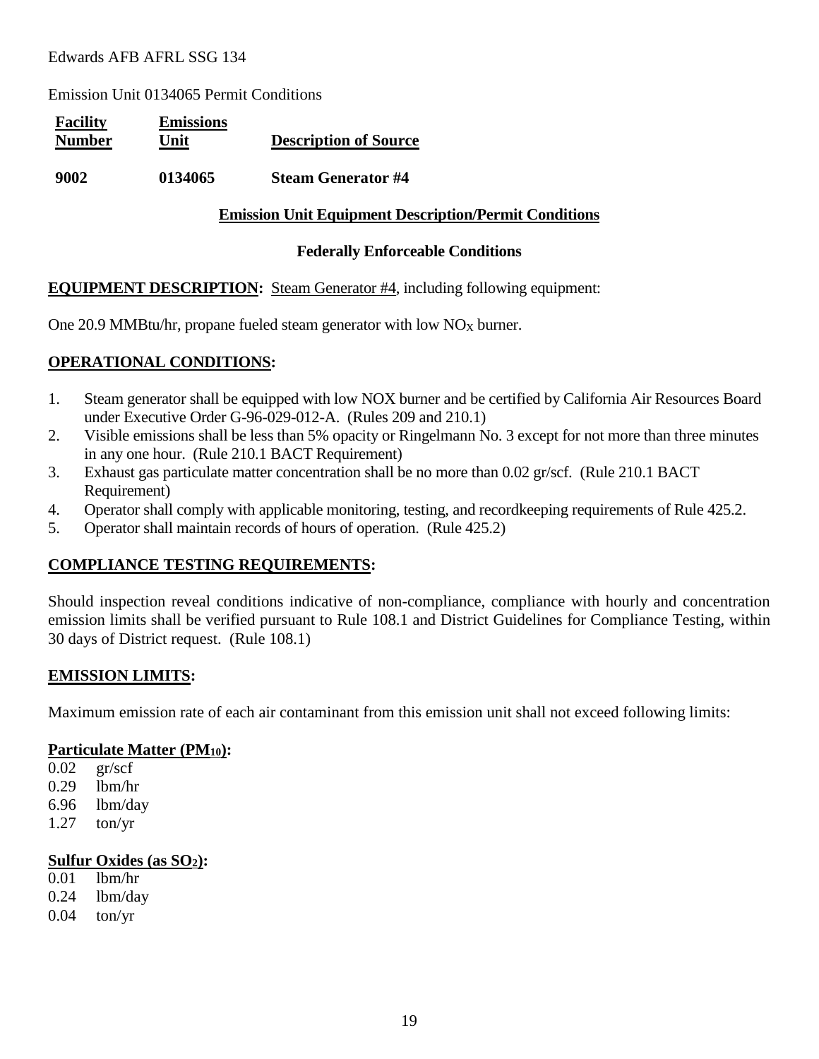Edwards AFB AFRL SSG 134

Emission Unit 0134065 Permit Conditions

| Facility Number | Emissions Unit | Description of Source |
|---|---|---|
| **9002** | **0134065** | **Steam Generator #4** |

**Emission Unit Equipment Description/Permit Conditions**

**Federally Enforceable Conditions**

**EQUIPMENT DESCRIPTION:** Steam Generator #4, including following equipment:

One 20.9 MMBtu/hr, propane fueled steam generator with low $NO_X$ burner.

**OPERATIONAL CONDITIONS:**

1. Steam generator shall be equipped with low NOX burner and be certified by California Air Resources Board under Executive Order G-96-029-012-A. (Rules 209 and 210.1)
2. Visible emissions shall be less than 5% opacity or Ringelmann No. 3 except for not more than three minutes in any one hour. (Rule 210.1 BACT Requirement)
3. Exhaust gas particulate matter concentration shall be no more than 0.02 gr/scf. (Rule 210.1 BACT Requirement)
4. Operator shall comply with applicable monitoring, testing, and recordkeeping requirements of Rule 425.2.
5. Operator shall maintain records of hours of operation. (Rule 425.2)

**COMPLIANCE TESTING REQUIREMENTS:**

Should inspection reveal conditions indicative of non-compliance, compliance with hourly and concentration emission limits shall be verified pursuant to Rule 108.1 and District Guidelines for Compliance Testing, within 30 days of District request. (Rule 108.1)

**EMISSION LIMITS:**

Maximum emission rate of each air contaminant from this emission unit shall not exceed following limits:

**Particulate Matter ($PM_{10}$):**

0.02 gr/scf
0.29 lbm/hr
6.96 lbm/day
1.27 ton/yr

**Sulfur Oxides (as $SO_2$):**

0.01 lbm/hr
0.24 lbm/day
0.04 ton/yr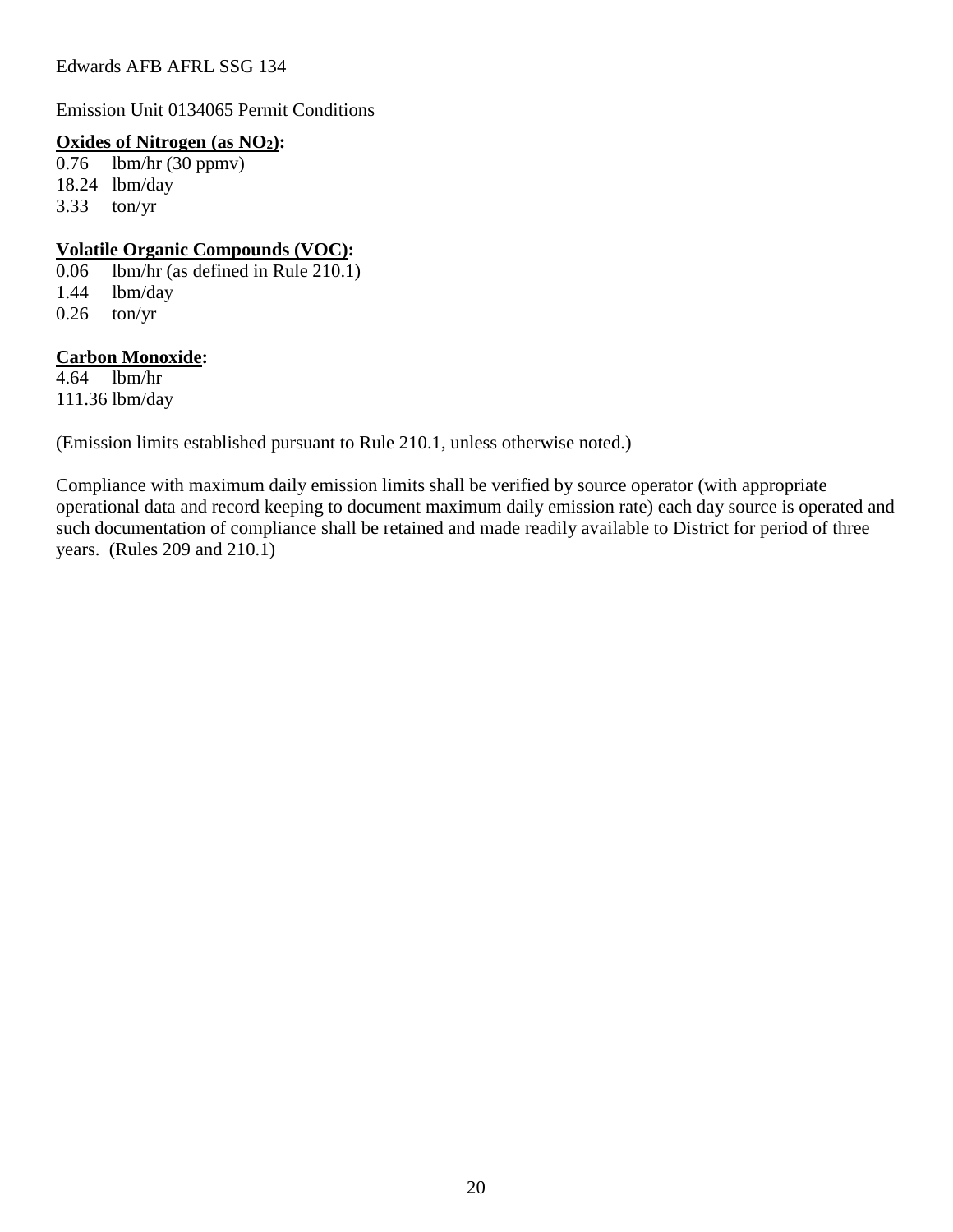Edwards AFB AFRL SSG 134

Emission Unit 0134065 Permit Conditions

**Oxides of Nitrogen (as $NO_2$):**
0.76 lbm/hr (30 ppmv)
18.24 lbm/day
3.33 ton/yr

**Volatile Organic Compounds (VOC):**
0.06 lbm/hr (as defined in Rule 210.1)
1.44 lbm/day
0.26 ton/yr

**Carbon Monoxide:**
4.64 lbm/hr
111.36 lbm/day

(Emission limits established pursuant to Rule 210.1, unless otherwise noted.)

Compliance with maximum daily emission limits shall be verified by source operator (with appropriate operational data and record keeping to document maximum daily emission rate) each day source is operated and such documentation of compliance shall be retained and made readily available to District for period of three years. (Rules 209 and 210.1)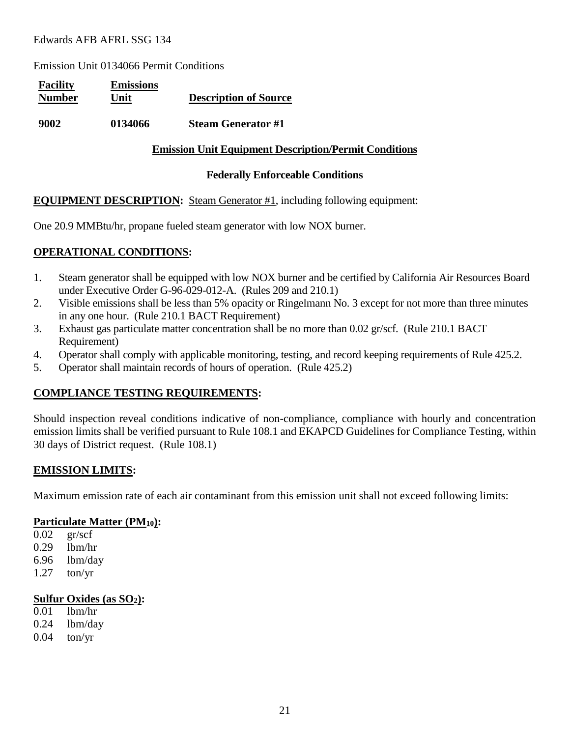Edwards AFB AFRL SSG 134

Emission Unit 0134066 Permit Conditions

| **Facility Number** | **Emissions Unit** | **Description of Source** |
|---|---|---|
| **9002** | **0134066** | **Steam Generator #1** |

## Emission Unit Equipment Description/Permit Conditions

### Federally Enforceable Conditions

**EQUIPMENT DESCRIPTION:** Steam Generator #1, including following equipment:

One 20.9 MMBtu/hr, propane fueled steam generator with low NOX burner.

**OPERATIONAL CONDITIONS:**

1. Steam generator shall be equipped with low NOX burner and be certified by California Air Resources Board under Executive Order G-96-029-012-A. (Rules 209 and 210.1)
2. Visible emissions shall be less than 5% opacity or Ringelmann No. 3 except for not more than three minutes in any one hour. (Rule 210.1 BACT Requirement)
3. Exhaust gas particulate matter concentration shall be no more than 0.02 gr/scf. (Rule 210.1 BACT Requirement)
4. Operator shall comply with applicable monitoring, testing, and record keeping requirements of Rule 425.2.
5. Operator shall maintain records of hours of operation. (Rule 425.2)

**COMPLIANCE TESTING REQUIREMENTS:**

Should inspection reveal conditions indicative of non-compliance, compliance with hourly and concentration emission limits shall be verified pursuant to Rule 108.1 and EKAPCD Guidelines for Compliance Testing, within 30 days of District request. (Rule 108.1)

**EMISSION LIMITS:**

Maximum emission rate of each air contaminant from this emission unit shall not exceed following limits:

**Particulate Matter ($PM_{10}$):**

0.02 gr/scf
0.29 lbm/hr
6.96 lbm/day
1.27 ton/yr

**Sulfur Oxides (as $SO_2$):**

0.01 lbm/hr
0.24 lbm/day
0.04 ton/yr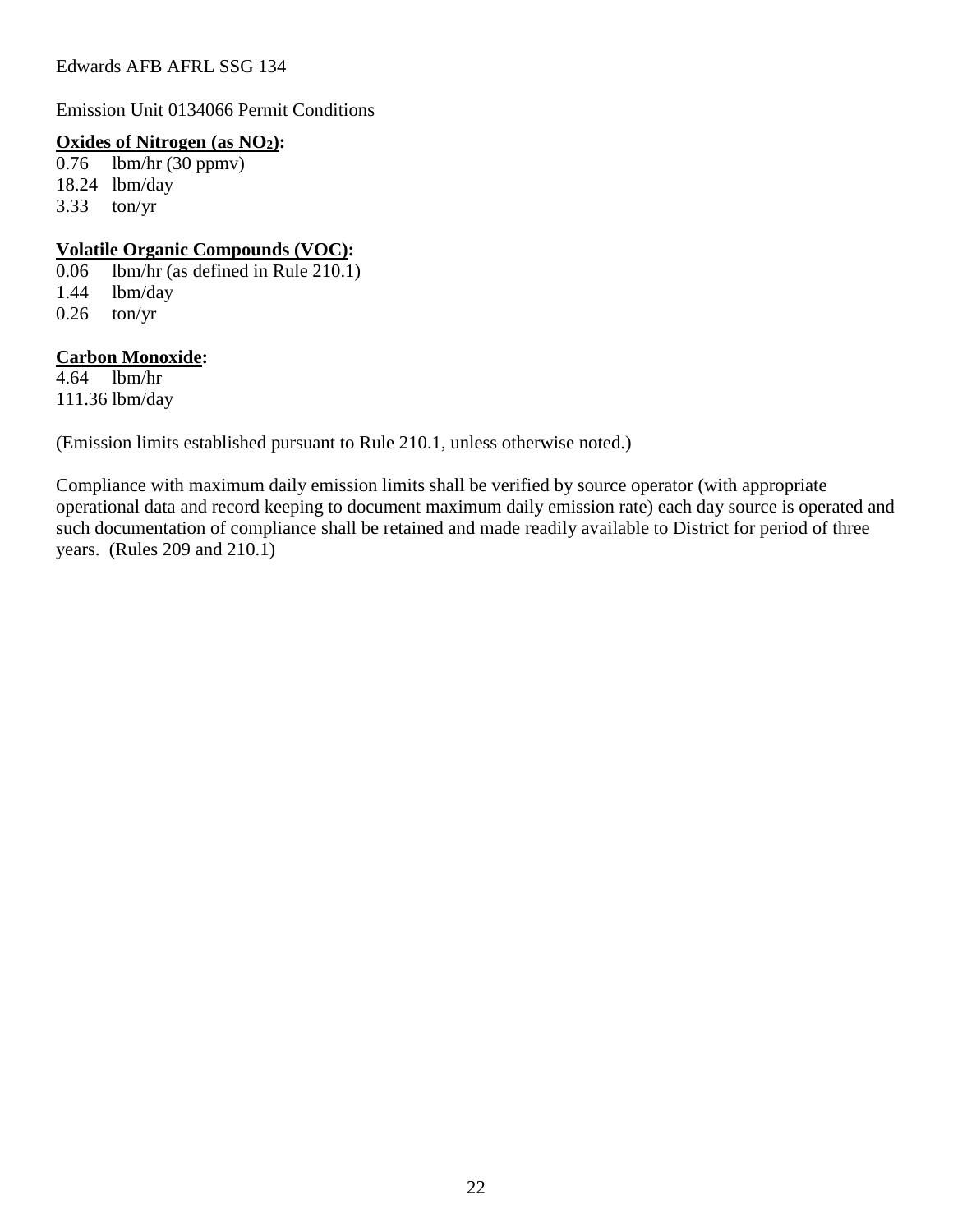Edwards AFB AFRL SSG 134

Emission Unit 0134066 Permit Conditions

**Oxides of Nitrogen (as $NO_2$):**

0.76 lbm/hr (30 ppmv)
18.24 lbm/day
3.33 ton/yr

**Volatile Organic Compounds (VOC):**

0.06 lbm/hr (as defined in Rule 210.1)
1.44 lbm/day
0.26 ton/yr

**Carbon Monoxide:**

4.64 lbm/hr
111.36 lbm/day

(Emission limits established pursuant to Rule 210.1, unless otherwise noted.)

Compliance with maximum daily emission limits shall be verified by source operator (with appropriate operational data and record keeping to document maximum daily emission rate) each day source is operated and such documentation of compliance shall be retained and made readily available to District for period of three years. (Rules 209 and 210.1)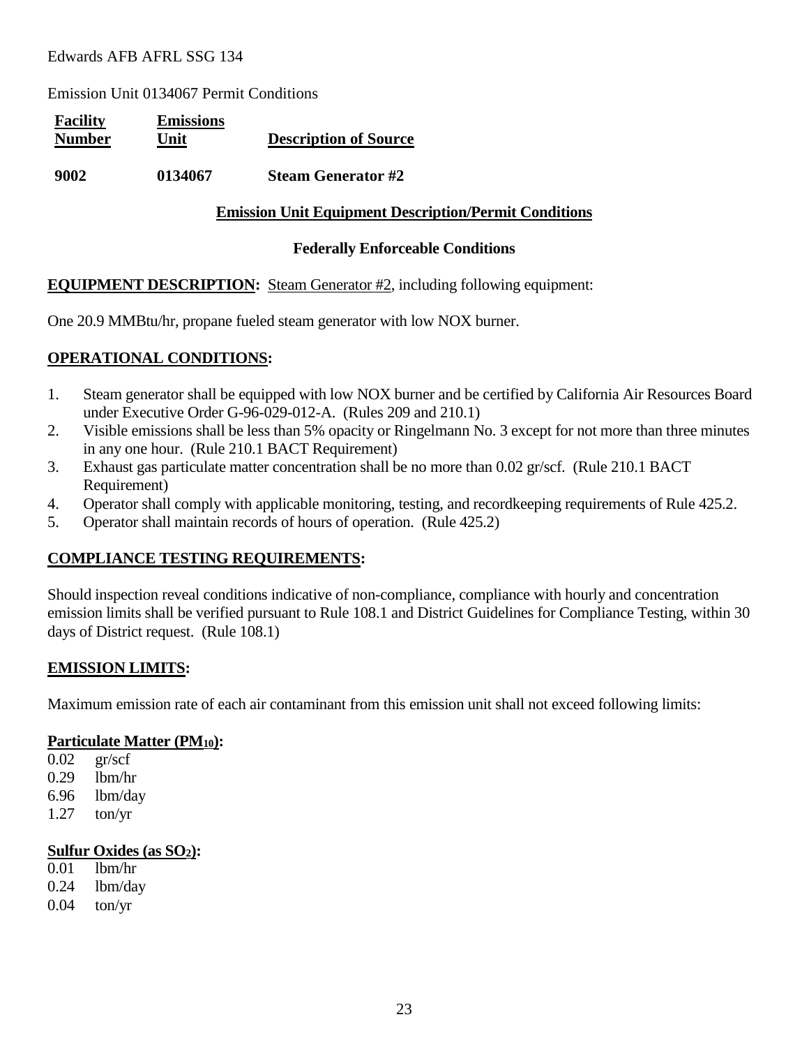Edwards AFB AFRL SSG 134

Emission Unit 0134067 Permit Conditions

| Facility Number | Emissions Unit | Description of Source |
|---|---|---|
| **9002** | **0134067** | **Steam Generator #2** |

**Emission Unit Equipment Description/Permit Conditions**

**Federally Enforceable Conditions**

**EQUIPMENT DESCRIPTION:** Steam Generator #2, including following equipment:

One 20.9 MMBtu/hr, propane fueled steam generator with low NOX burner.

**OPERATIONAL CONDITIONS:**

1. Steam generator shall be equipped with low NOX burner and be certified by California Air Resources Board under Executive Order G-96-029-012-A. (Rules 209 and 210.1)
2. Visible emissions shall be less than 5% opacity or Ringelmann No. 3 except for not more than three minutes in any one hour. (Rule 210.1 BACT Requirement)
3. Exhaust gas particulate matter concentration shall be no more than 0.02 gr/scf. (Rule 210.1 BACT Requirement)
4. Operator shall comply with applicable monitoring, testing, and recordkeeping requirements of Rule 425.2.
5. Operator shall maintain records of hours of operation. (Rule 425.2)

**COMPLIANCE TESTING REQUIREMENTS:**

Should inspection reveal conditions indicative of non-compliance, compliance with hourly and concentration emission limits shall be verified pursuant to Rule 108.1 and District Guidelines for Compliance Testing, within 30 days of District request. (Rule 108.1)

**EMISSION LIMITS:**

Maximum emission rate of each air contaminant from this emission unit shall not exceed following limits:

**Particulate Matter ($PM_{10}$):**

0.02 gr/scf
0.29 lbm/hr
6.96 lbm/day
1.27 ton/yr

**Sulfur Oxides (as $SO_2$):**

0.01 lbm/hr
0.24 lbm/day
0.04 ton/yr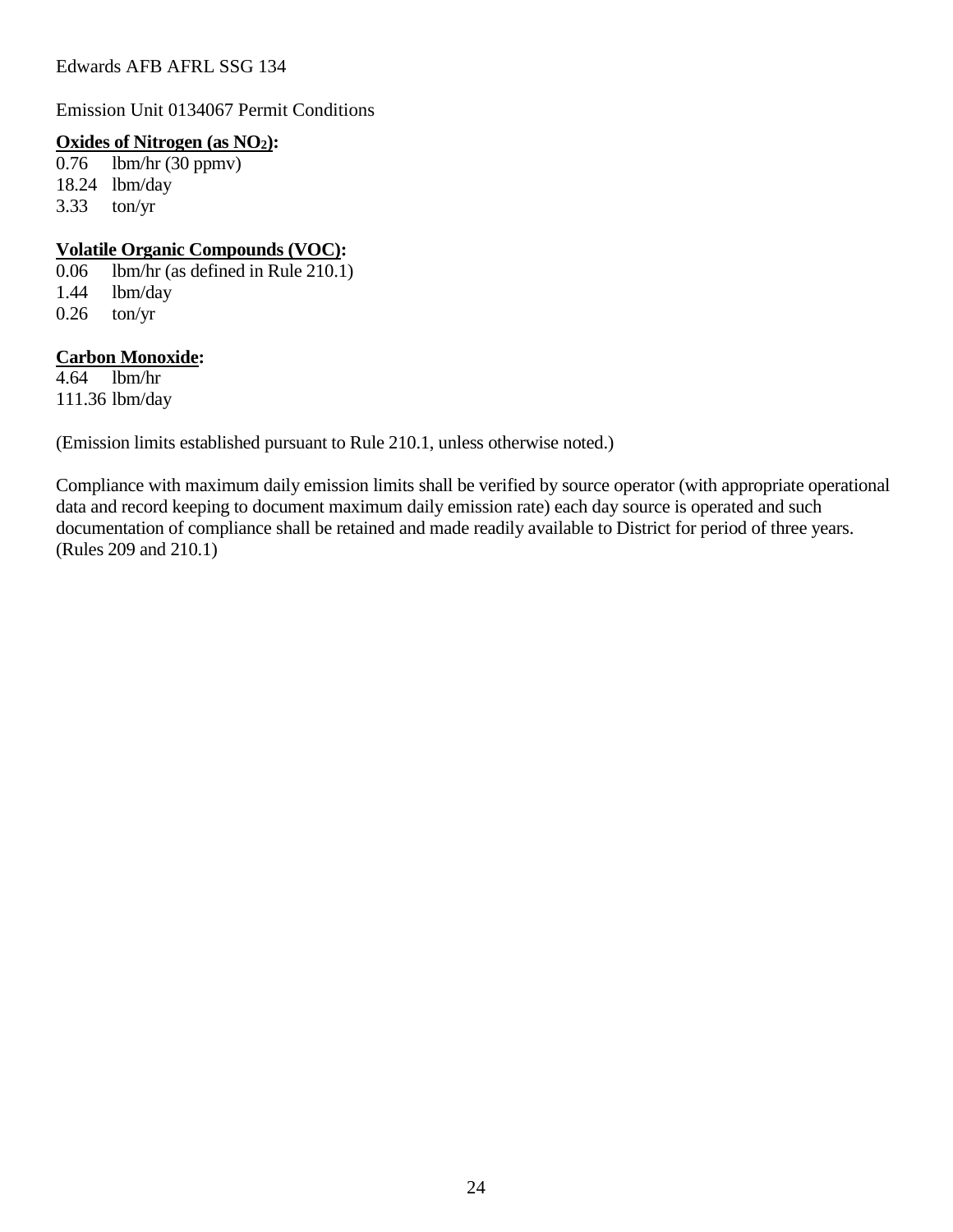Edwards AFB AFRL SSG 134

Emission Unit 0134067 Permit Conditions

**Oxides of Nitrogen (as $NO_2$):**
0.76 lbm/hr (30 ppmv)
18.24 lbm/day
3.33 ton/yr

**Volatile Organic Compounds (VOC):**
0.06 lbm/hr (as defined in Rule 210.1)
1.44 lbm/day
0.26 ton/yr

**Carbon Monoxide:**
4.64 lbm/hr
111.36 lbm/day

(Emission limits established pursuant to Rule 210.1, unless otherwise noted.)

Compliance with maximum daily emission limits shall be verified by source operator (with appropriate operational data and record keeping to document maximum daily emission rate) each day source is operated and such documentation of compliance shall be retained and made readily available to District for period of three years. (Rules 209 and 210.1)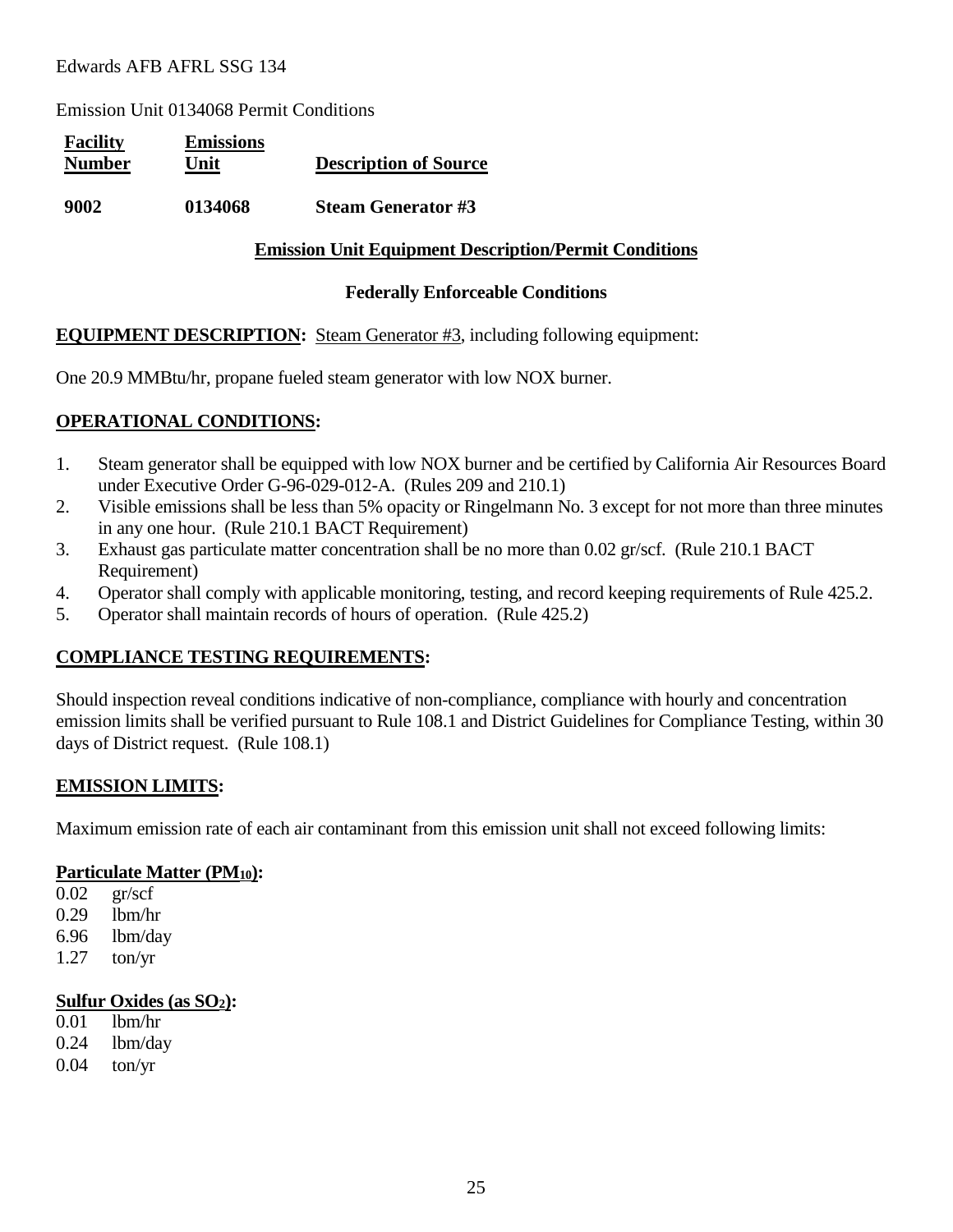Edwards AFB AFRL SSG 134

Emission Unit 0134068 Permit Conditions

| Facility Number | Emissions Unit | Description of Source |
|---|---|---|
| **9002** | **0134068** | **Steam Generator #3** |

**Emission Unit Equipment Description/Permit Conditions**

**Federally Enforceable Conditions**

**EQUIPMENT DESCRIPTION:** Steam Generator #3, including following equipment:

One 20.9 MMBtu/hr, propane fueled steam generator with low NOX burner.

**OPERATIONAL CONDITIONS:**

1. Steam generator shall be equipped with low NOX burner and be certified by California Air Resources Board under Executive Order G-96-029-012-A. (Rules 209 and 210.1)
2. Visible emissions shall be less than 5% opacity or Ringelmann No. 3 except for not more than three minutes in any one hour. (Rule 210.1 BACT Requirement)
3. Exhaust gas particulate matter concentration shall be no more than 0.02 gr/scf. (Rule 210.1 BACT Requirement)
4. Operator shall comply with applicable monitoring, testing, and record keeping requirements of Rule 425.2.
5. Operator shall maintain records of hours of operation. (Rule 425.2)

**COMPLIANCE TESTING REQUIREMENTS:**

Should inspection reveal conditions indicative of non-compliance, compliance with hourly and concentration emission limits shall be verified pursuant to Rule 108.1 and District Guidelines for Compliance Testing, within 30 days of District request. (Rule 108.1)

**EMISSION LIMITS:**

Maximum emission rate of each air contaminant from this emission unit shall not exceed following limits:

**Particulate Matter ($PM_{10}$):**

0.02 gr/scf
0.29 lbm/hr
6.96 lbm/day
1.27 ton/yr

**Sulfur Oxides (as $SO_2$):**

0.01 lbm/hr
0.24 lbm/day
0.04 ton/yr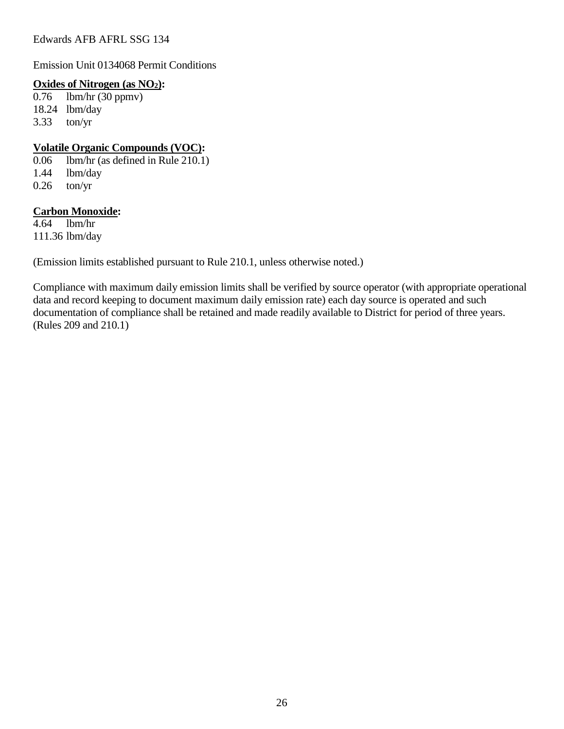Edwards AFB AFRL SSG 134

Emission Unit 0134068 Permit Conditions

**Oxides of Nitrogen (as $NO_2$):**

0.76 lbm/hr (30 ppmv)
18.24 lbm/day
3.33 ton/yr

**Volatile Organic Compounds (VOC):**

0.06 lbm/hr (as defined in Rule 210.1)
1.44 lbm/day
0.26 ton/yr

**Carbon Monoxide:**

4.64 lbm/hr
111.36 lbm/day

(Emission limits established pursuant to Rule 210.1, unless otherwise noted.)

Compliance with maximum daily emission limits shall be verified by source operator (with appropriate operational data and record keeping to document maximum daily emission rate) each day source is operated and such documentation of compliance shall be retained and made readily available to District for period of three years. (Rules 209 and 210.1)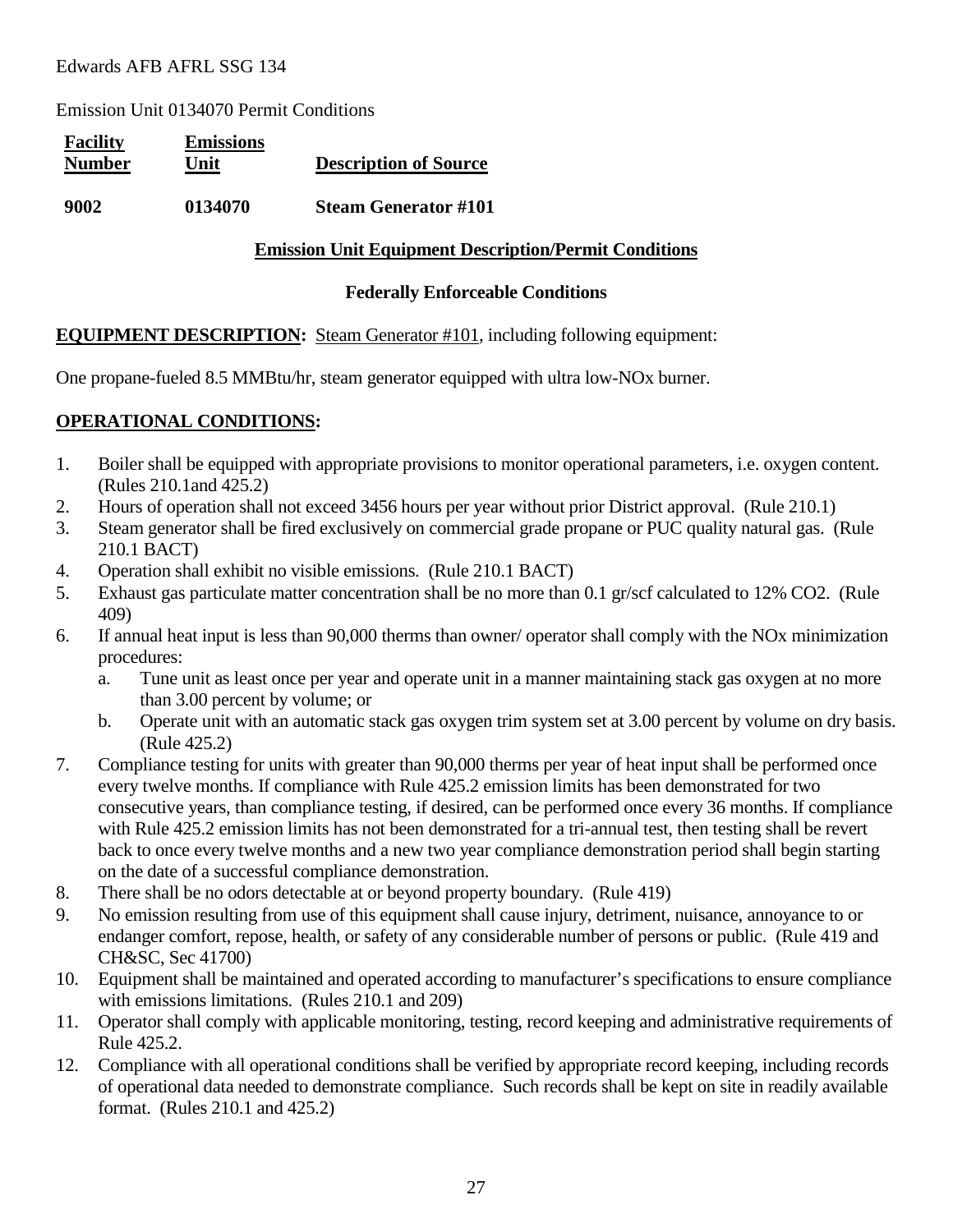Edwards AFB AFRL SSG 134

Emission Unit 0134070 Permit Conditions

| Facility Number | Emissions Unit | Description of Source |
|---|---|---|
| **9002** | **0134070** | **Steam Generator #101** |

**Emission Unit Equipment Description/Permit Conditions**

**Federally Enforceable Conditions**

**EQUIPMENT DESCRIPTION:** Steam Generator #101, including following equipment:

One propane-fueled 8.5 MMBtu/hr, steam generator equipped with ultra low-NOx burner.

**OPERATIONAL CONDITIONS:**

1. Boiler shall be equipped with appropriate provisions to monitor operational parameters, i.e. oxygen content. (Rules 210.1and 425.2)
2. Hours of operation shall not exceed 3456 hours per year without prior District approval. (Rule 210.1)
3. Steam generator shall be fired exclusively on commercial grade propane or PUC quality natural gas. (Rule 210.1 BACT)
4. Operation shall exhibit no visible emissions. (Rule 210.1 BACT)
5. Exhaust gas particulate matter concentration shall be no more than 0.1 gr/scf calculated to 12% $CO_2$. (Rule 409)
6. If annual heat input is less than 90,000 therms than owner/ operator shall comply with the NOx minimization procedures:
   a. Tune unit as least once per year and operate unit in a manner maintaining stack gas oxygen at no more than 3.00 percent by volume; or
   b. Operate unit with an automatic stack gas oxygen trim system set at 3.00 percent by volume on dry basis. (Rule 425.2)
7. Compliance testing for units with greater than 90,000 therms per year of heat input shall be performed once every twelve months. If compliance with Rule 425.2 emission limits has been demonstrated for two consecutive years, than compliance testing, if desired, can be performed once every 36 months. If compliance with Rule 425.2 emission limits has not been demonstrated for a tri-annual test, then testing shall be revert back to once every twelve months and a new two year compliance demonstration period shall begin starting on the date of a successful compliance demonstration.
8. There shall be no odors detectable at or beyond property boundary. (Rule 419)
9. No emission resulting from use of this equipment shall cause injury, detriment, nuisance, annoyance to or endanger comfort, repose, health, or safety of any considerable number of persons or public. (Rule 419 and CH&SC, Sec 41700)
10. Equipment shall be maintained and operated according to manufacturer's specifications to ensure compliance with emissions limitations. (Rules 210.1 and 209)
11. Operator shall comply with applicable monitoring, testing, record keeping and administrative requirements of Rule 425.2.
12. Compliance with all operational conditions shall be verified by appropriate record keeping, including records of operational data needed to demonstrate compliance. Such records shall be kept on site in readily available format. (Rules 210.1 and 425.2)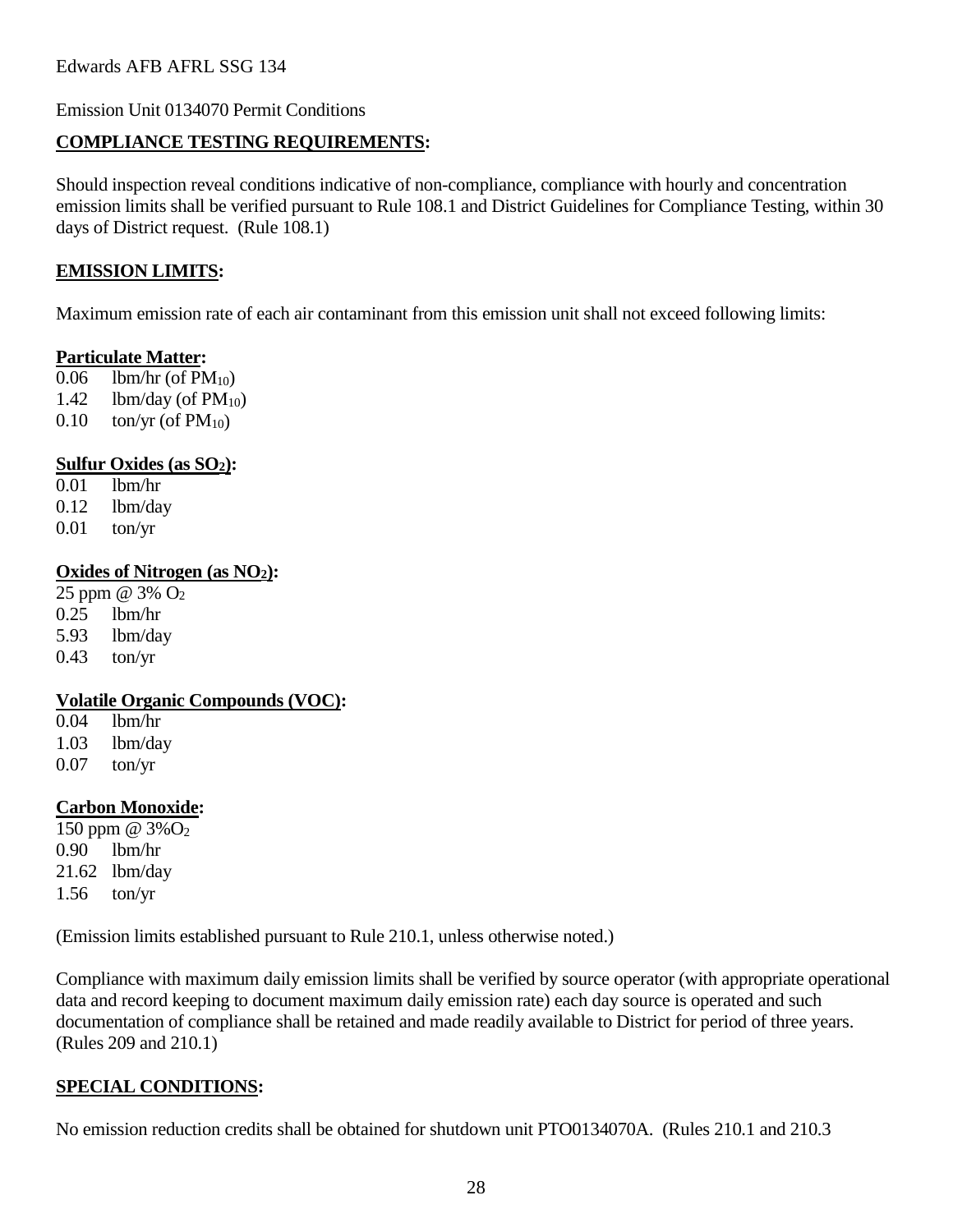Edwards AFB AFRL SSG 134

Emission Unit 0134070 Permit Conditions

**COMPLIANCE TESTING REQUIREMENTS:**

Should inspection reveal conditions indicative of non-compliance, compliance with hourly and concentration emission limits shall be verified pursuant to Rule 108.1 and District Guidelines for Compliance Testing, within 30 days of District request. (Rule 108.1)

**EMISSION LIMITS:**

Maximum emission rate of each air contaminant from this emission unit shall not exceed following limits:

**Particulate Matter:**

0.06 lbm/hr (of $PM_{10}$)
1.42 lbm/day (of $PM_{10}$)
0.10 ton/yr (of $PM_{10}$)

**Sulfur Oxides (as $SO_2$):**

0.01 lbm/hr
0.12 lbm/day
0.01 ton/yr

**Oxides of Nitrogen (as $NO_2$):**

25 ppm @ 3% $O_2$
0.25 lbm/hr
5.93 lbm/day
0.43 ton/yr

**Volatile Organic Compounds (VOC):**

0.04 lbm/hr
1.03 lbm/day
0.07 ton/yr

**Carbon Monoxide:**

150 ppm @ 3%$O_2$
0.90 lbm/hr
21.62 lbm/day
1.56 ton/yr

(Emission limits established pursuant to Rule 210.1, unless otherwise noted.)

Compliance with maximum daily emission limits shall be verified by source operator (with appropriate operational data and record keeping to document maximum daily emission rate) each day source is operated and such documentation of compliance shall be retained and made readily available to District for period of three years. (Rules 209 and 210.1)

**SPECIAL CONDITIONS:**

No emission reduction credits shall be obtained for shutdown unit PTO0134070A. (Rules 210.1 and 210.3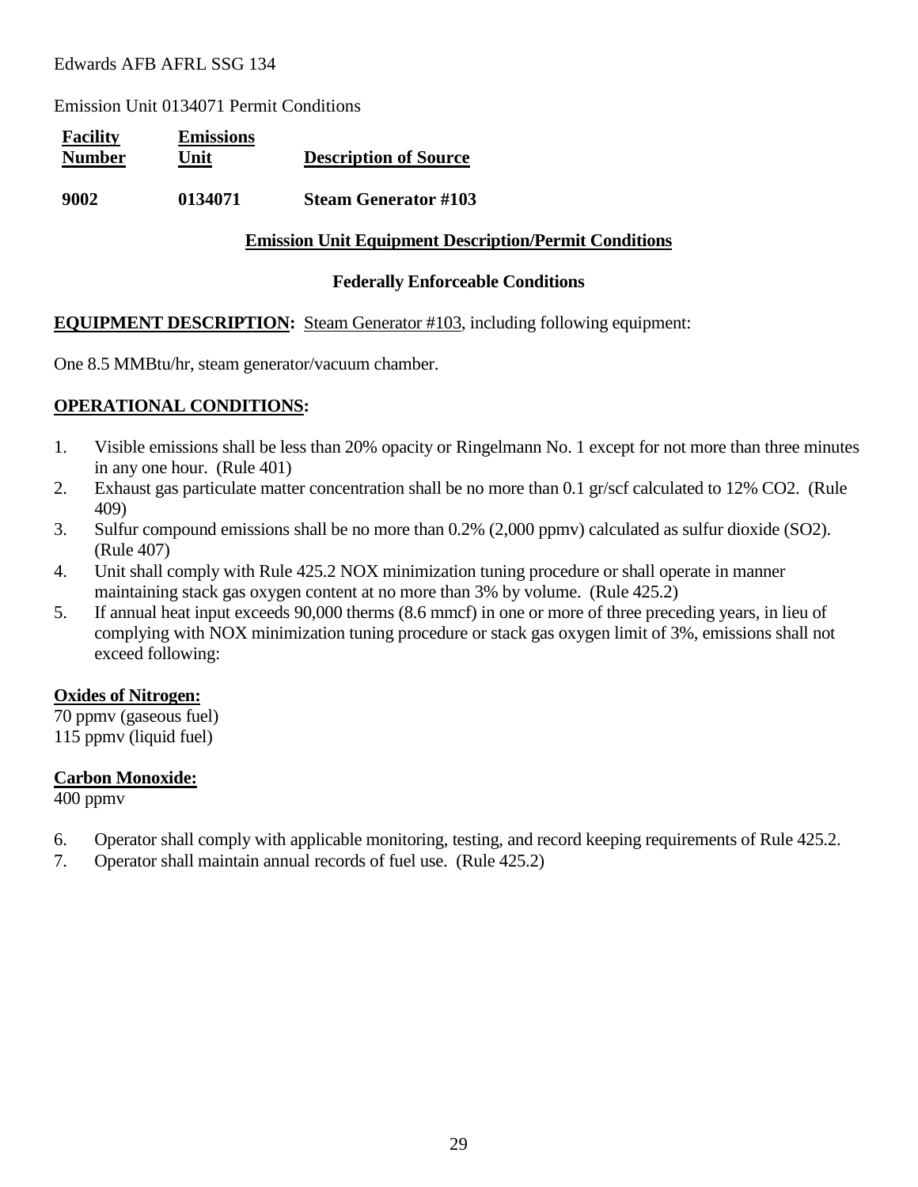Edwards AFB AFRL SSG 134

Emission Unit 0134071 Permit Conditions

| Facility Number | Emissions Unit | Description of Source |
|---|---|---|
| **9002** | **0134071** | **Steam Generator #103** |

## Emission Unit Equipment Description/Permit Conditions

### Federally Enforceable Conditions

**EQUIPMENT DESCRIPTION:** Steam Generator #103, including following equipment:

One 8.5 MMBtu/hr, steam generator/vacuum chamber.

**OPERATIONAL CONDITIONS:**

1. Visible emissions shall be less than 20% opacity or Ringelmann No. 1 except for not more than three minutes in any one hour. (Rule 401)
2. Exhaust gas particulate matter concentration shall be no more than 0.1 gr/scf calculated to 12% $CO_2$. (Rule 409)
3. Sulfur compound emissions shall be no more than 0.2% (2,000 ppmv) calculated as sulfur dioxide ($SO_2$). (Rule 407)
4. Unit shall comply with Rule 425.2 NOX minimization tuning procedure or shall operate in manner maintaining stack gas oxygen content at no more than 3% by volume. (Rule 425.2)
5. If annual heat input exceeds 90,000 therms (8.6 mmcf) in one or more of three preceding years, in lieu of complying with NOX minimization tuning procedure or stack gas oxygen limit of 3%, emissions shall not exceed following:

**Oxides of Nitrogen:**
70 ppmv (gaseous fuel)
115 ppmv (liquid fuel)

**Carbon Monoxide:**
400 ppmv

6. Operator shall comply with applicable monitoring, testing, and record keeping requirements of Rule 425.2.
7. Operator shall maintain annual records of fuel use. (Rule 425.2)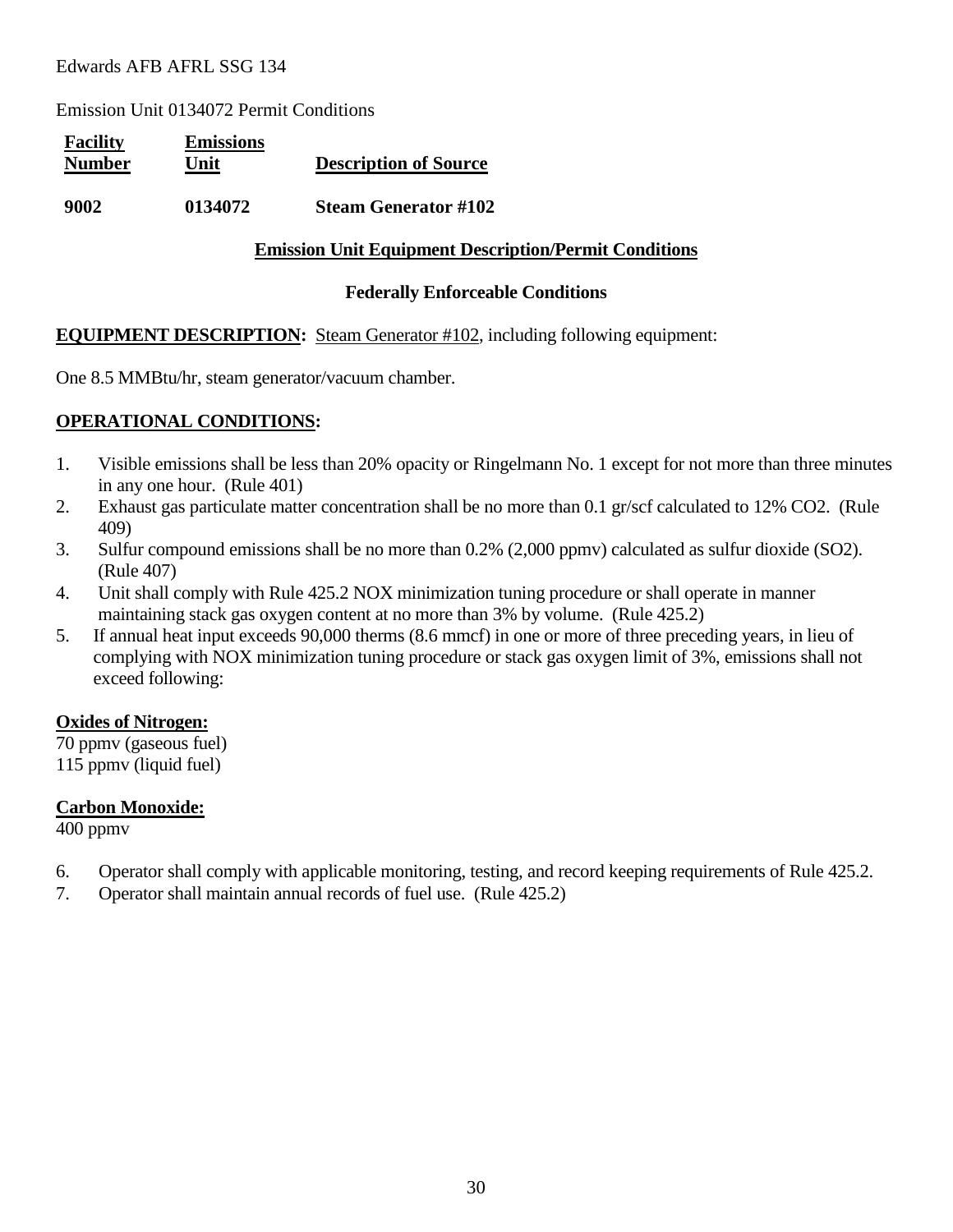Edwards AFB AFRL SSG 134

Emission Unit 0134072 Permit Conditions

| **Facility Number** | **Emissions Unit** | **Description of Source** |
|---|---|---|
| **9002** | **0134072** | **Steam Generator #102** |

**Emission Unit Equipment Description/Permit Conditions**

**Federally Enforceable Conditions**

**EQUIPMENT DESCRIPTION:** Steam Generator #102, including following equipment:

One 8.5 MMBtu/hr, steam generator/vacuum chamber.

**OPERATIONAL CONDITIONS:**

1. Visible emissions shall be less than 20% opacity or Ringelmann No. 1 except for not more than three minutes in any one hour. (Rule 401)
2. Exhaust gas particulate matter concentration shall be no more than 0.1 gr/scf calculated to 12% $CO_2$. (Rule 409)
3. Sulfur compound emissions shall be no more than 0.2% (2,000 ppmv) calculated as sulfur dioxide ($SO_2$). (Rule 407)
4. Unit shall comply with Rule 425.2 NOX minimization tuning procedure or shall operate in manner maintaining stack gas oxygen content at no more than 3% by volume. (Rule 425.2)
5. If annual heat input exceeds 90,000 therms (8.6 mmcf) in one or more of three preceding years, in lieu of complying with NOX minimization tuning procedure or stack gas oxygen limit of 3%, emissions shall not exceed following:

**Oxides of Nitrogen:**
70 ppmv (gaseous fuel)
115 ppmv (liquid fuel)

**Carbon Monoxide:**
400 ppmv

6. Operator shall comply with applicable monitoring, testing, and record keeping requirements of Rule 425.2.
7. Operator shall maintain annual records of fuel use. (Rule 425.2)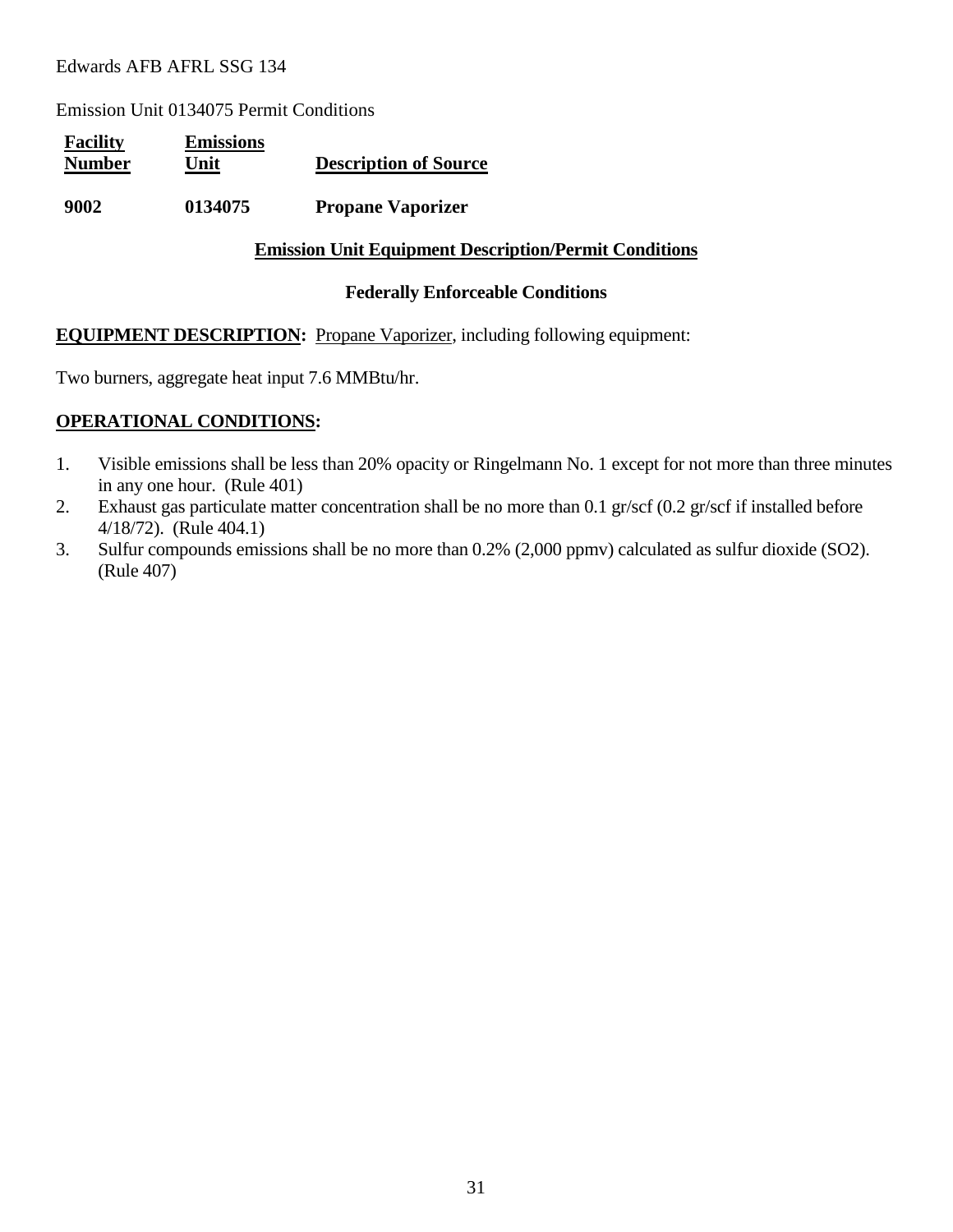Edwards AFB AFRL SSG 134

Emission Unit 0134075 Permit Conditions

| Facility Number | Emissions Unit | Description of Source |
|---|---|---|
| **9002** | **0134075** | **Propane Vaporizer** |

**Emission Unit Equipment Description/Permit Conditions**

**Federally Enforceable Conditions**

**EQUIPMENT DESCRIPTION:** Propane Vaporizer, including following equipment:

Two burners, aggregate heat input 7.6 MMBtu/hr.

**OPERATIONAL CONDITIONS:**

1. Visible emissions shall be less than 20% opacity or Ringelmann No. 1 except for not more than three minutes in any one hour. (Rule 401)
2. Exhaust gas particulate matter concentration shall be no more than 0.1 gr/scf (0.2 gr/scf if installed before 4/18/72). (Rule 404.1)
3. Sulfur compounds emissions shall be no more than 0.2% (2,000 ppmv) calculated as sulfur dioxide ($SO_2$). (Rule 407)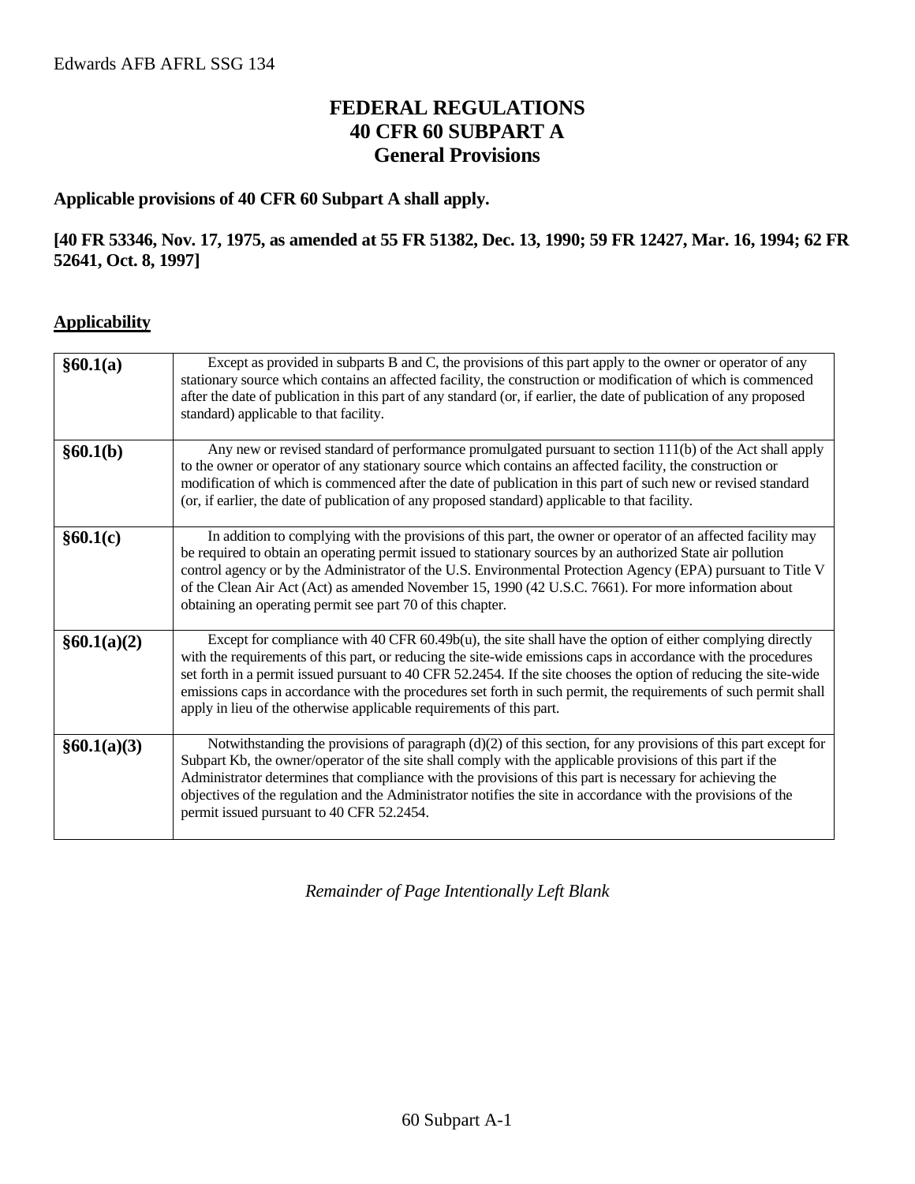# FEDERAL REGULATIONS
# 40 CFR 60 SUBPART A
# General Provisions

**Applicable provisions of 40 CFR 60 Subpart A shall apply.**

**[40 FR 53346, Nov. 17, 1975, as amended at 55 FR 51382, Dec. 13, 1990; 59 FR 12427, Mar. 16, 1994; 62 FR 52641, Oct. 8, 1997]**

## Applicability

| | |
|---|---|
| **§60.1(a)** | Except as provided in subparts B and C, the provisions of this part apply to the owner or operator of any stationary source which contains an affected facility, the construction or modification of which is commenced after the date of publication in this part of any standard (or, if earlier, the date of publication of any proposed standard) applicable to that facility. |
| **§60.1(b)** | Any new or revised standard of performance promulgated pursuant to section 111(b) of the Act shall apply to the owner or operator of any stationary source which contains an affected facility, the construction or modification of which is commenced after the date of publication in this part of such new or revised standard (or, if earlier, the date of publication of any proposed standard) applicable to that facility. |
| **§60.1(c)** | In addition to complying with the provisions of this part, the owner or operator of an affected facility may be required to obtain an operating permit issued to stationary sources by an authorized State air pollution control agency or by the Administrator of the U.S. Environmental Protection Agency (EPA) pursuant to Title V of the Clean Air Act (Act) as amended November 15, 1990 (42 U.S.C. 7661). For more information about obtaining an operating permit see part 70 of this chapter. |
| **§60.1(a)(2)** | Except for compliance with 40 CFR 60.49b(u), the site shall have the option of either complying directly with the requirements of this part, or reducing the site-wide emissions caps in accordance with the procedures set forth in a permit issued pursuant to 40 CFR 52.2454. If the site chooses the option of reducing the site-wide emissions caps in accordance with the procedures set forth in such permit, the requirements of such permit shall apply in lieu of the otherwise applicable requirements of this part. |
| **§60.1(a)(3)** | Notwithstanding the provisions of paragraph (d)(2) of this section, for any provisions of this part except for Subpart Kb, the owner/operator of the site shall comply with the applicable provisions of this part if the Administrator determines that compliance with the provisions of this part is necessary for achieving the objectives of the regulation and the Administrator notifies the site in accordance with the provisions of the permit issued pursuant to 40 CFR 52.2454. |

*Remainder of Page Intentionally Left Blank*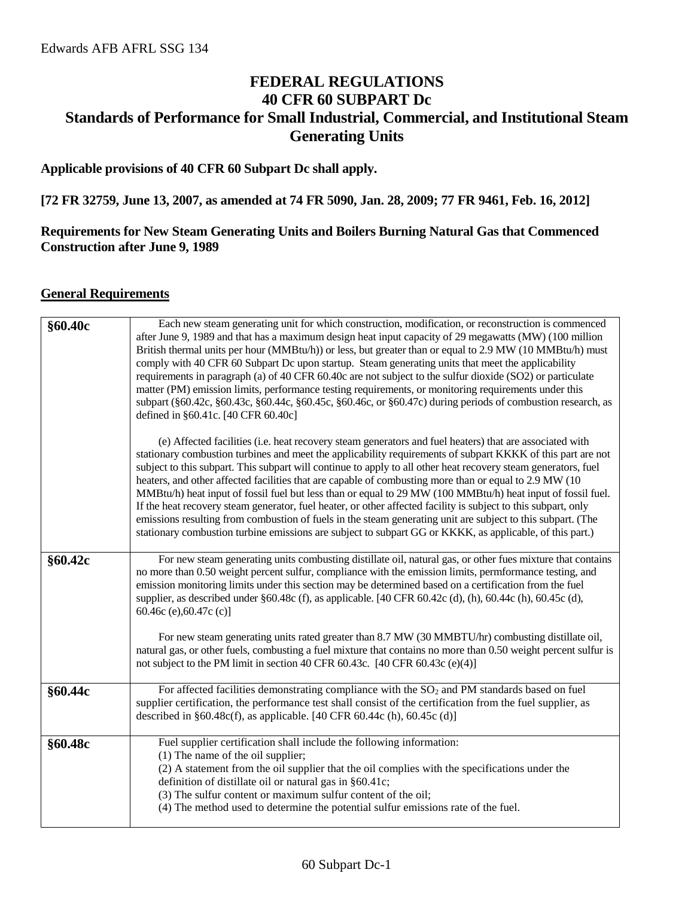# FEDERAL REGULATIONS
# 40 CFR 60 SUBPART Dc
# Standards of Performance for Small Industrial, Commercial, and Institutional Steam Generating Units

**Applicable provisions of 40 CFR 60 Subpart Dc shall apply.**

**[72 FR 32759, June 13, 2007, as amended at 74 FR 5090, Jan. 28, 2009; 77 FR 9461, Feb. 16, 2012]**

**Requirements for New Steam Generating Units and Boilers Burning Natural Gas that Commenced Construction after June 9, 1989**

## General Requirements

| | |
|---|---|
| **§60.40c** | Each new steam generating unit for which construction, modification, or reconstruction is commenced after June 9, 1989 and that has a maximum design heat input capacity of 29 megawatts (MW) (100 million British thermal units per hour (MMBtu/h)) or less, but greater than or equal to 2.9 MW (10 MMBtu/h) must comply with 40 CFR 60 Subpart Dc upon startup. Steam generating units that meet the applicability requirements in paragraph (a) of 40 CFR 60.40c are not subject to the sulfur dioxide (SO2) or particulate matter (PM) emission limits, performance testing requirements, or monitoring requirements under this subpart (§60.42c, §60.43c, §60.44c, §60.45c, §60.46c, or §60.47c) during periods of combustion research, as defined in §60.41c. [40 CFR 60.40c]<br><br>(e) Affected facilities (i.e. heat recovery steam generators and fuel heaters) that are associated with stationary combustion turbines and meet the applicability requirements of subpart KKKK of this part are not subject to this subpart. This subpart will continue to apply to all other heat recovery steam generators, fuel heaters, and other affected facilities that are capable of combusting more than or equal to 2.9 MW (10 MMBtu/h) heat input of fossil fuel but less than or equal to 29 MW (100 MMBtu/h) heat input of fossil fuel. If the heat recovery steam generator, fuel heater, or other affected facility is subject to this subpart, only emissions resulting from combustion of fuels in the steam generating unit are subject to this subpart. (The stationary combustion turbine emissions are subject to subpart GG or KKKK, as applicable, of this part.) |
| **§60.42c** | For new steam generating units combusting distillate oil, natural gas, or other fues mixture that contains no more than 0.50 weight percent sulfur, compliance with the emission limits, permformance testing, and emission monitoring limits under this section may be determined based on a certification from the fuel supplier, as described under §60.48c (f), as applicable. [40 CFR 60.42c (d), (h), 60.44c (h), 60.45c (d), 60.46c (e),60.47c (c)]<br><br>For new steam generating units rated greater than 8.7 MW (30 MMBTU/hr) combusting distillate oil, natural gas, or other fuels, combusting a fuel mixture that contains no more than 0.50 weight percent sulfur is not subject to the PM limit in section 40 CFR 60.43c. [40 CFR 60.43c (e)(4)] |
| **§60.44c** | For affected facilities demonstrating compliance with the $SO_2$ and PM standards based on fuel supplier certification, the performance test shall consist of the certification from the fuel supplier, as described in §60.48c(f), as applicable. [40 CFR 60.44c (h), 60.45c (d)] |
| **§60.48c** | Fuel supplier certification shall include the following information:<br>(1) The name of the oil supplier;<br>(2) A statement from the oil supplier that the oil complies with the specifications under the definition of distillate oil or natural gas in §60.41c;<br>(3) The sulfur content or maximum sulfur content of the oil;<br>(4) The method used to determine the potential sulfur emissions rate of the fuel. |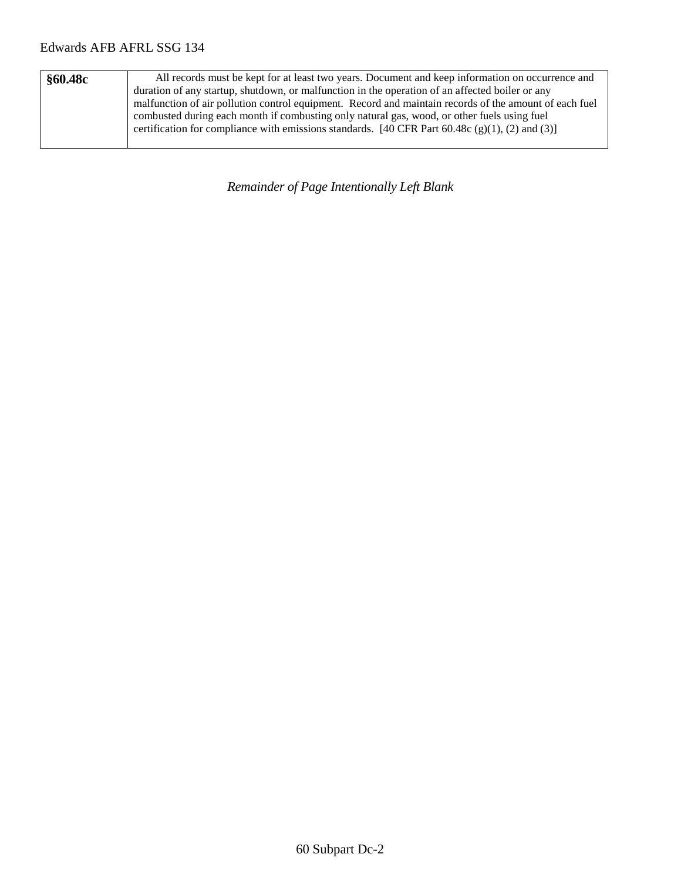| §60.48c | All records must be kept for at least two years. Document and keep information on occurrence and duration of any startup, shutdown, or malfunction in the operation of an affected boiler or any malfunction of air pollution control equipment. Record and maintain records of the amount of each fuel combusted during each month if combusting only natural gas, wood, or other fuels using fuel certification for compliance with emissions standards. [40 CFR Part 60.48c (g)(1), (2) and (3)] |
| --- | --- |

*Remainder of Page Intentionally Left Blank*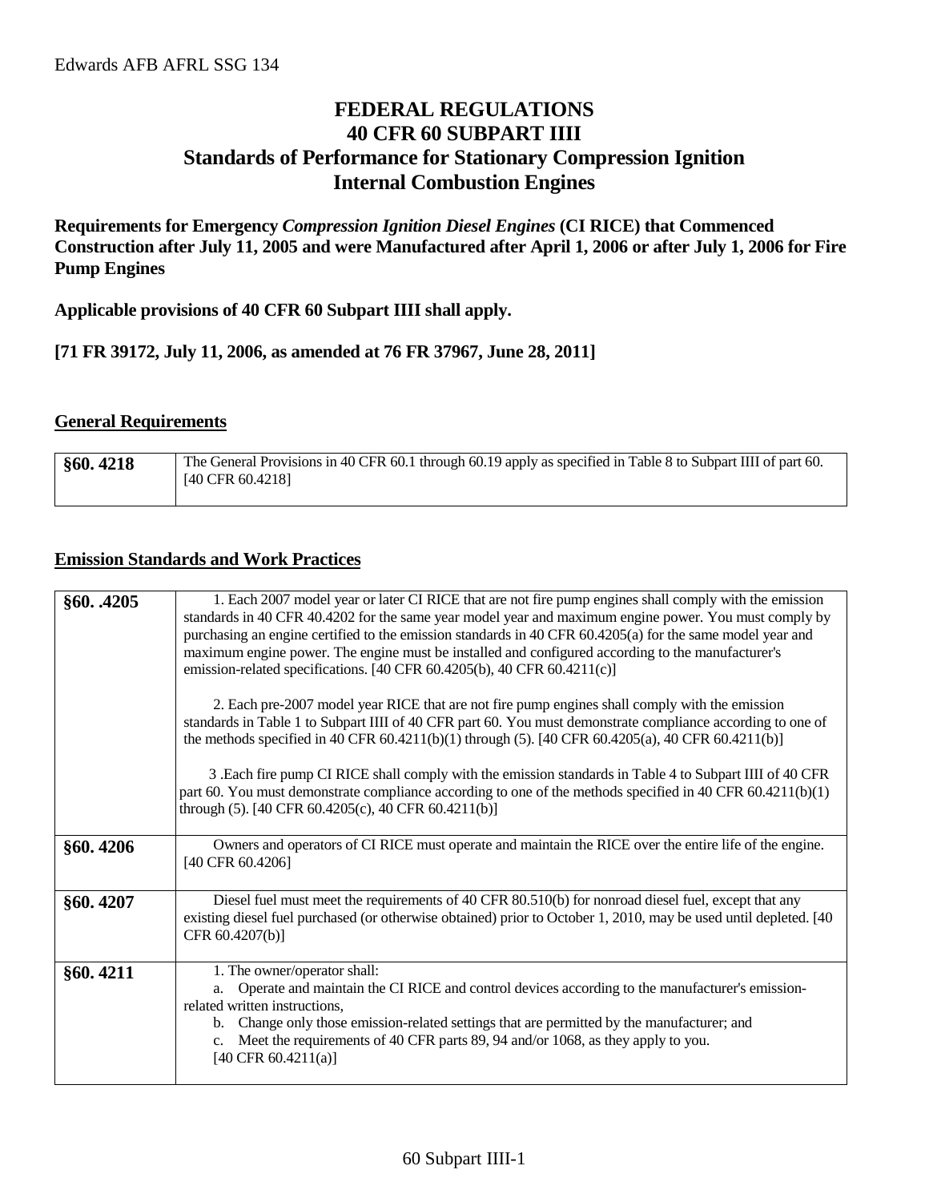# FEDERAL REGULATIONS
# 40 CFR 60 SUBPART IIII
# Standards of Performance for Stationary Compression Ignition Internal Combustion Engines

**Requirements for Emergency *Compression Ignition Diesel Engines* (CI RICE) that Commenced Construction after July 11, 2005 and were Manufactured after April 1, 2006 or after July 1, 2006 for Fire Pump Engines**

**Applicable provisions of 40 CFR 60 Subpart IIII shall apply.**

**[71 FR 39172, July 11, 2006, as amended at 76 FR 37967, June 28, 2011]**

## General Requirements

| | |
|---|---|
| **§60. 4218** | The General Provisions in 40 CFR 60.1 through 60.19 apply as specified in Table 8 to Subpart IIII of part 60. [40 CFR 60.4218] |

## Emission Standards and Work Practices

| | |
|---|---|
| **§60. .4205** | 1. Each 2007 model year or later CI RICE that are not fire pump engines shall comply with the emission standards in 40 CFR 40.4202 for the same year model year and maximum engine power. You must comply by purchasing an engine certified to the emission standards in 40 CFR 60.4205(a) for the same model year and maximum engine power. The engine must be installed and configured according to the manufacturer's emission-related specifications. [40 CFR 60.4205(b), 40 CFR 60.4211(c)]<br><br>2. Each pre-2007 model year RICE that are not fire pump engines shall comply with the emission standards in Table 1 to Subpart IIII of 40 CFR part 60. You must demonstrate compliance according to one of the methods specified in 40 CFR 60.4211(b)(1) through (5). [40 CFR 60.4205(a), 40 CFR 60.4211(b)]<br><br>3 .Each fire pump CI RICE shall comply with the emission standards in Table 4 to Subpart IIII of 40 CFR part 60. You must demonstrate compliance according to one of the methods specified in 40 CFR 60.4211(b)(1) through (5). [40 CFR 60.4205(c), 40 CFR 60.4211(b)] |
| **§60. 4206** | Owners and operators of CI RICE must operate and maintain the RICE over the entire life of the engine. [40 CFR 60.4206] |
| **§60. 4207** | Diesel fuel must meet the requirements of 40 CFR 80.510(b) for nonroad diesel fuel, except that any existing diesel fuel purchased (or otherwise obtained) prior to October 1, 2010, may be used until depleted. [40 CFR 60.4207(b)] |
| **§60. 4211** | 1. The owner/operator shall:<br>a. Operate and maintain the CI RICE and control devices according to the manufacturer's emission-related written instructions,<br>b. Change only those emission-related settings that are permitted by the manufacturer; and<br>c. Meet the requirements of 40 CFR parts 89, 94 and/or 1068, as they apply to you.<br>[40 CFR 60.4211(a)] |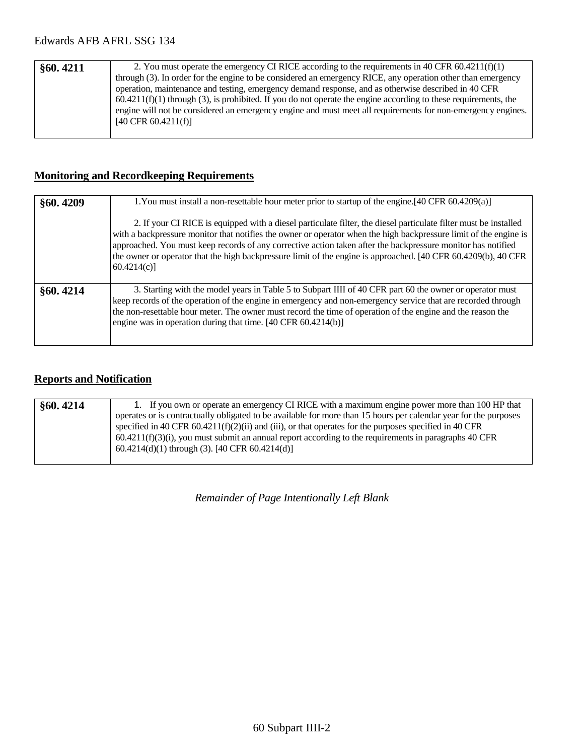| §60. 4211 | 2. You must operate the emergency CI RICE according to the requirements in 40 CFR 60.4211(f)(1) through (3). In order for the engine to be considered an emergency RICE, any operation other than emergency operation, maintenance and testing, emergency demand response, and as otherwise described in 40 CFR 60.4211(f)(1) through (3), is prohibited. If you do not operate the engine according to these requirements, the engine will not be considered an emergency engine and must meet all requirements for non-emergency engines. [40 CFR 60.4211(f)] |
|---|---|

## Monitoring and Recordkeeping Requirements

| §60. 4209 | 1.You must install a non-resettable hour meter prior to startup of the engine.[40 CFR 60.4209(a)]<br><br>2. If your CI RICE is equipped with a diesel particulate filter, the diesel particulate filter must be installed with a backpressure monitor that notifies the owner or operator when the high backpressure limit of the engine is approached. You must keep records of any corrective action taken after the backpressure monitor has notified the owner or operator that the high backpressure limit of the engine is approached. [40 CFR 60.4209(b), 40 CFR 60.4214(c)] |
|---|---|
| §60. 4214 | 3. Starting with the model years in Table 5 to Subpart IIII of 40 CFR part 60 the owner or operator must keep records of the operation of the engine in emergency and non-emergency service that are recorded through the non-resettable hour meter. The owner must record the time of operation of the engine and the reason the engine was in operation during that time. [40 CFR 60.4214(b)] |

## Reports and Notification

| §60. 4214 | 1. If you own or operate an emergency CI RICE with a maximum engine power more than 100 HP that operates or is contractually obligated to be available for more than 15 hours per calendar year for the purposes specified in 40 CFR 60.4211(f)(2)(ii) and (iii), or that operates for the purposes specified in 40 CFR 60.4211(f)(3)(i), you must submit an annual report according to the requirements in paragraphs 40 CFR 60.4214(d)(1) through (3). [40 CFR 60.4214(d)] |
|---|---|

*Remainder of Page Intentionally Left Blank*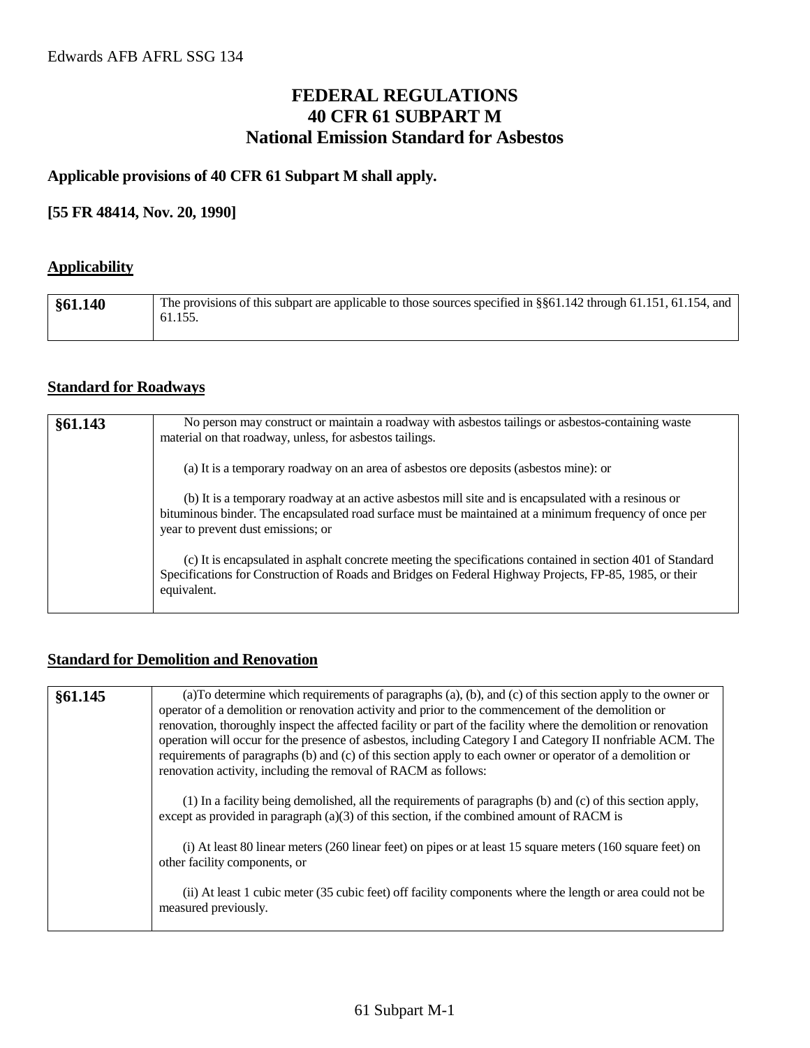# FEDERAL REGULATIONS
# 40 CFR 61 SUBPART M
# National Emission Standard for Asbestos

**Applicable provisions of 40 CFR 61 Subpart M shall apply.**

**[55 FR 48414, Nov. 20, 1990]**

## Applicability

| §61.140 | The provisions of this subpart are applicable to those sources specified in §§61.142 through 61.151, 61.154, and 61.155. |
|---|---|

## Standard for Roadways

| §61.143 | No person may construct or maintain a roadway with asbestos tailings or asbestos-containing waste material on that roadway, unless, for asbestos tailings.<br><br>(a) It is a temporary roadway on an area of asbestos ore deposits (asbestos mine): or<br><br>(b) It is a temporary roadway at an active asbestos mill site and is encapsulated with a resinous or bituminous binder. The encapsulated road surface must be maintained at a minimum frequency of once per year to prevent dust emissions; or<br><br>(c) It is encapsulated in asphalt concrete meeting the specifications contained in section 401 of Standard Specifications for Construction of Roads and Bridges on Federal Highway Projects, FP-85, 1985, or their equivalent. |
|---|---|

## Standard for Demolition and Renovation

| §61.145 | (a)To determine which requirements of paragraphs (a), (b), and (c) of this section apply to the owner or operator of a demolition or renovation activity and prior to the commencement of the demolition or renovation, thoroughly inspect the affected facility or part of the facility where the demolition or renovation operation will occur for the presence of asbestos, including Category I and Category II nonfriable ACM. The requirements of paragraphs (b) and (c) of this section apply to each owner or operator of a demolition or renovation activity, including the removal of RACM as follows:<br><br>(1) In a facility being demolished, all the requirements of paragraphs (b) and (c) of this section apply, except as provided in paragraph (a)(3) of this section, if the combined amount of RACM is<br><br>(i) At least 80 linear meters (260 linear feet) on pipes or at least 15 square meters (160 square feet) on other facility components, or<br><br>(ii) At least 1 cubic meter (35 cubic feet) off facility components where the length or area could not be measured previously. |
|---|---|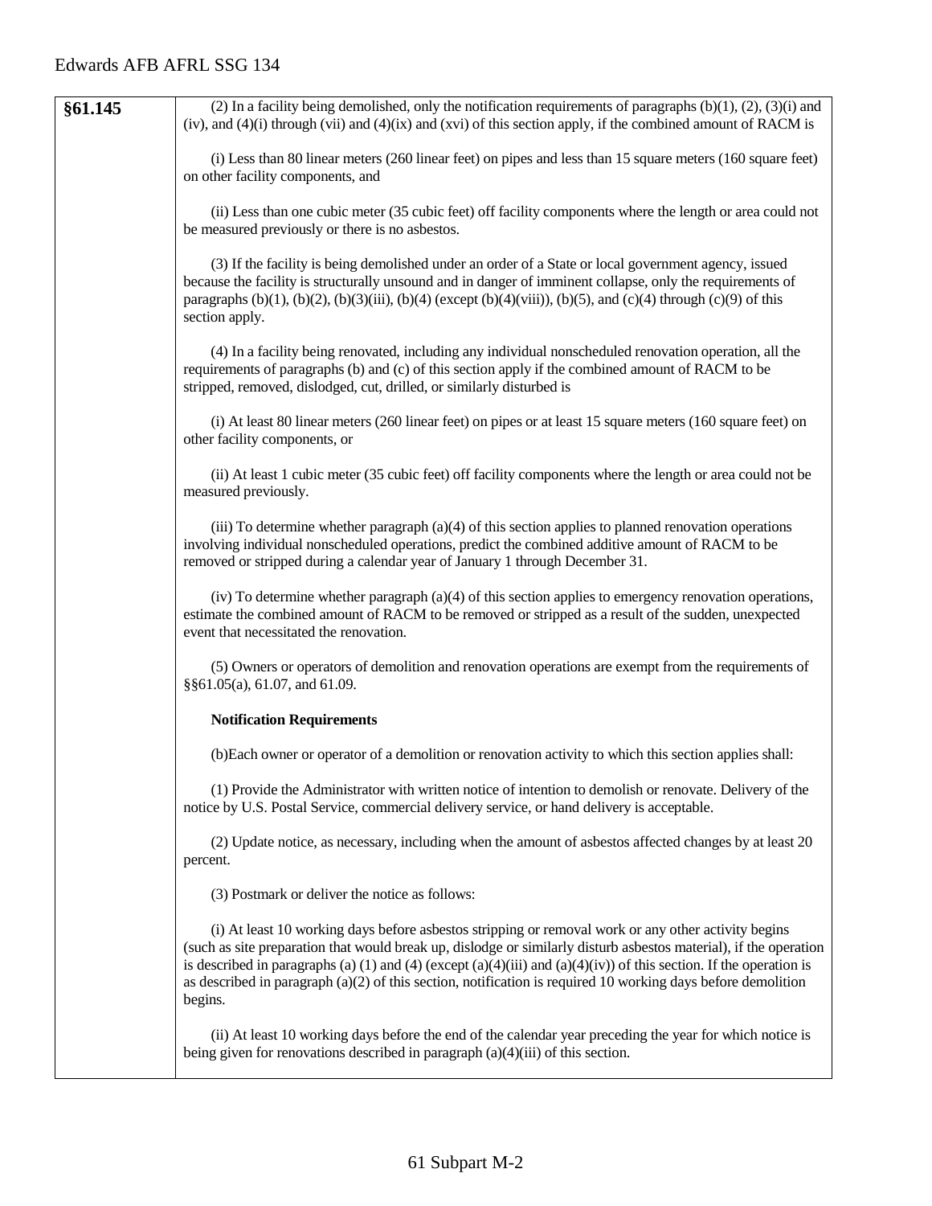| | |
|---|---|
| **§61.145** | (2) In a facility being demolished, only the notification requirements of paragraphs (b)(1), (2), (3)(i) and (iv), and (4)(i) through (vii) and (4)(ix) and (xvi) of this section apply, if the combined amount of RACM is<br><br>(i) Less than 80 linear meters (260 linear feet) on pipes and less than 15 square meters (160 square feet) on other facility components, and<br><br>(ii) Less than one cubic meter (35 cubic feet) off facility components where the length or area could not be measured previously or there is no asbestos.<br><br>(3) If the facility is being demolished under an order of a State or local government agency, issued because the facility is structurally unsound and in danger of imminent collapse, only the requirements of paragraphs (b)(1), (b)(2), (b)(3)(iii), (b)(4) (except (b)(4)(viii)), (b)(5), and (c)(4) through (c)(9) of this section apply.<br><br>(4) In a facility being renovated, including any individual nonscheduled renovation operation, all the requirements of paragraphs (b) and (c) of this section apply if the combined amount of RACM to be stripped, removed, dislodged, cut, drilled, or similarly disturbed is<br><br>(i) At least 80 linear meters (260 linear feet) on pipes or at least 15 square meters (160 square feet) on other facility components, or<br><br>(ii) At least 1 cubic meter (35 cubic feet) off facility components where the length or area could not be measured previously.<br><br>(iii) To determine whether paragraph (a)(4) of this section applies to planned renovation operations involving individual nonscheduled operations, predict the combined additive amount of RACM to be removed or stripped during a calendar year of January 1 through December 31.<br><br>(iv) To determine whether paragraph (a)(4) of this section applies to emergency renovation operations, estimate the combined amount of RACM to be removed or stripped as a result of the sudden, unexpected event that necessitated the renovation.<br><br>(5) Owners or operators of demolition and renovation operations are exempt from the requirements of §§61.05(a), 61.07, and 61.09.<br><br>**Notification Requirements**<br><br>(b)Each owner or operator of a demolition or renovation activity to which this section applies shall:<br><br>(1) Provide the Administrator with written notice of intention to demolish or renovate. Delivery of the notice by U.S. Postal Service, commercial delivery service, or hand delivery is acceptable.<br><br>(2) Update notice, as necessary, including when the amount of asbestos affected changes by at least 20 percent.<br><br>(3) Postmark or deliver the notice as follows:<br><br>(i) At least 10 working days before asbestos stripping or removal work or any other activity begins (such as site preparation that would break up, dislodge or similarly disturb asbestos material), if the operation is described in paragraphs (a) (1) and (4) (except (a)(4)(iii) and (a)(4)(iv)) of this section. If the operation is as described in paragraph (a)(2) of this section, notification is required 10 working days before demolition begins.<br><br>(ii) At least 10 working days before the end of the calendar year preceding the year for which notice is being given for renovations described in paragraph (a)(4)(iii) of this section. |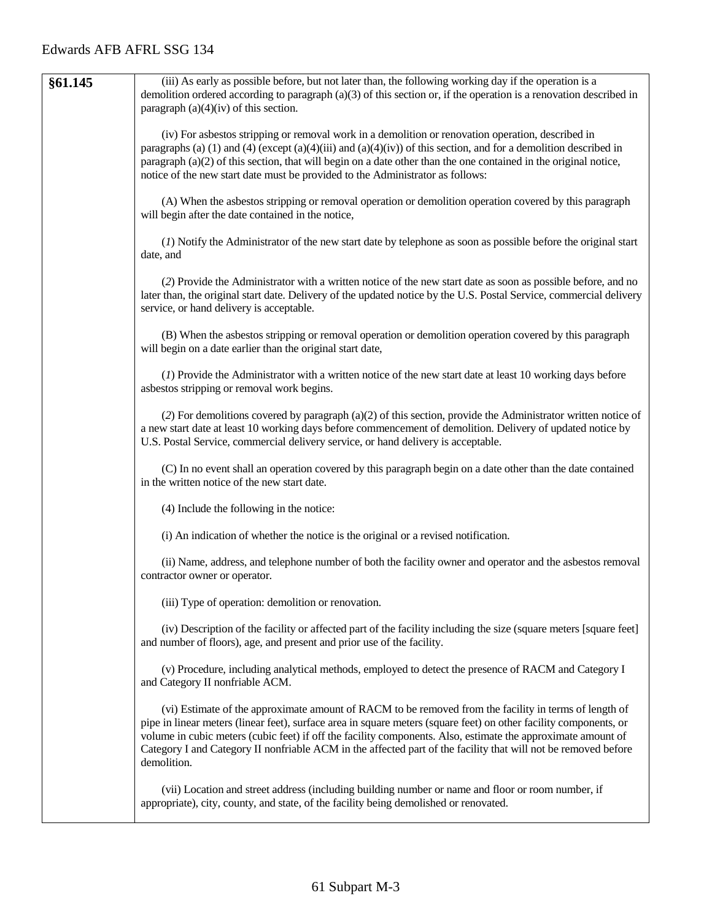| §61.145 | (iii) As early as possible before, but not later than, the following working day if the operation is a demolition ordered according to paragraph (a)(3) of this section or, if the operation is a renovation described in paragraph (a)(4)(iv) of this section.<br><br>(iv) For asbestos stripping or removal work in a demolition or renovation operation, described in paragraphs (a) (1) and (4) (except (a)(4)(iii) and (a)(4)(iv)) of this section, and for a demolition described in paragraph (a)(2) of this section, that will begin on a date other than the one contained in the original notice, notice of the new start date must be provided to the Administrator as follows:<br><br>(A) When the asbestos stripping or removal operation or demolition operation covered by this paragraph will begin after the date contained in the notice,<br><br>(*1*) Notify the Administrator of the new start date by telephone as soon as possible before the original start date, and<br><br>(*2*) Provide the Administrator with a written notice of the new start date as soon as possible before, and no later than, the original start date. Delivery of the updated notice by the U.S. Postal Service, commercial delivery service, or hand delivery is acceptable.<br><br>(B) When the asbestos stripping or removal operation or demolition operation covered by this paragraph will begin on a date earlier than the original start date,<br><br>(*1*) Provide the Administrator with a written notice of the new start date at least 10 working days before asbestos stripping or removal work begins.<br><br>(*2*) For demolitions covered by paragraph (a)(2) of this section, provide the Administrator written notice of a new start date at least 10 working days before commencement of demolition. Delivery of updated notice by U.S. Postal Service, commercial delivery service, or hand delivery is acceptable.<br><br>(C) In no event shall an operation covered by this paragraph begin on a date other than the date contained in the written notice of the new start date.<br><br>(4) Include the following in the notice:<br><br>(i) An indication of whether the notice is the original or a revised notification.<br><br>(ii) Name, address, and telephone number of both the facility owner and operator and the asbestos removal contractor owner or operator.<br><br>(iii) Type of operation: demolition or renovation.<br><br>(iv) Description of the facility or affected part of the facility including the size (square meters [square feet] and number of floors), age, and present and prior use of the facility.<br><br>(v) Procedure, including analytical methods, employed to detect the presence of RACM and Category I and Category II nonfriable ACM.<br><br>(vi) Estimate of the approximate amount of RACM to be removed from the facility in terms of length of pipe in linear meters (linear feet), surface area in square meters (square feet) on other facility components, or volume in cubic meters (cubic feet) if off the facility components. Also, estimate the approximate amount of Category I and Category II nonfriable ACM in the affected part of the facility that will not be removed before demolition.<br><br>(vii) Location and street address (including building number or name and floor or room number, if appropriate), city, county, and state, of the facility being demolished or renovated. |
|---|---|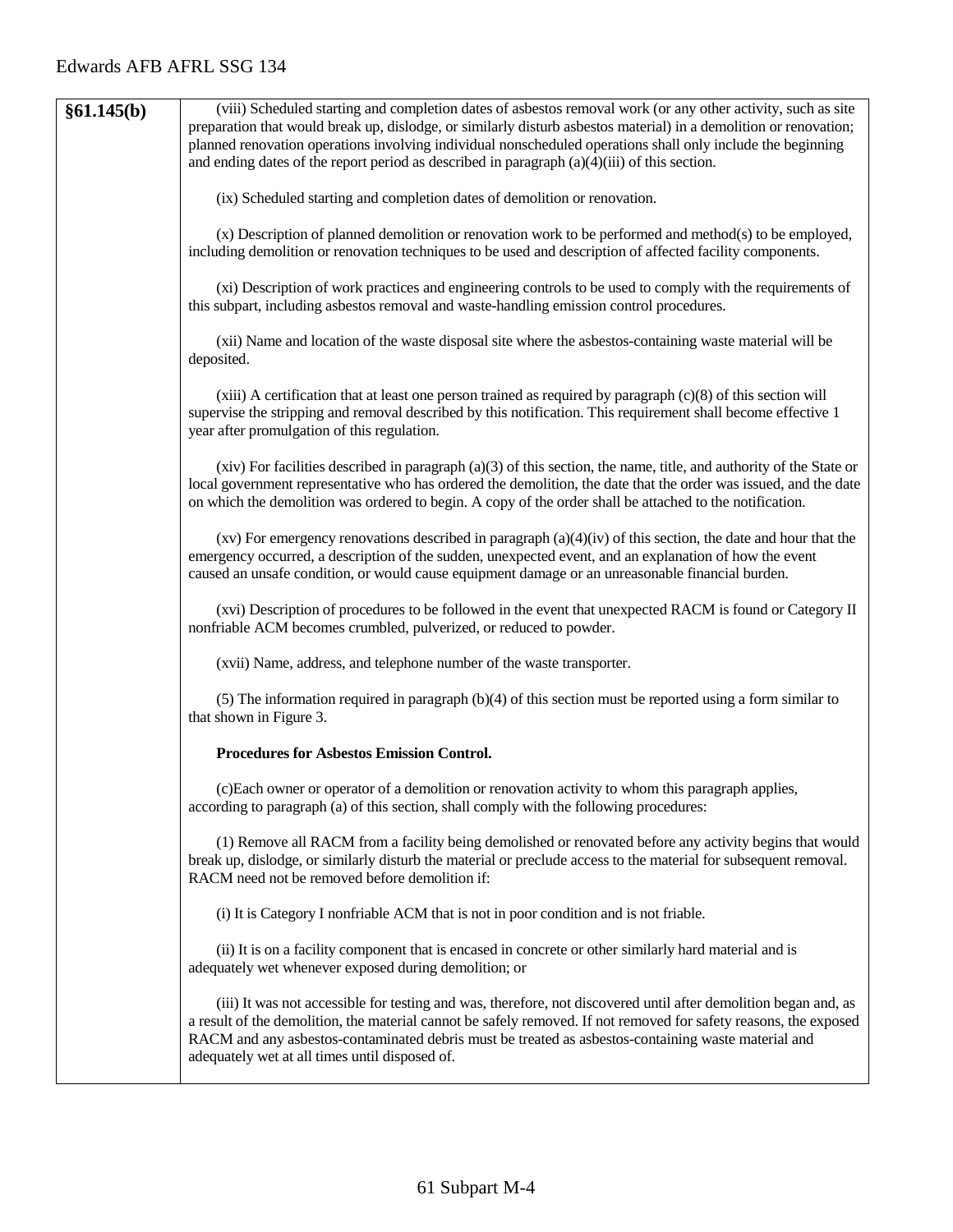| §61.145(b) | (viii) Scheduled starting and completion dates of asbestos removal work (or any other activity, such as site preparation that would break up, dislodge, or similarly disturb asbestos material) in a demolition or renovation; planned renovation operations involving individual nonscheduled operations shall only include the beginning and ending dates of the report period as described in paragraph (a)(4)(iii) of this section.<br><br>(ix) Scheduled starting and completion dates of demolition or renovation.<br><br>(x) Description of planned demolition or renovation work to be performed and method(s) to be employed, including demolition or renovation techniques to be used and description of affected facility components.<br><br>(xi) Description of work practices and engineering controls to be used to comply with the requirements of this subpart, including asbestos removal and waste-handling emission control procedures.<br><br>(xii) Name and location of the waste disposal site where the asbestos-containing waste material will be deposited.<br><br>(xiii) A certification that at least one person trained as required by paragraph (c)(8) of this section will supervise the stripping and removal described by this notification. This requirement shall become effective 1 year after promulgation of this regulation.<br><br>(xiv) For facilities described in paragraph (a)(3) of this section, the name, title, and authority of the State or local government representative who has ordered the demolition, the date that the order was issued, and the date on which the demolition was ordered to begin. A copy of the order shall be attached to the notification.<br><br>(xv) For emergency renovations described in paragraph (a)(4)(iv) of this section, the date and hour that the emergency occurred, a description of the sudden, unexpected event, and an explanation of how the event caused an unsafe condition, or would cause equipment damage or an unreasonable financial burden.<br><br>(xvi) Description of procedures to be followed in the event that unexpected RACM is found or Category II nonfriable ACM becomes crumbled, pulverized, or reduced to powder.<br><br>(xvii) Name, address, and telephone number of the waste transporter.<br><br>(5) The information required in paragraph (b)(4) of this section must be reported using a form similar to that shown in Figure 3.<br><br>**Procedures for Asbestos Emission Control.**<br><br>(c)Each owner or operator of a demolition or renovation activity to whom this paragraph applies, according to paragraph (a) of this section, shall comply with the following procedures:<br><br>(1) Remove all RACM from a facility being demolished or renovated before any activity begins that would break up, dislodge, or similarly disturb the material or preclude access to the material for subsequent removal. RACM need not be removed before demolition if:<br><br>(i) It is Category I nonfriable ACM that is not in poor condition and is not friable.<br><br>(ii) It is on a facility component that is encased in concrete or other similarly hard material and is adequately wet whenever exposed during demolition; or<br><br>(iii) It was not accessible for testing and was, therefore, not discovered until after demolition began and, as a result of the demolition, the material cannot be safely removed. If not removed for safety reasons, the exposed RACM and any asbestos-contaminated debris must be treated as asbestos-containing waste material and adequately wet at all times until disposed of. |
|---|---|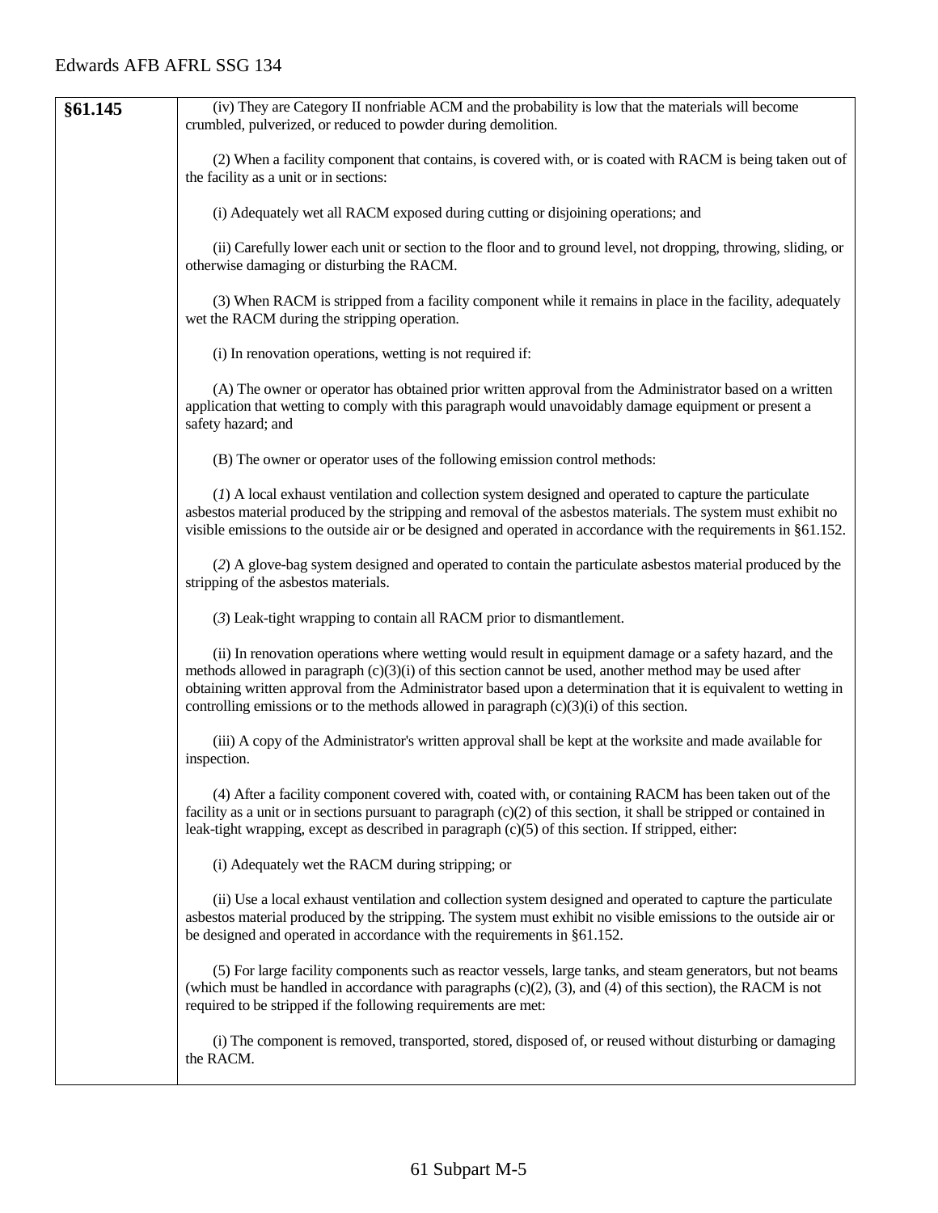| §61.145 | (iv) They are Category II nonfriable ACM and the probability is low that the materials will become crumbled, pulverized, or reduced to powder during demolition.<br><br>(2) When a facility component that contains, is covered with, or is coated with RACM is being taken out of the facility as a unit or in sections:<br><br>(i) Adequately wet all RACM exposed during cutting or disjoining operations; and<br><br>(ii) Carefully lower each unit or section to the floor and to ground level, not dropping, throwing, sliding, or otherwise damaging or disturbing the RACM.<br><br>(3) When RACM is stripped from a facility component while it remains in place in the facility, adequately wet the RACM during the stripping operation.<br><br>(i) In renovation operations, wetting is not required if:<br><br>(A) The owner or operator has obtained prior written approval from the Administrator based on a written application that wetting to comply with this paragraph would unavoidably damage equipment or present a safety hazard; and<br><br>(B) The owner or operator uses of the following emission control methods:<br><br>(*1*) A local exhaust ventilation and collection system designed and operated to capture the particulate asbestos material produced by the stripping and removal of the asbestos materials. The system must exhibit no visible emissions to the outside air or be designed and operated in accordance with the requirements in §61.152.<br><br>(*2*) A glove-bag system designed and operated to contain the particulate asbestos material produced by the stripping of the asbestos materials.<br><br>(*3*) Leak-tight wrapping to contain all RACM prior to dismantlement.<br><br>(ii) In renovation operations where wetting would result in equipment damage or a safety hazard, and the methods allowed in paragraph (c)(3)(i) of this section cannot be used, another method may be used after obtaining written approval from the Administrator based upon a determination that it is equivalent to wetting in controlling emissions or to the methods allowed in paragraph (c)(3)(i) of this section.<br><br>(iii) A copy of the Administrator's written approval shall be kept at the worksite and made available for inspection.<br><br>(4) After a facility component covered with, coated with, or containing RACM has been taken out of the facility as a unit or in sections pursuant to paragraph (c)(2) of this section, it shall be stripped or contained in leak-tight wrapping, except as described in paragraph (c)(5) of this section. If stripped, either:<br><br>(i) Adequately wet the RACM during stripping; or<br><br>(ii) Use a local exhaust ventilation and collection system designed and operated to capture the particulate asbestos material produced by the stripping. The system must exhibit no visible emissions to the outside air or be designed and operated in accordance with the requirements in §61.152.<br><br>(5) For large facility components such as reactor vessels, large tanks, and steam generators, but not beams (which must be handled in accordance with paragraphs (c)(2), (3), and (4) of this section), the RACM is not required to be stripped if the following requirements are met:<br><br>(i) The component is removed, transported, stored, disposed of, or reused without disturbing or damaging the RACM. |
|---|---|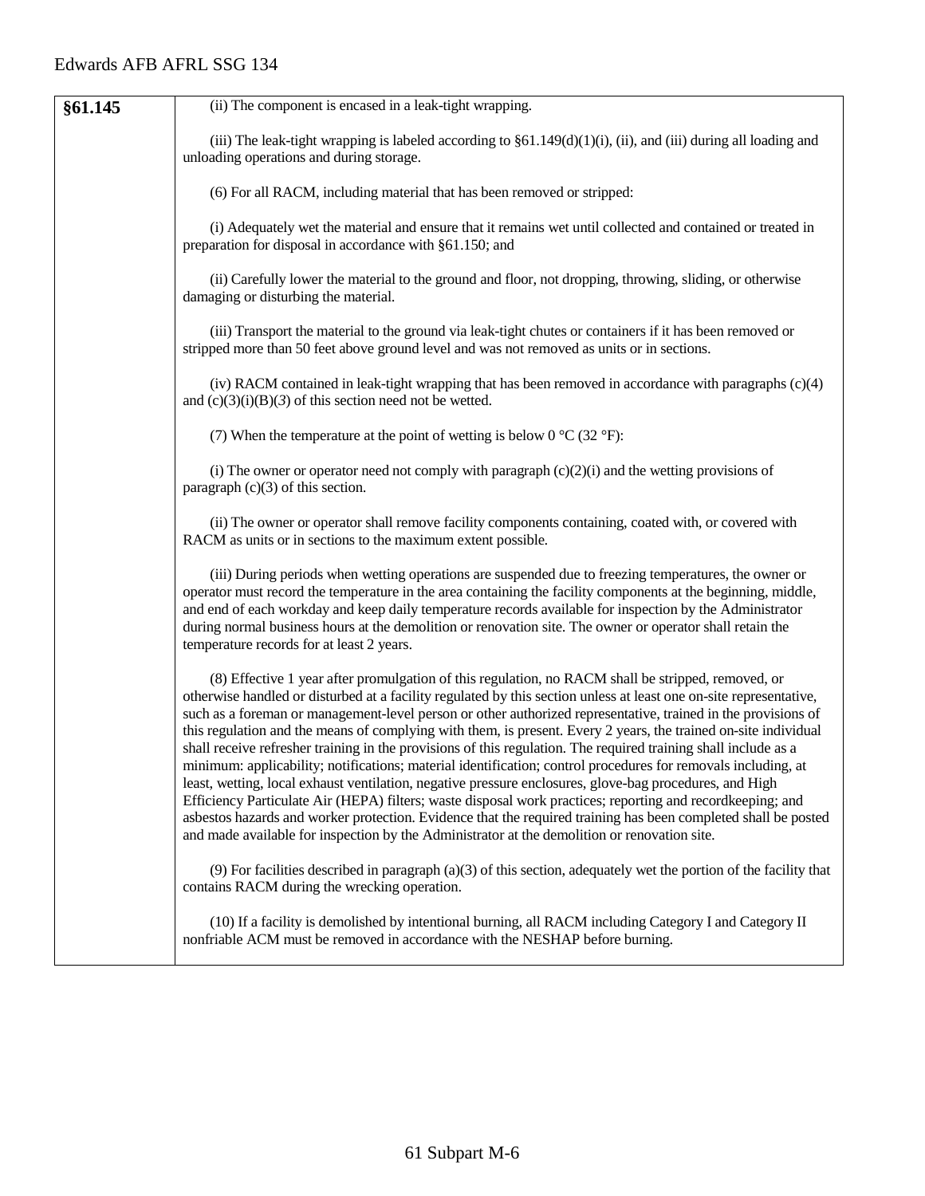| §61.145 | (ii) The component is encased in a leak-tight wrapping.<br><br>(iii) The leak-tight wrapping is labeled according to §61.149(d)(1)(i), (ii), and (iii) during all loading and unloading operations and during storage.<br><br>(6) For all RACM, including material that has been removed or stripped:<br><br>(i) Adequately wet the material and ensure that it remains wet until collected and contained or treated in preparation for disposal in accordance with §61.150; and<br><br>(ii) Carefully lower the material to the ground and floor, not dropping, throwing, sliding, or otherwise damaging or disturbing the material.<br><br>(iii) Transport the material to the ground via leak-tight chutes or containers if it has been removed or stripped more than 50 feet above ground level and was not removed as units or in sections.<br><br>(iv) RACM contained in leak-tight wrapping that has been removed in accordance with paragraphs (c)(4) and (c)(3)(i)(B)(*3*) of this section need not be wetted.<br><br>(7) When the temperature at the point of wetting is below 0 °C (32 °F):<br><br>(i) The owner or operator need not comply with paragraph (c)(2)(i) and the wetting provisions of paragraph (c)(3) of this section.<br><br>(ii) The owner or operator shall remove facility components containing, coated with, or covered with RACM as units or in sections to the maximum extent possible.<br><br>(iii) During periods when wetting operations are suspended due to freezing temperatures, the owner or operator must record the temperature in the area containing the facility components at the beginning, middle, and end of each workday and keep daily temperature records available for inspection by the Administrator during normal business hours at the demolition or renovation site. The owner or operator shall retain the temperature records for at least 2 years.<br><br>(8) Effective 1 year after promulgation of this regulation, no RACM shall be stripped, removed, or otherwise handled or disturbed at a facility regulated by this section unless at least one on-site representative, such as a foreman or management-level person or other authorized representative, trained in the provisions of this regulation and the means of complying with them, is present. Every 2 years, the trained on-site individual shall receive refresher training in the provisions of this regulation. The required training shall include as a minimum: applicability; notifications; material identification; control procedures for removals including, at least, wetting, local exhaust ventilation, negative pressure enclosures, glove-bag procedures, and High Efficiency Particulate Air (HEPA) filters; waste disposal work practices; reporting and recordkeeping; and asbestos hazards and worker protection. Evidence that the required training has been completed shall be posted and made available for inspection by the Administrator at the demolition or renovation site.<br><br>(9) For facilities described in paragraph (a)(3) of this section, adequately wet the portion of the facility that contains RACM during the wrecking operation.<br><br>(10) If a facility is demolished by intentional burning, all RACM including Category I and Category II nonfriable ACM must be removed in accordance with the NESHAP before burning. |
|---|---|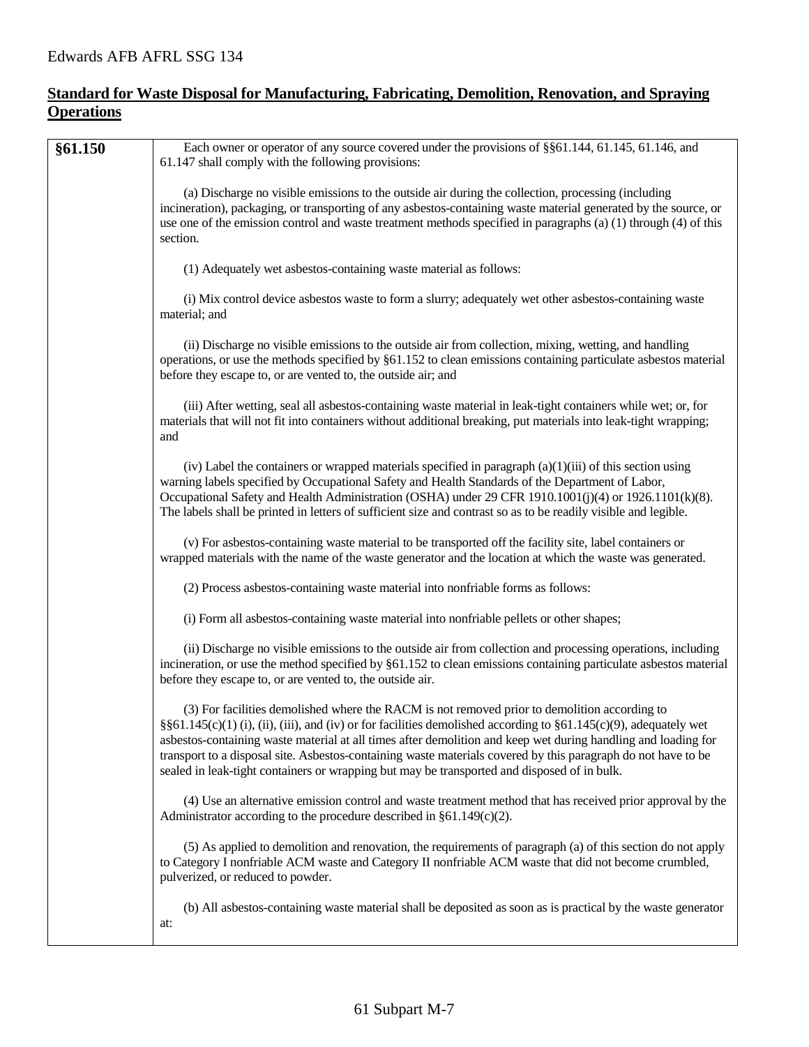## Standard for Waste Disposal for Manufacturing, Fabricating, Demolition, Renovation, and Spraying Operations

| | |
|---|---|
| **§61.150** | Each owner or operator of any source covered under the provisions of §§61.144, 61.145, 61.146, and 61.147 shall comply with the following provisions:<br><br>(a) Discharge no visible emissions to the outside air during the collection, processing (including incineration), packaging, or transporting of any asbestos-containing waste material generated by the source, or use one of the emission control and waste treatment methods specified in paragraphs (a) (1) through (4) of this section.<br><br>(1) Adequately wet asbestos-containing waste material as follows:<br><br>(i) Mix control device asbestos waste to form a slurry; adequately wet other asbestos-containing waste material; and<br><br>(ii) Discharge no visible emissions to the outside air from collection, mixing, wetting, and handling operations, or use the methods specified by §61.152 to clean emissions containing particulate asbestos material before they escape to, or are vented to, the outside air; and<br><br>(iii) After wetting, seal all asbestos-containing waste material in leak-tight containers while wet; or, for materials that will not fit into containers without additional breaking, put materials into leak-tight wrapping; and<br><br>(iv) Label the containers or wrapped materials specified in paragraph (a)(1)(iii) of this section using warning labels specified by Occupational Safety and Health Standards of the Department of Labor, Occupational Safety and Health Administration (OSHA) under 29 CFR 1910.1001(j)(4) or 1926.1101(k)(8). The labels shall be printed in letters of sufficient size and contrast so as to be readily visible and legible.<br><br>(v) For asbestos-containing waste material to be transported off the facility site, label containers or wrapped materials with the name of the waste generator and the location at which the waste was generated.<br><br>(2) Process asbestos-containing waste material into nonfriable forms as follows:<br><br>(i) Form all asbestos-containing waste material into nonfriable pellets or other shapes;<br><br>(ii) Discharge no visible emissions to the outside air from collection and processing operations, including incineration, or use the method specified by §61.152 to clean emissions containing particulate asbestos material before they escape to, or are vented to, the outside air.<br><br>(3) For facilities demolished where the RACM is not removed prior to demolition according to §§61.145(c)(1) (i), (ii), (iii), and (iv) or for facilities demolished according to §61.145(c)(9), adequately wet asbestos-containing waste material at all times after demolition and keep wet during handling and loading for transport to a disposal site. Asbestos-containing waste materials covered by this paragraph do not have to be sealed in leak-tight containers or wrapping but may be transported and disposed of in bulk.<br><br>(4) Use an alternative emission control and waste treatment method that has received prior approval by the Administrator according to the procedure described in §61.149(c)(2).<br><br>(5) As applied to demolition and renovation, the requirements of paragraph (a) of this section do not apply to Category I nonfriable ACM waste and Category II nonfriable ACM waste that did not become crumbled, pulverized, or reduced to powder.<br><br>(b) All asbestos-containing waste material shall be deposited as soon as is practical by the waste generator at: |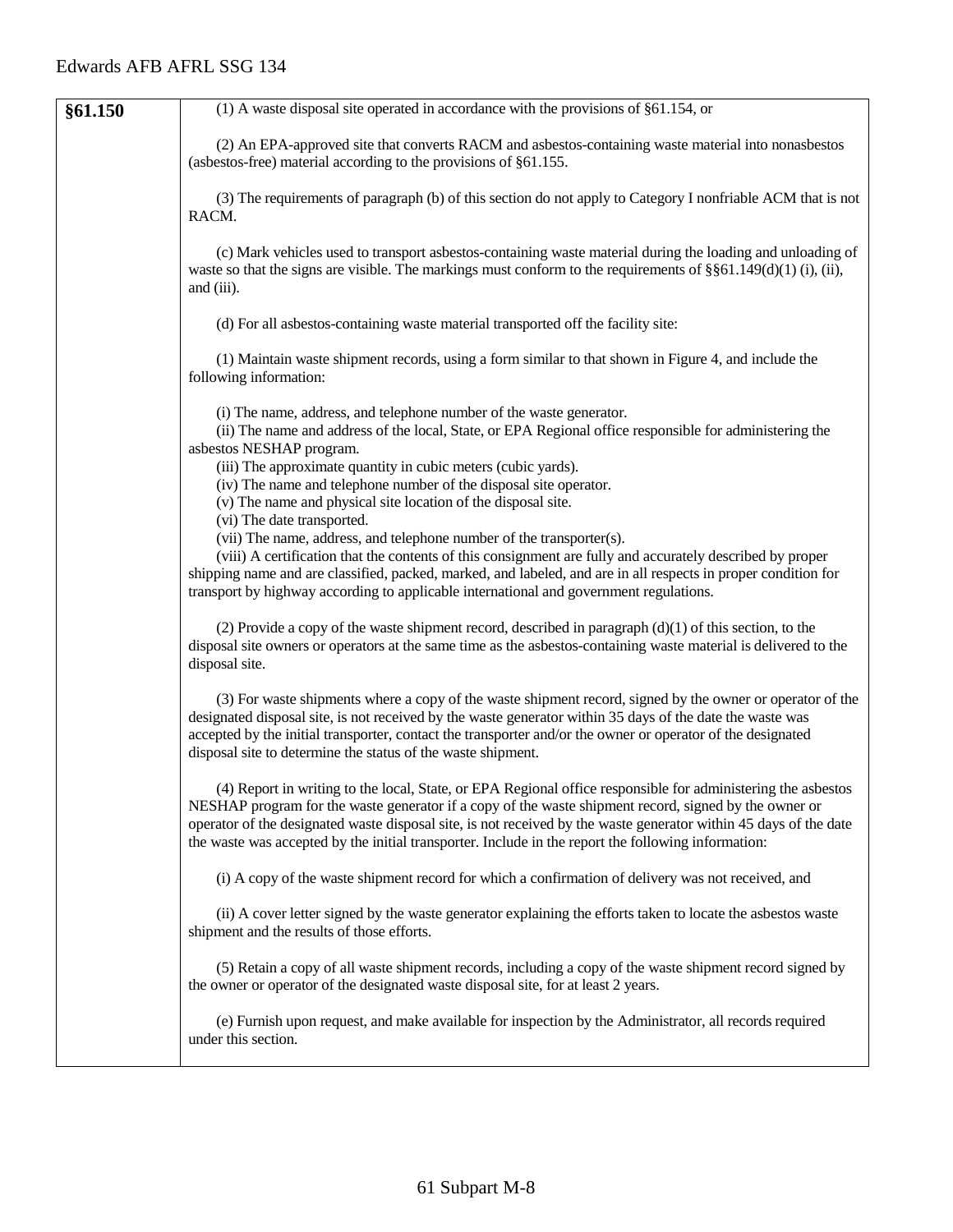| §61.150 | (1) A waste disposal site operated in accordance with the provisions of §61.154, or<br><br>(2) An EPA-approved site that converts RACM and asbestos-containing waste material into nonasbestos (asbestos-free) material according to the provisions of §61.155.<br><br>(3) The requirements of paragraph (b) of this section do not apply to Category I nonfriable ACM that is not RACM.<br><br>(c) Mark vehicles used to transport asbestos-containing waste material during the loading and unloading of waste so that the signs are visible. The markings must conform to the requirements of §§61.149(d)(1) (i), (ii), and (iii).<br><br>(d) For all asbestos-containing waste material transported off the facility site:<br><br>(1) Maintain waste shipment records, using a form similar to that shown in Figure 4, and include the following information:<br><br>(i) The name, address, and telephone number of the waste generator.<br>(ii) The name and address of the local, State, or EPA Regional office responsible for administering the asbestos NESHAP program.<br>(iii) The approximate quantity in cubic meters (cubic yards).<br>(iv) The name and telephone number of the disposal site operator.<br>(v) The name and physical site location of the disposal site.<br>(vi) The date transported.<br>(vii) The name, address, and telephone number of the transporter(s).<br>(viii) A certification that the contents of this consignment are fully and accurately described by proper shipping name and are classified, packed, marked, and labeled, and are in all respects in proper condition for transport by highway according to applicable international and government regulations.<br><br>(2) Provide a copy of the waste shipment record, described in paragraph (d)(1) of this section, to the disposal site owners or operators at the same time as the asbestos-containing waste material is delivered to the disposal site.<br><br>(3) For waste shipments where a copy of the waste shipment record, signed by the owner or operator of the designated disposal site, is not received by the waste generator within 35 days of the date the waste was accepted by the initial transporter, contact the transporter and/or the owner or operator of the designated disposal site to determine the status of the waste shipment.<br><br>(4) Report in writing to the local, State, or EPA Regional office responsible for administering the asbestos NESHAP program for the waste generator if a copy of the waste shipment record, signed by the owner or operator of the designated waste disposal site, is not received by the waste generator within 45 days of the date the waste was accepted by the initial transporter. Include in the report the following information:<br><br>(i) A copy of the waste shipment record for which a confirmation of delivery was not received, and<br><br>(ii) A cover letter signed by the waste generator explaining the efforts taken to locate the asbestos waste shipment and the results of those efforts.<br><br>(5) Retain a copy of all waste shipment records, including a copy of the waste shipment record signed by the owner or operator of the designated waste disposal site, for at least 2 years.<br><br>(e) Furnish upon request, and make available for inspection by the Administrator, all records required under this section. |
|---|---|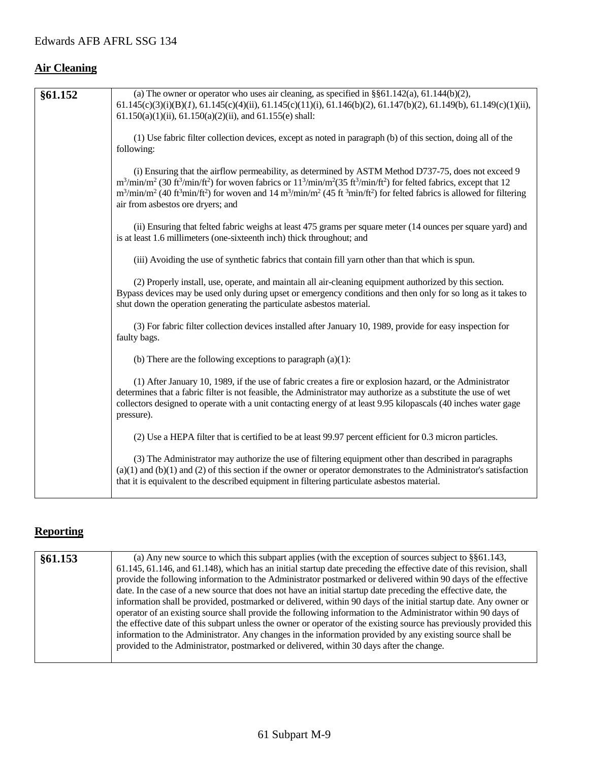## Air Cleaning

| §61.152 | (a) The owner or operator who uses air cleaning, as specified in §§61.142(a), 61.144(b)(2), 61.145(c)(3)(i)(B)(*1*), 61.145(c)(4)(ii), 61.145(c)(11)(i), 61.146(b)(2), 61.147(b)(2), 61.149(b), 61.149(c)(1)(ii), 61.150(a)(1)(ii), 61.150(a)(2)(ii), and 61.155(e) shall:<br><br>(1) Use fabric filter collection devices, except as noted in paragraph (b) of this section, doing all of the following:<br><br>(i) Ensuring that the airflow permeability, as determined by ASTM Method D737-75, does not exceed 9 $m^3/min/m^2$ (30 $ft^3/min/ft^2$) for woven fabrics or $11^3/min/m^2$(35 $ft^3/min/ft^2$) for felted fabrics, except that 12 $m^3/min/m^2$ (40 $ft^3min/ft^2$) for woven and 14 $m^3/min/m^2$ (45 ft $^3min/ft^2$) for felted fabrics is allowed for filtering air from asbestos ore dryers; and<br><br>(ii) Ensuring that felted fabric weighs at least 475 grams per square meter (14 ounces per square yard) and is at least 1.6 millimeters (one-sixteenth inch) thick throughout; and<br><br>(iii) Avoiding the use of synthetic fabrics that contain fill yarn other than that which is spun.<br><br>(2) Properly install, use, operate, and maintain all air-cleaning equipment authorized by this section. Bypass devices may be used only during upset or emergency conditions and then only for so long as it takes to shut down the operation generating the particulate asbestos material.<br><br>(3) For fabric filter collection devices installed after January 10, 1989, provide for easy inspection for faulty bags.<br><br>(b) There are the following exceptions to paragraph (a)(1):<br><br>(1) After January 10, 1989, if the use of fabric creates a fire or explosion hazard, or the Administrator determines that a fabric filter is not feasible, the Administrator may authorize as a substitute the use of wet collectors designed to operate with a unit contacting energy of at least 9.95 kilopascals (40 inches water gage pressure).<br><br>(2) Use a HEPA filter that is certified to be at least 99.97 percent efficient for 0.3 micron particles.<br><br>(3) The Administrator may authorize the use of filtering equipment other than described in paragraphs (a)(1) and (b)(1) and (2) of this section if the owner or operator demonstrates to the Administrator's satisfaction that it is equivalent to the described equipment in filtering particulate asbestos material. |
|---|---|

## Reporting

| §61.153 | (a) Any new source to which this subpart applies (with the exception of sources subject to §§61.143, 61.145, 61.146, and 61.148), which has an initial startup date preceding the effective date of this revision, shall provide the following information to the Administrator postmarked or delivered within 90 days of the effective date. In the case of a new source that does not have an initial startup date preceding the effective date, the information shall be provided, postmarked or delivered, within 90 days of the initial startup date. Any owner or operator of an existing source shall provide the following information to the Administrator within 90 days of the effective date of this subpart unless the owner or operator of the existing source has previously provided this information to the Administrator. Any changes in the information provided by any existing source shall be provided to the Administrator, postmarked or delivered, within 30 days after the change. |
|---|---|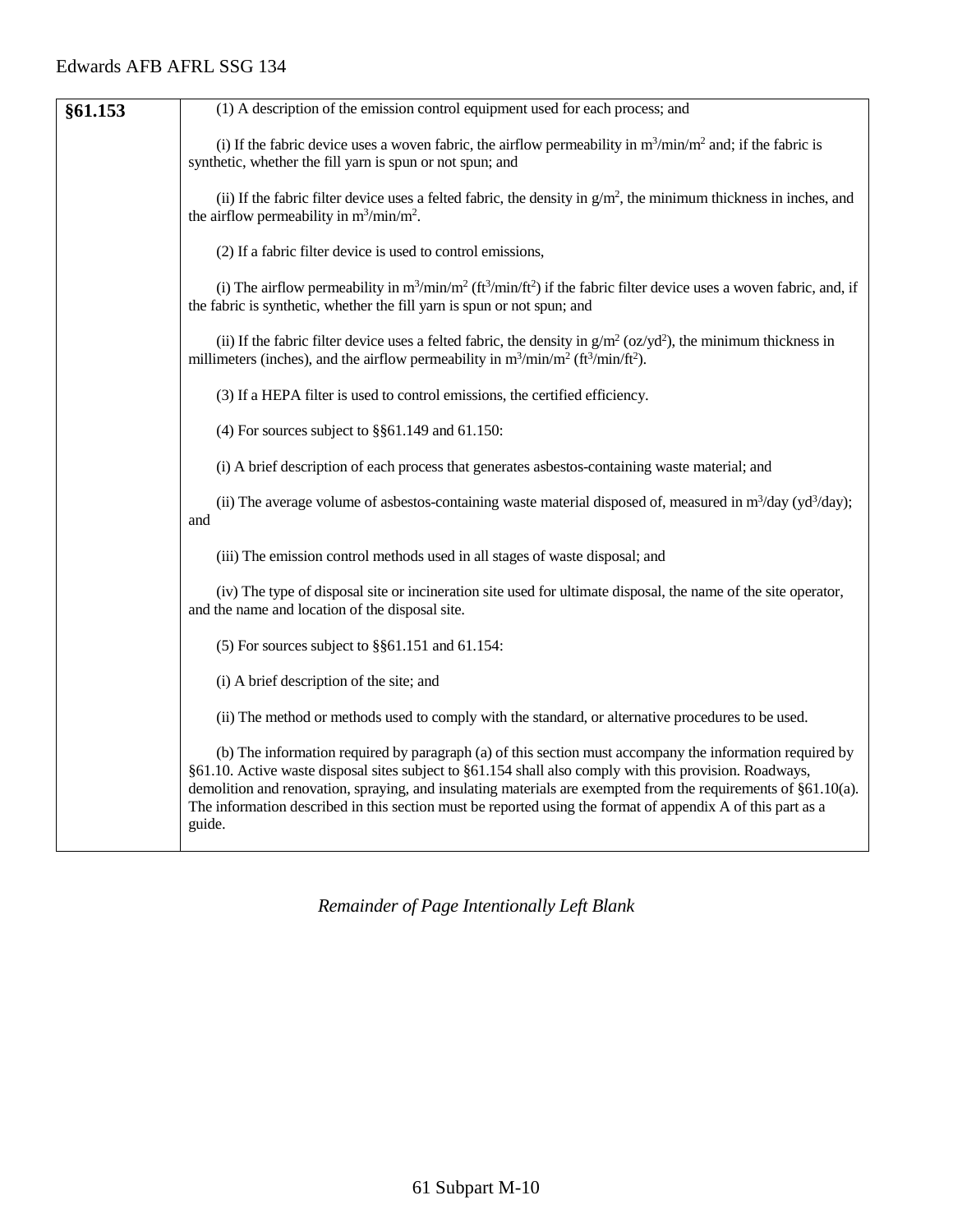| §61.153 | (1) A description of the emission control equipment used for each process; and<br><br>(i) If the fabric device uses a woven fabric, the airflow permeability in $m^3/min/m^2$ and; if the fabric is synthetic, whether the fill yarn is spun or not spun; and<br><br>(ii) If the fabric filter device uses a felted fabric, the density in $g/m^2$, the minimum thickness in inches, and the airflow permeability in $m^3/min/m^2$.<br><br>(2) If a fabric filter device is used to control emissions,<br><br>(i) The airflow permeability in $m^3/min/m^2$ ($ft^3/min/ft^2$) if the fabric filter device uses a woven fabric, and, if the fabric is synthetic, whether the fill yarn is spun or not spun; and<br><br>(ii) If the fabric filter device uses a felted fabric, the density in $g/m^2$ ($oz/yd^2$), the minimum thickness in millimeters (inches), and the airflow permeability in $m^3/min/m^2$ ($ft^3/min/ft^2$).<br><br>(3) If a HEPA filter is used to control emissions, the certified efficiency.<br><br>(4) For sources subject to §§61.149 and 61.150:<br><br>(i) A brief description of each process that generates asbestos-containing waste material; and<br><br>(ii) The average volume of asbestos-containing waste material disposed of, measured in $m^3$/day ($yd^3$/day); and<br><br>(iii) The emission control methods used in all stages of waste disposal; and<br><br>(iv) The type of disposal site or incineration site used for ultimate disposal, the name of the site operator, and the name and location of the disposal site.<br><br>(5) For sources subject to §§61.151 and 61.154:<br><br>(i) A brief description of the site; and<br><br>(ii) The method or methods used to comply with the standard, or alternative procedures to be used.<br><br>(b) The information required by paragraph (a) of this section must accompany the information required by §61.10. Active waste disposal sites subject to §61.154 shall also comply with this provision. Roadways, demolition and renovation, spraying, and insulating materials are exempted from the requirements of §61.10(a). The information described in this section must be reported using the format of appendix A of this part as a guide. |
|---|---|

*Remainder of Page Intentionally Left Blank*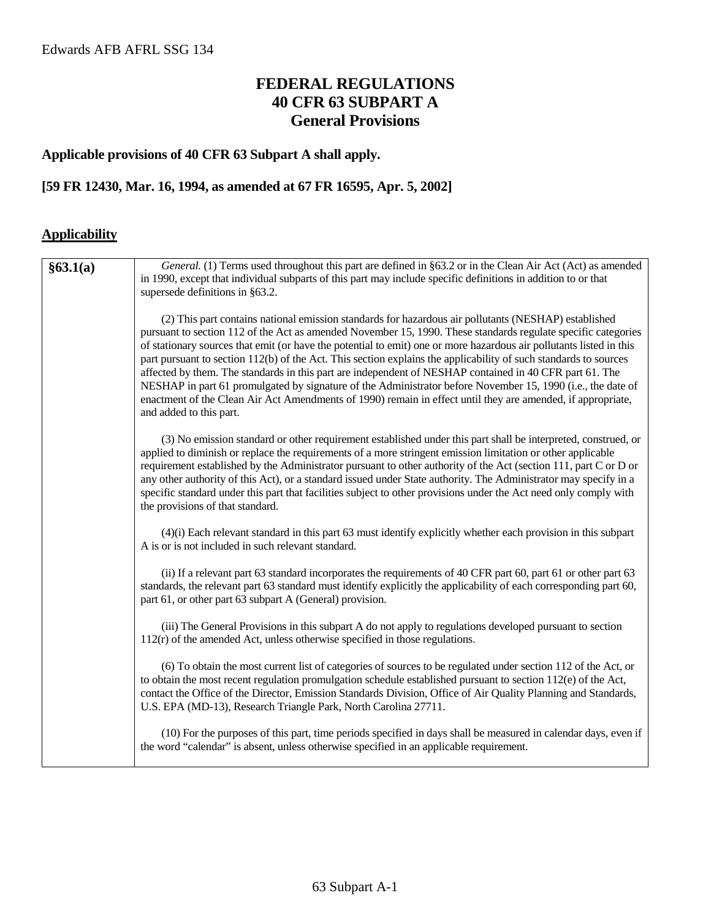# FEDERAL REGULATIONS
# 40 CFR 63 SUBPART A
# General Provisions

**Applicable provisions of 40 CFR 63 Subpart A shall apply.**

**[59 FR 12430, Mar. 16, 1994, as amended at 67 FR 16595, Apr. 5, 2002]**

## Applicability

| | |
|---|---|
| **§63.1(a)** | *General.* (1) Terms used throughout this part are defined in §63.2 or in the Clean Air Act (Act) as amended in 1990, except that individual subparts of this part may include specific definitions in addition to or that supersede definitions in §63.2.<br><br>(2) This part contains national emission standards for hazardous air pollutants (NESHAP) established pursuant to section 112 of the Act as amended November 15, 1990. These standards regulate specific categories of stationary sources that emit (or have the potential to emit) one or more hazardous air pollutants listed in this part pursuant to section 112(b) of the Act. This section explains the applicability of such standards to sources affected by them. The standards in this part are independent of NESHAP contained in 40 CFR part 61. The NESHAP in part 61 promulgated by signature of the Administrator before November 15, 1990 (i.e., the date of enactment of the Clean Air Act Amendments of 1990) remain in effect until they are amended, if appropriate, and added to this part.<br><br>(3) No emission standard or other requirement established under this part shall be interpreted, construed, or applied to diminish or replace the requirements of a more stringent emission limitation or other applicable requirement established by the Administrator pursuant to other authority of the Act (section 111, part C or D or any other authority of this Act), or a standard issued under State authority. The Administrator may specify in a specific standard under this part that facilities subject to other provisions under the Act need only comply with the provisions of that standard.<br><br>(4)(i) Each relevant standard in this part 63 must identify explicitly whether each provision in this subpart A is or is not included in such relevant standard.<br><br>(ii) If a relevant part 63 standard incorporates the requirements of 40 CFR part 60, part 61 or other part 63 standards, the relevant part 63 standard must identify explicitly the applicability of each corresponding part 60, part 61, or other part 63 subpart A (General) provision.<br><br>(iii) The General Provisions in this subpart A do not apply to regulations developed pursuant to section 112(r) of the amended Act, unless otherwise specified in those regulations.<br><br>(6) To obtain the most current list of categories of sources to be regulated under section 112 of the Act, or to obtain the most recent regulation promulgation schedule established pursuant to section 112(e) of the Act, contact the Office of the Director, Emission Standards Division, Office of Air Quality Planning and Standards, U.S. EPA (MD-13), Research Triangle Park, North Carolina 27711.<br><br>(10) For the purposes of this part, time periods specified in days shall be measured in calendar days, even if the word "calendar" is absent, unless otherwise specified in an applicable requirement. |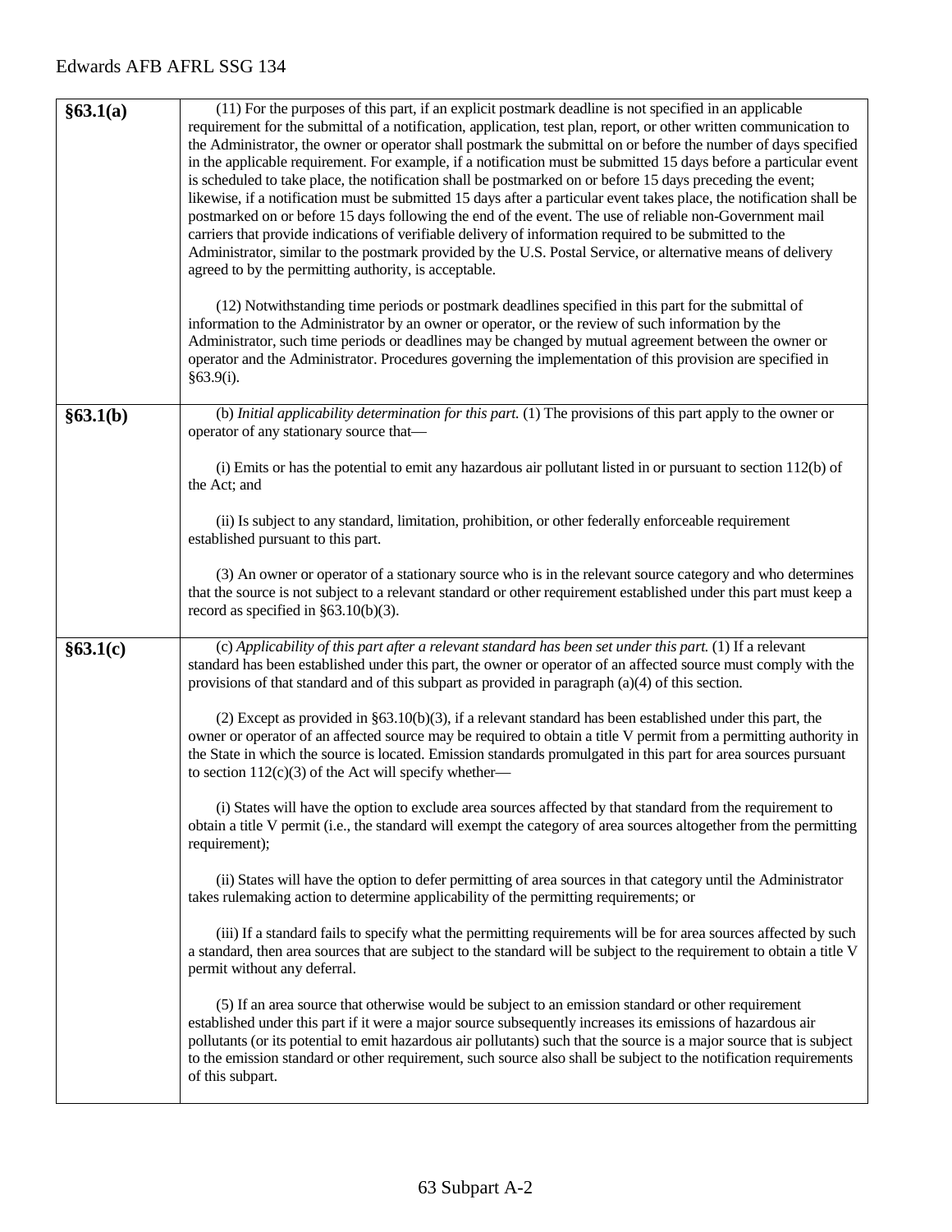| §63.1(a) | (11) For the purposes of this part, if an explicit postmark deadline is not specified in an applicable requirement for the submittal of a notification, application, test plan, report, or other written communication to the Administrator, the owner or operator shall postmark the submittal on or before the number of days specified in the applicable requirement. For example, if a notification must be submitted 15 days before a particular event is scheduled to take place, the notification shall be postmarked on or before 15 days preceding the event; likewise, if a notification must be submitted 15 days after a particular event takes place, the notification shall be postmarked on or before 15 days following the end of the event. The use of reliable non-Government mail carriers that provide indications of verifiable delivery of information required to be submitted to the Administrator, similar to the postmark provided by the U.S. Postal Service, or alternative means of delivery agreed to by the permitting authority, is acceptable.<br><br>(12) Notwithstanding time periods or postmark deadlines specified in this part for the submittal of information to the Administrator by an owner or operator, or the review of such information by the Administrator, such time periods or deadlines may be changed by mutual agreement between the owner or operator and the Administrator. Procedures governing the implementation of this provision are specified in §63.9(i). |
|---|---|
| §63.1(b) | (b) *Initial applicability determination for this part.* (1) The provisions of this part apply to the owner or operator of any stationary source that—<br><br>(i) Emits or has the potential to emit any hazardous air pollutant listed in or pursuant to section 112(b) of the Act; and<br><br>(ii) Is subject to any standard, limitation, prohibition, or other federally enforceable requirement established pursuant to this part.<br><br>(3) An owner or operator of a stationary source who is in the relevant source category and who determines that the source is not subject to a relevant standard or other requirement established under this part must keep a record as specified in §63.10(b)(3). |
| §63.1(c) | (c) *Applicability of this part after a relevant standard has been set under this part.* (1) If a relevant standard has been established under this part, the owner or operator of an affected source must comply with the provisions of that standard and of this subpart as provided in paragraph (a)(4) of this section.<br><br>(2) Except as provided in §63.10(b)(3), if a relevant standard has been established under this part, the owner or operator of an affected source may be required to obtain a title V permit from a permitting authority in the State in which the source is located. Emission standards promulgated in this part for area sources pursuant to section 112(c)(3) of the Act will specify whether—<br><br>(i) States will have the option to exclude area sources affected by that standard from the requirement to obtain a title V permit (i.e., the standard will exempt the category of area sources altogether from the permitting requirement);<br><br>(ii) States will have the option to defer permitting of area sources in that category until the Administrator takes rulemaking action to determine applicability of the permitting requirements; or<br><br>(iii) If a standard fails to specify what the permitting requirements will be for area sources affected by such a standard, then area sources that are subject to the standard will be subject to the requirement to obtain a title V permit without any deferral.<br><br>(5) If an area source that otherwise would be subject to an emission standard or other requirement established under this part if it were a major source subsequently increases its emissions of hazardous air pollutants (or its potential to emit hazardous air pollutants) such that the source is a major source that is subject to the emission standard or other requirement, such source also shall be subject to the notification requirements of this subpart. |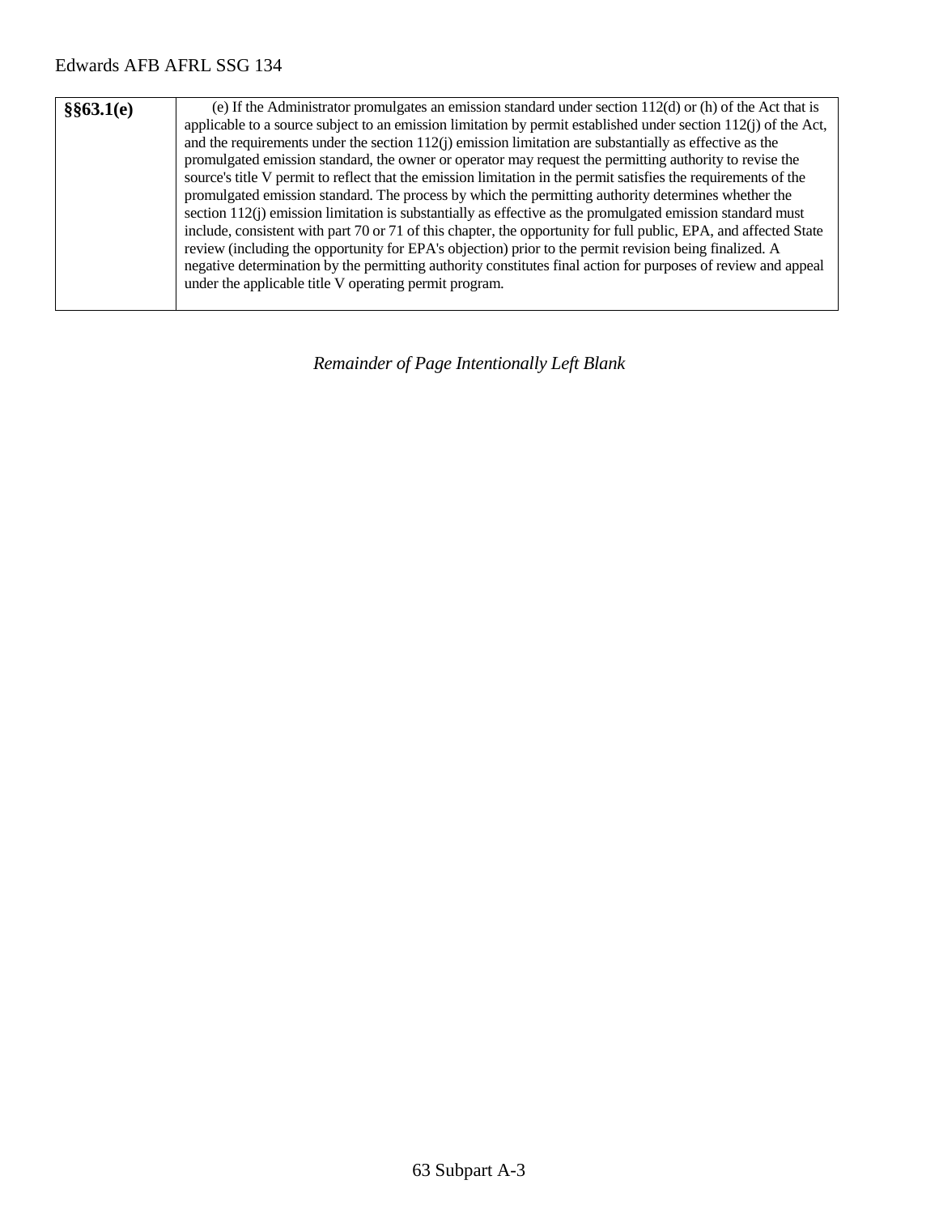| §§63.1(e) | (e) If the Administrator promulgates an emission standard under section 112(d) or (h) of the Act that is applicable to a source subject to an emission limitation by permit established under section 112(j) of the Act, and the requirements under the section 112(j) emission limitation are substantially as effective as the promulgated emission standard, the owner or operator may request the permitting authority to revise the source's title V permit to reflect that the emission limitation in the permit satisfies the requirements of the promulgated emission standard. The process by which the permitting authority determines whether the section 112(j) emission limitation is substantially as effective as the promulgated emission standard must include, consistent with part 70 or 71 of this chapter, the opportunity for full public, EPA, and affected State review (including the opportunity for EPA's objection) prior to the permit revision being finalized. A negative determination by the permitting authority constitutes final action for purposes of review and appeal under the applicable title V operating permit program. |
|---|---|

*Remainder of Page Intentionally Left Blank*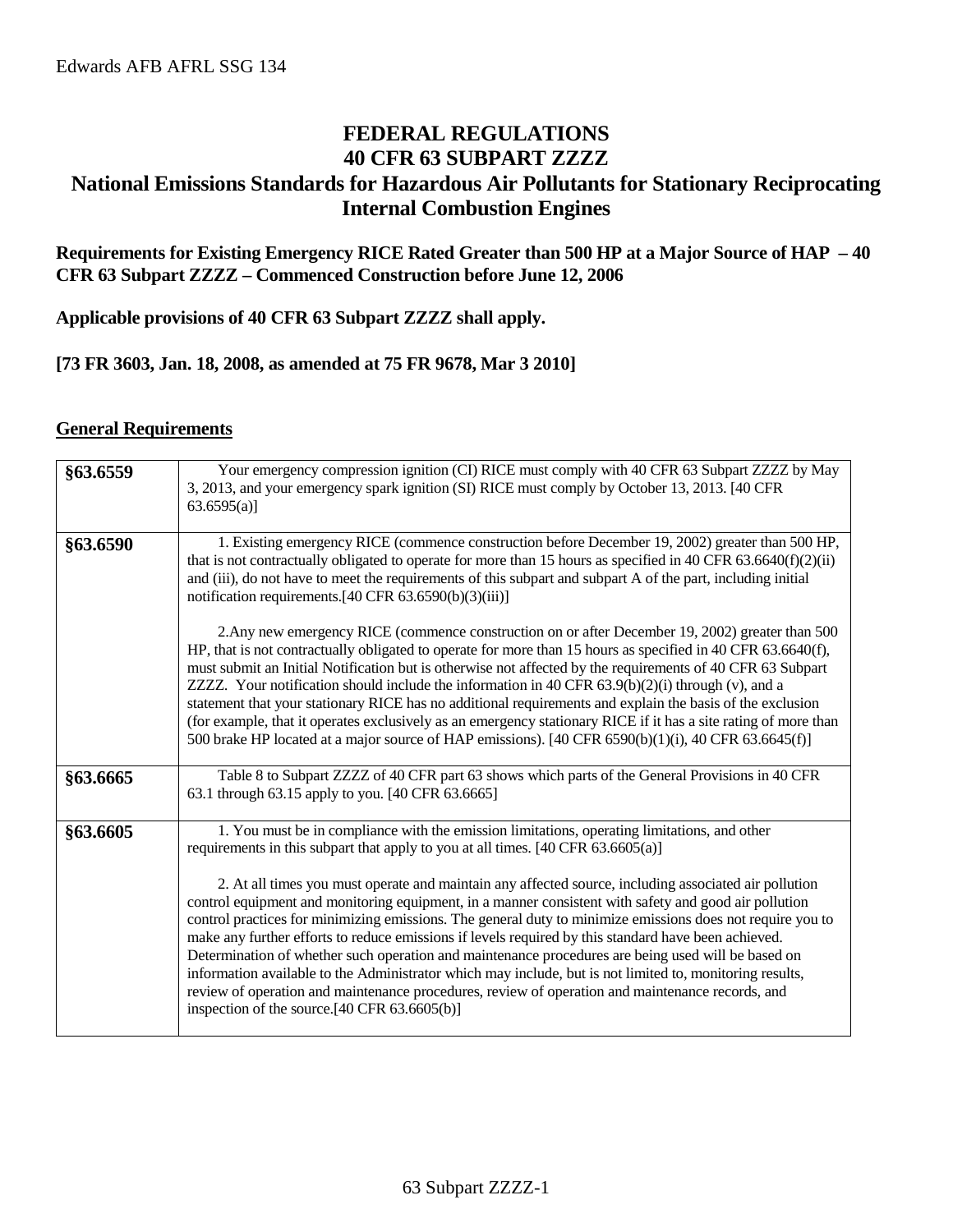# FEDERAL REGULATIONS
# 40 CFR 63 SUBPART ZZZZ
# National Emissions Standards for Hazardous Air Pollutants for Stationary Reciprocating Internal Combustion Engines

**Requirements for Existing Emergency RICE Rated Greater than 500 HP at a Major Source of HAP – 40 CFR 63 Subpart ZZZZ – Commenced Construction before June 12, 2006**

**Applicable provisions of 40 CFR 63 Subpart ZZZZ shall apply.**

**[73 FR 3603, Jan. 18, 2008, as amended at 75 FR 9678, Mar 3 2010]**

## General Requirements

| | |
|---|---|
| **§63.6559** | Your emergency compression ignition (CI) RICE must comply with 40 CFR 63 Subpart ZZZZ by May 3, 2013, and your emergency spark ignition (SI) RICE must comply by October 13, 2013. [40 CFR 63.6595(a)] |
| **§63.6590** | 1. Existing emergency RICE (commence construction before December 19, 2002) greater than 500 HP, that is not contractually obligated to operate for more than 15 hours as specified in 40 CFR 63.6640(f)(2)(ii) and (iii), do not have to meet the requirements of this subpart and subpart A of the part, including initial notification requirements.[40 CFR 63.6590(b)(3)(iii)]<br><br>2.Any new emergency RICE (commence construction on or after December 19, 2002) greater than 500 HP, that is not contractually obligated to operate for more than 15 hours as specified in 40 CFR 63.6640(f), must submit an Initial Notification but is otherwise not affected by the requirements of 40 CFR 63 Subpart ZZZZ. Your notification should include the information in 40 CFR 63.9(b)(2)(i) through (v), and a statement that your stationary RICE has no additional requirements and explain the basis of the exclusion (for example, that it operates exclusively as an emergency stationary RICE if it has a site rating of more than 500 brake HP located at a major source of HAP emissions). [40 CFR 6590(b)(1)(i), 40 CFR 63.6645(f)] |
| **§63.6665** | Table 8 to Subpart ZZZZ of 40 CFR part 63 shows which parts of the General Provisions in 40 CFR 63.1 through 63.15 apply to you. [40 CFR 63.6665] |
| **§63.6605** | 1. You must be in compliance with the emission limitations, operating limitations, and other requirements in this subpart that apply to you at all times. [40 CFR 63.6605(a)]<br><br>2. At all times you must operate and maintain any affected source, including associated air pollution control equipment and monitoring equipment, in a manner consistent with safety and good air pollution control practices for minimizing emissions. The general duty to minimize emissions does not require you to make any further efforts to reduce emissions if levels required by this standard have been achieved. Determination of whether such operation and maintenance procedures are being used will be based on information available to the Administrator which may include, but is not limited to, monitoring results, review of operation and maintenance procedures, review of operation and maintenance records, and inspection of the source.[40 CFR 63.6605(b)] |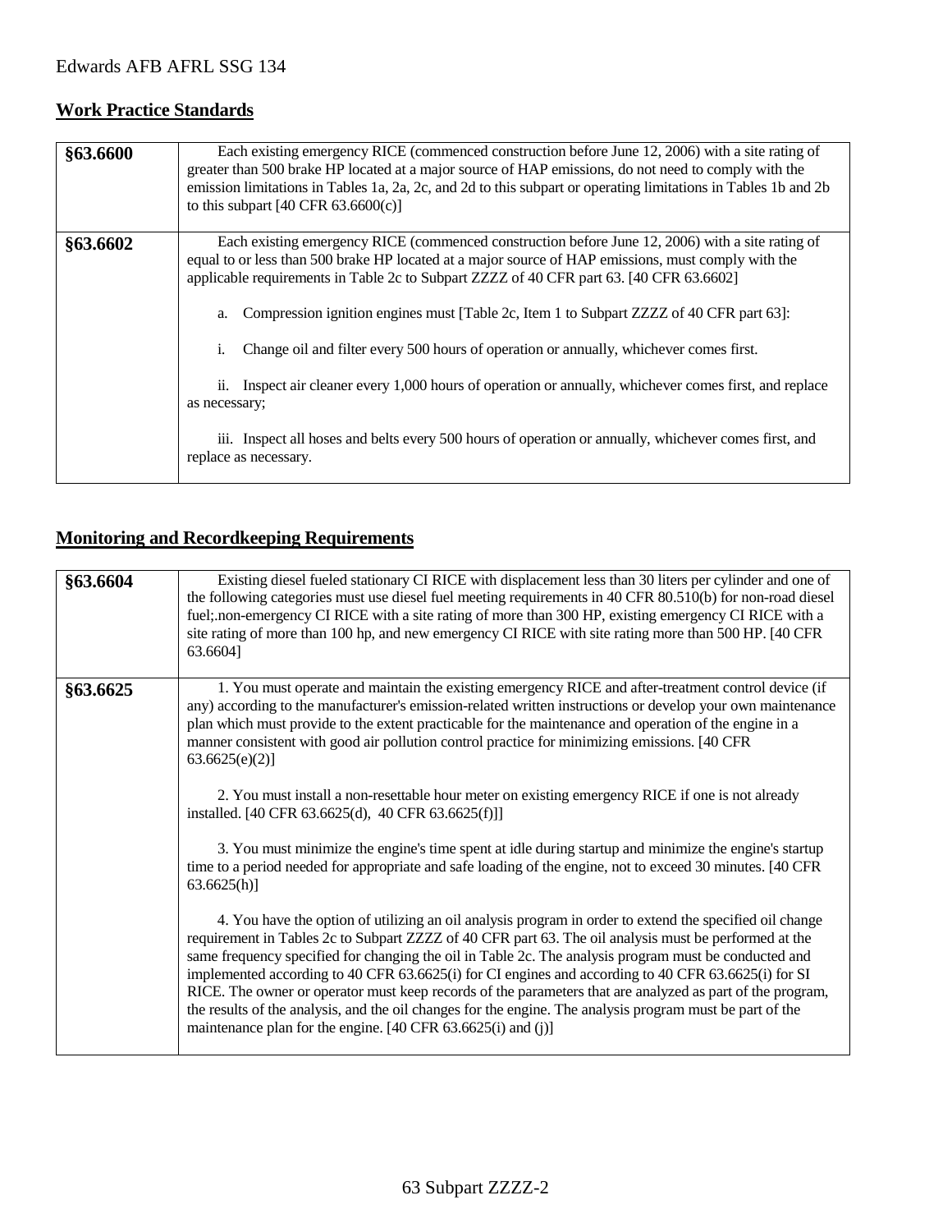## Work Practice Standards

| | |
|---|---|
| **§63.6600** | Each existing emergency RICE (commenced construction before June 12, 2006) with a site rating of greater than 500 brake HP located at a major source of HAP emissions, do not need to comply with the emission limitations in Tables 1a, 2a, 2c, and 2d to this subpart or operating limitations in Tables 1b and 2b to this subpart [40 CFR 63.6600(c)] |
| **§63.6602** | Each existing emergency RICE (commenced construction before June 12, 2006) with a site rating of equal to or less than 500 brake HP located at a major source of HAP emissions, must comply with the applicable requirements in Table 2c to Subpart ZZZZ of 40 CFR part 63. [40 CFR 63.6602]<br><br>a. Compression ignition engines must [Table 2c, Item 1 to Subpart ZZZZ of 40 CFR part 63]:<br><br>i. Change oil and filter every 500 hours of operation or annually, whichever comes first.<br><br>ii. Inspect air cleaner every 1,000 hours of operation or annually, whichever comes first, and replace as necessary;<br><br>iii. Inspect all hoses and belts every 500 hours of operation or annually, whichever comes first, and replace as necessary. |

## Monitoring and Recordkeeping Requirements

| | |
|---|---|
| **§63.6604** | Existing diesel fueled stationary CI RICE with displacement less than 30 liters per cylinder and one of the following categories must use diesel fuel meeting requirements in 40 CFR 80.510(b) for non-road diesel fuel;.non-emergency CI RICE with a site rating of more than 300 HP, existing emergency CI RICE with a site rating of more than 100 hp, and new emergency CI RICE with site rating more than 500 HP. [40 CFR 63.6604] |
| **§63.6625** | 1. You must operate and maintain the existing emergency RICE and after-treatment control device (if any) according to the manufacturer's emission-related written instructions or develop your own maintenance plan which must provide to the extent practicable for the maintenance and operation of the engine in a manner consistent with good air pollution control practice for minimizing emissions. [40 CFR 63.6625(e)(2)]<br><br>2. You must install a non-resettable hour meter on existing emergency RICE if one is not already installed. [40 CFR 63.6625(d), 40 CFR 63.6625(f)]]<br><br>3. You must minimize the engine's time spent at idle during startup and minimize the engine's startup time to a period needed for appropriate and safe loading of the engine, not to exceed 30 minutes. [40 CFR 63.6625(h)]<br><br>4. You have the option of utilizing an oil analysis program in order to extend the specified oil change requirement in Tables 2c to Subpart ZZZZ of 40 CFR part 63. The oil analysis must be performed at the same frequency specified for changing the oil in Table 2c. The analysis program must be conducted and implemented according to 40 CFR 63.6625(i) for CI engines and according to 40 CFR 63.6625(i) for SI RICE. The owner or operator must keep records of the parameters that are analyzed as part of the program, the results of the analysis, and the oil changes for the engine. The analysis program must be part of the maintenance plan for the engine. [40 CFR 63.6625(i) and (j)] |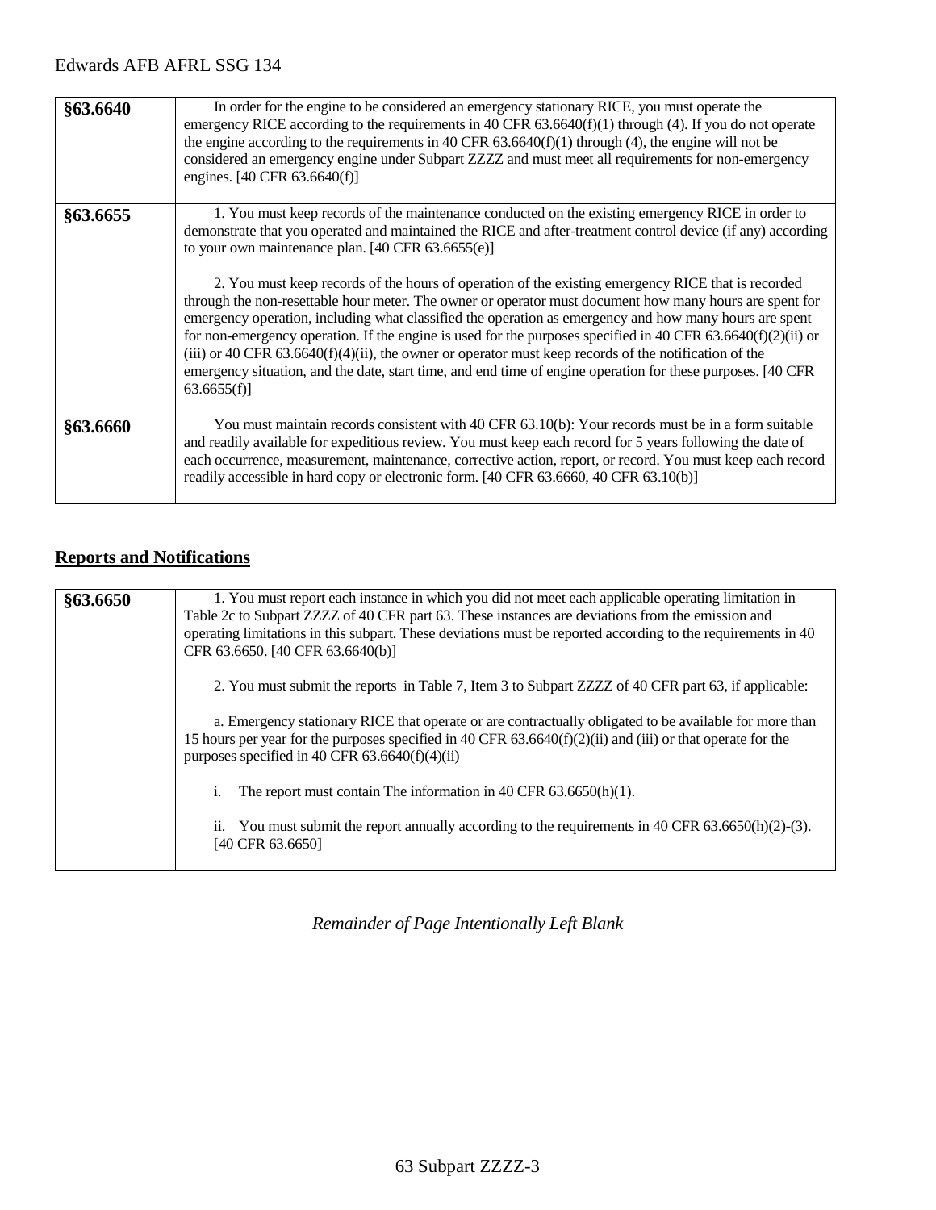| §63.6640 | In order for the engine to be considered an emergency stationary RICE, you must operate the emergency RICE according to the requirements in 40 CFR 63.6640(f)(1) through (4). If you do not operate the engine according to the requirements in 40 CFR 63.6640(f)(1) through (4), the engine will not be considered an emergency engine under Subpart ZZZZ and must meet all requirements for non-emergency engines. [40 CFR 63.6640(f)] |
|---|---|
| §63.6655 | 1. You must keep records of the maintenance conducted on the existing emergency RICE in order to demonstrate that you operated and maintained the RICE and after-treatment control device (if any) according to your own maintenance plan. [40 CFR 63.6655(e)]<br><br>2. You must keep records of the hours of operation of the existing emergency RICE that is recorded through the non-resettable hour meter. The owner or operator must document how many hours are spent for emergency operation, including what classified the operation as emergency and how many hours are spent for non-emergency operation. If the engine is used for the purposes specified in 40 CFR 63.6640(f)(2)(ii) or (iii) or 40 CFR 63.6640(f)(4)(ii), the owner or operator must keep records of the notification of the emergency situation, and the date, start time, and end time of engine operation for these purposes. [40 CFR 63.6655(f)] |
| §63.6660 | You must maintain records consistent with 40 CFR 63.10(b): Your records must be in a form suitable and readily available for expeditious review. You must keep each record for 5 years following the date of each occurrence, measurement, maintenance, corrective action, report, or record. You must keep each record readily accessible in hard copy or electronic form. [40 CFR 63.6660, 40 CFR 63.10(b)] |

## Reports and Notifications

| §63.6650 | 1. You must report each instance in which you did not meet each applicable operating limitation in Table 2c to Subpart ZZZZ of 40 CFR part 63. These instances are deviations from the emission and operating limitations in this subpart. These deviations must be reported according to the requirements in 40 CFR 63.6650. [40 CFR 63.6640(b)]<br><br>2. You must submit the reports in Table 7, Item 3 to Subpart ZZZZ of 40 CFR part 63, if applicable:<br><br>a. Emergency stationary RICE that operate or are contractually obligated to be available for more than 15 hours per year for the purposes specified in 40 CFR 63.6640(f)(2)(ii) and (iii) or that operate for the purposes specified in 40 CFR 63.6640(f)(4)(ii)<br><br>i. The report must contain The information in 40 CFR 63.6650(h)(1).<br><br>ii. You must submit the report annually according to the requirements in 40 CFR 63.6650(h)(2)-(3). [40 CFR 63.6650] |
|---|---|

*Remainder of Page Intentionally Left Blank*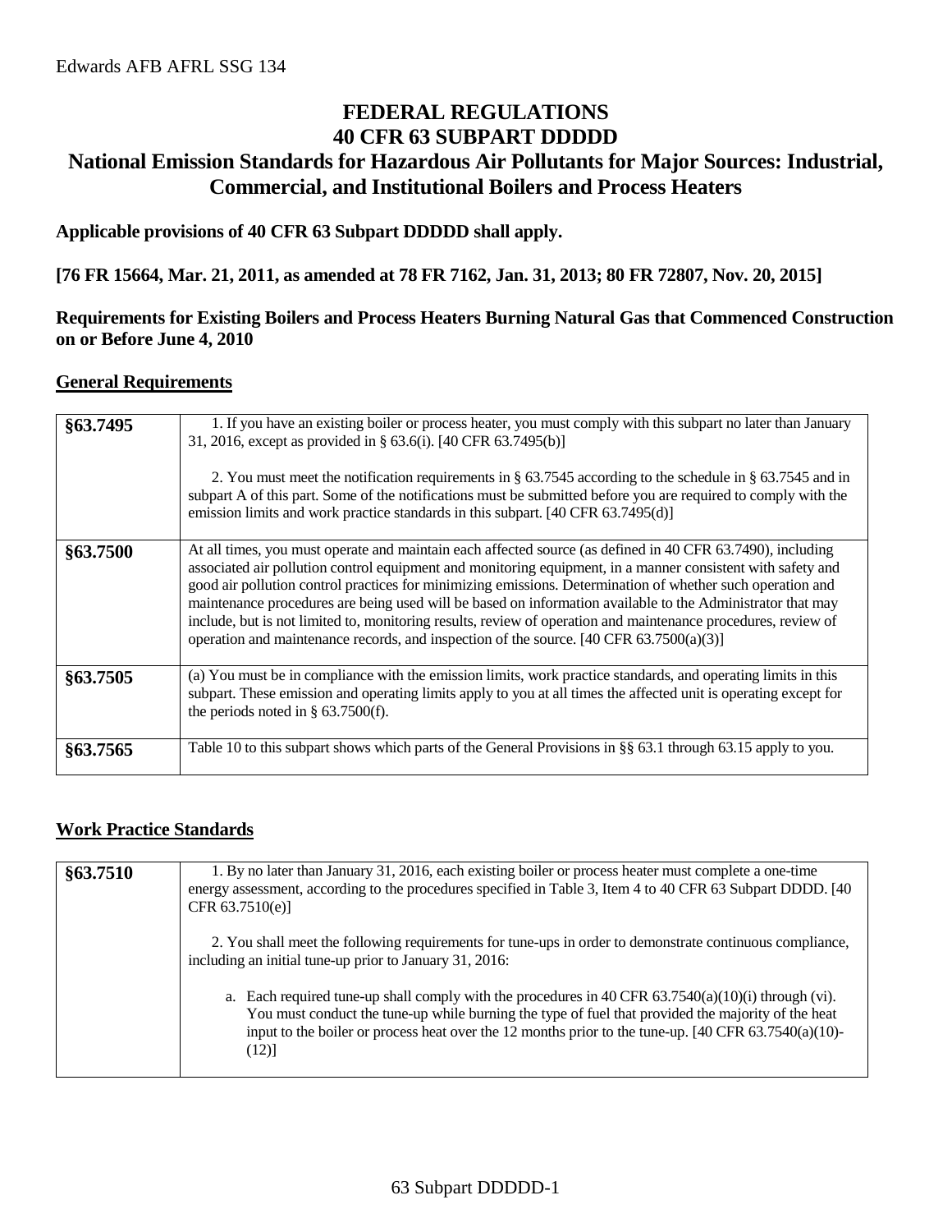# FEDERAL REGULATIONS
# 40 CFR 63 SUBPART DDDDD
## National Emission Standards for Hazardous Air Pollutants for Major Sources: Industrial, Commercial, and Institutional Boilers and Process Heaters

**Applicable provisions of 40 CFR 63 Subpart DDDDD shall apply.**

**[76 FR 15664, Mar. 21, 2011, as amended at 78 FR 7162, Jan. 31, 2013; 80 FR 72807, Nov. 20, 2015]**

**Requirements for Existing Boilers and Process Heaters Burning Natural Gas that Commenced Construction on or Before June 4, 2010**

### General Requirements

| | |
|---|---|
| **§63.7495** | 1. If you have an existing boiler or process heater, you must comply with this subpart no later than January 31, 2016, except as provided in § 63.6(i). [40 CFR 63.7495(b)]<br><br>2. You must meet the notification requirements in § 63.7545 according to the schedule in § 63.7545 and in subpart A of this part. Some of the notifications must be submitted before you are required to comply with the emission limits and work practice standards in this subpart. [40 CFR 63.7495(d)] |
| **§63.7500** | At all times, you must operate and maintain each affected source (as defined in 40 CFR 63.7490), including associated air pollution control equipment and monitoring equipment, in a manner consistent with safety and good air pollution control practices for minimizing emissions. Determination of whether such operation and maintenance procedures are being used will be based on information available to the Administrator that may include, but is not limited to, monitoring results, review of operation and maintenance procedures, review of operation and maintenance records, and inspection of the source. [40 CFR 63.7500(a)(3)] |
| **§63.7505** | (a) You must be in compliance with the emission limits, work practice standards, and operating limits in this subpart. These emission and operating limits apply to you at all times the affected unit is operating except for the periods noted in § 63.7500(f). |
| **§63.7565** | Table 10 to this subpart shows which parts of the General Provisions in §§ 63.1 through 63.15 apply to you. |

### Work Practice Standards

| | |
|---|---|
| **§63.7510** | 1. By no later than January 31, 2016, each existing boiler or process heater must complete a one-time energy assessment, according to the procedures specified in Table 3, Item 4 to 40 CFR 63 Subpart DDDD. [40 CFR 63.7510(e)]<br><br>2. You shall meet the following requirements for tune-ups in order to demonstrate continuous compliance, including an initial tune-up prior to January 31, 2016:<br><br>a. Each required tune-up shall comply with the procedures in 40 CFR 63.7540(a)(10)(i) through (vi). You must conduct the tune-up while burning the type of fuel that provided the majority of the heat input to the boiler or process heat over the 12 months prior to the tune-up. [40 CFR 63.7540(a)(10)-(12)] |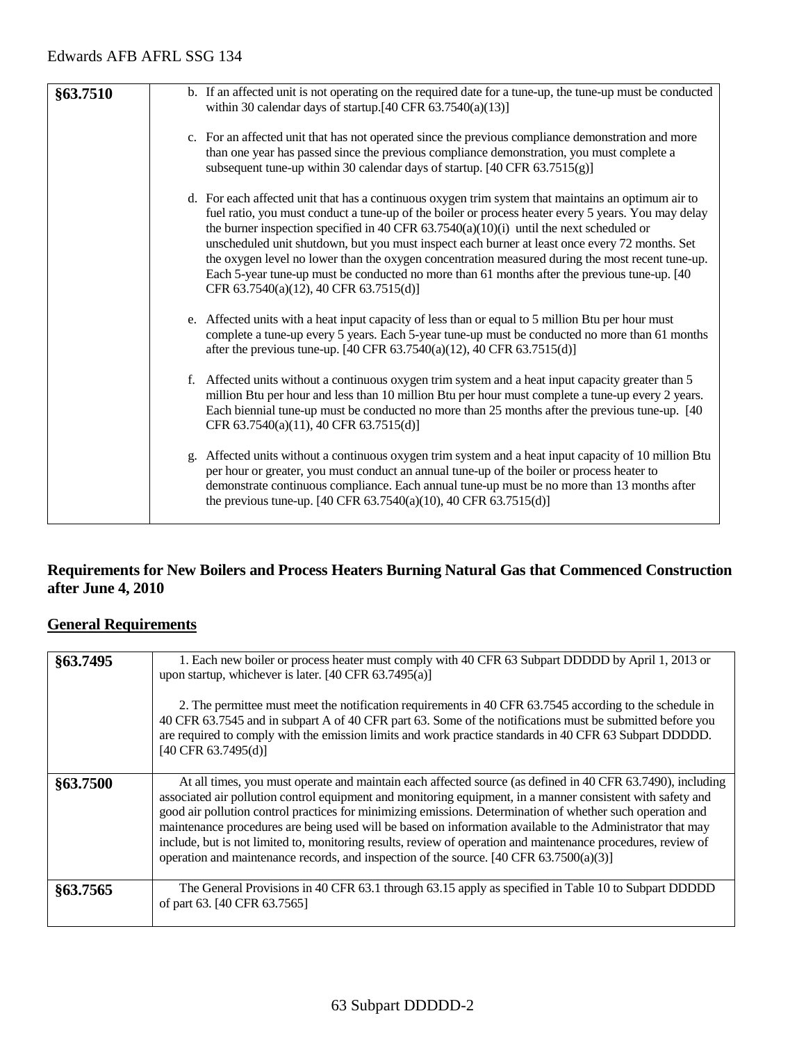| §63.7510 | b. If an affected unit is not operating on the required date for a tune-up, the tune-up must be conducted within 30 calendar days of startup.[40 CFR 63.7540(a)(13)]<br><br>c. For an affected unit that has not operated since the previous compliance demonstration and more than one year has passed since the previous compliance demonstration, you must complete a subsequent tune-up within 30 calendar days of startup. [40 CFR 63.7515(g)]<br><br>d. For each affected unit that has a continuous oxygen trim system that maintains an optimum air to fuel ratio, you must conduct a tune-up of the boiler or process heater every 5 years. You may delay the burner inspection specified in 40 CFR 63.7540(a)(10)(i) until the next scheduled or unscheduled unit shutdown, but you must inspect each burner at least once every 72 months. Set the oxygen level no lower than the oxygen concentration measured during the most recent tune-up. Each 5-year tune-up must be conducted no more than 61 months after the previous tune-up. [40 CFR 63.7540(a)(12), 40 CFR 63.7515(d)]<br><br>e. Affected units with a heat input capacity of less than or equal to 5 million Btu per hour must complete a tune-up every 5 years. Each 5-year tune-up must be conducted no more than 61 months after the previous tune-up. [40 CFR 63.7540(a)(12), 40 CFR 63.7515(d)]<br><br>f. Affected units without a continuous oxygen trim system and a heat input capacity greater than 5 million Btu per hour and less than 10 million Btu per hour must complete a tune-up every 2 years. Each biennial tune-up must be conducted no more than 25 months after the previous tune-up. [40 CFR 63.7540(a)(11), 40 CFR 63.7515(d)]<br><br>g. Affected units without a continuous oxygen trim system and a heat input capacity of 10 million Btu per hour or greater, you must conduct an annual tune-up of the boiler or process heater to demonstrate continuous compliance. Each annual tune-up must be no more than 13 months after the previous tune-up. [40 CFR 63.7540(a)(10), 40 CFR 63.7515(d)] |
|---|---|

## Requirements for New Boilers and Process Heaters Burning Natural Gas that Commenced Construction after June 4, 2010

### General Requirements

| §63.7495 | 1. Each new boiler or process heater must comply with 40 CFR 63 Subpart DDDDD by April 1, 2013 or upon startup, whichever is later. [40 CFR 63.7495(a)]<br><br>2. The permittee must meet the notification requirements in 40 CFR 63.7545 according to the schedule in 40 CFR 63.7545 and in subpart A of 40 CFR part 63. Some of the notifications must be submitted before you are required to comply with the emission limits and work practice standards in 40 CFR 63 Subpart DDDDD. [40 CFR 63.7495(d)] |
|---|---|
| §63.7500 | At all times, you must operate and maintain each affected source (as defined in 40 CFR 63.7490), including associated air pollution control equipment and monitoring equipment, in a manner consistent with safety and good air pollution control practices for minimizing emissions. Determination of whether such operation and maintenance procedures are being used will be based on information available to the Administrator that may include, but is not limited to, monitoring results, review of operation and maintenance procedures, review of operation and maintenance records, and inspection of the source. [40 CFR 63.7500(a)(3)] |
| §63.7565 | The General Provisions in 40 CFR 63.1 through 63.15 apply as specified in Table 10 to Subpart DDDDD of part 63. [40 CFR 63.7565] |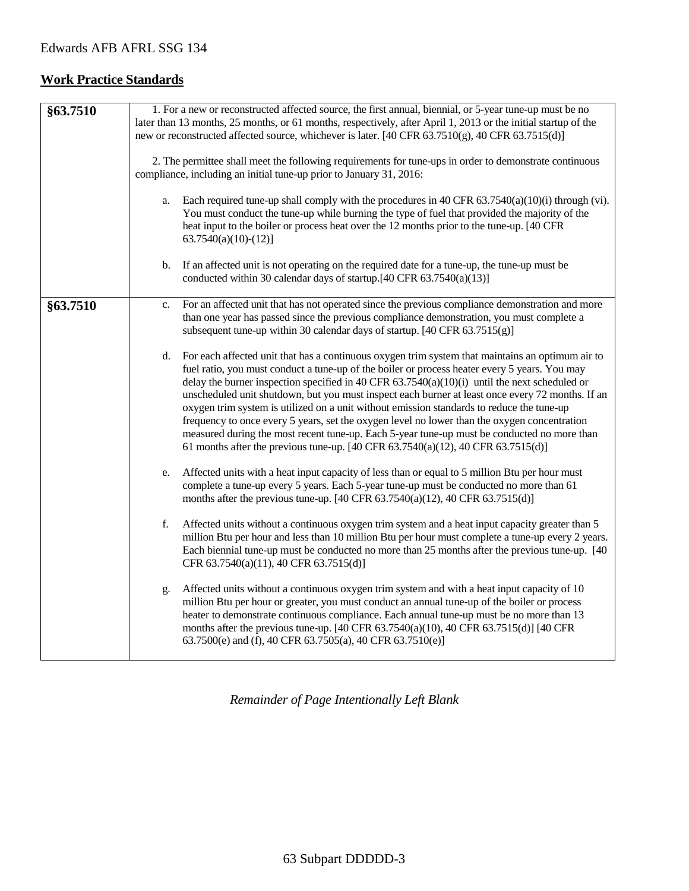## Work Practice Standards

| | |
|---|---|
| **§63.7510** | 1. For a new or reconstructed affected source, the first annual, biennial, or 5-year tune-up must be no later than 13 months, 25 months, or 61 months, respectively, after April 1, 2013 or the initial startup of the new or reconstructed affected source, whichever is later. [40 CFR 63.7510(g), 40 CFR 63.7515(d)]<br><br>2. The permittee shall meet the following requirements for tune-ups in order to demonstrate continuous compliance, including an initial tune-up prior to January 31, 2016:<br><br>a. Each required tune-up shall comply with the procedures in 40 CFR 63.7540(a)(10)(i) through (vi). You must conduct the tune-up while burning the type of fuel that provided the majority of the heat input to the boiler or process heat over the 12 months prior to the tune-up. [40 CFR 63.7540(a)(10)-(12)]<br><br>b. If an affected unit is not operating on the required date for a tune-up, the tune-up must be conducted within 30 calendar days of startup.[40 CFR 63.7540(a)(13)] |
| **§63.7510** | c. For an affected unit that has not operated since the previous compliance demonstration and more than one year has passed since the previous compliance demonstration, you must complete a subsequent tune-up within 30 calendar days of startup. [40 CFR 63.7515(g)]<br><br>d. For each affected unit that has a continuous oxygen trim system that maintains an optimum air to fuel ratio, you must conduct a tune-up of the boiler or process heater every 5 years. You may delay the burner inspection specified in 40 CFR 63.7540(a)(10)(i) until the next scheduled or unscheduled unit shutdown, but you must inspect each burner at least once every 72 months. If an oxygen trim system is utilized on a unit without emission standards to reduce the tune-up frequency to once every 5 years, set the oxygen level no lower than the oxygen concentration measured during the most recent tune-up. Each 5-year tune-up must be conducted no more than 61 months after the previous tune-up. [40 CFR 63.7540(a)(12), 40 CFR 63.7515(d)]<br><br>e. Affected units with a heat input capacity of less than or equal to 5 million Btu per hour must complete a tune-up every 5 years. Each 5-year tune-up must be conducted no more than 61 months after the previous tune-up. [40 CFR 63.7540(a)(12), 40 CFR 63.7515(d)]<br><br>f. Affected units without a continuous oxygen trim system and a heat input capacity greater than 5 million Btu per hour and less than 10 million Btu per hour must complete a tune-up every 2 years. Each biennial tune-up must be conducted no more than 25 months after the previous tune-up. [40 CFR 63.7540(a)(11), 40 CFR 63.7515(d)]<br><br>g. Affected units without a continuous oxygen trim system and with a heat input capacity of 10 million Btu per hour or greater, you must conduct an annual tune-up of the boiler or process heater to demonstrate continuous compliance. Each annual tune-up must be no more than 13 months after the previous tune-up. [40 CFR 63.7540(a)(10), 40 CFR 63.7515(d)] [40 CFR 63.7500(e) and (f), 40 CFR 63.7505(a), 40 CFR 63.7510(e)] |

*Remainder of Page Intentionally Left Blank*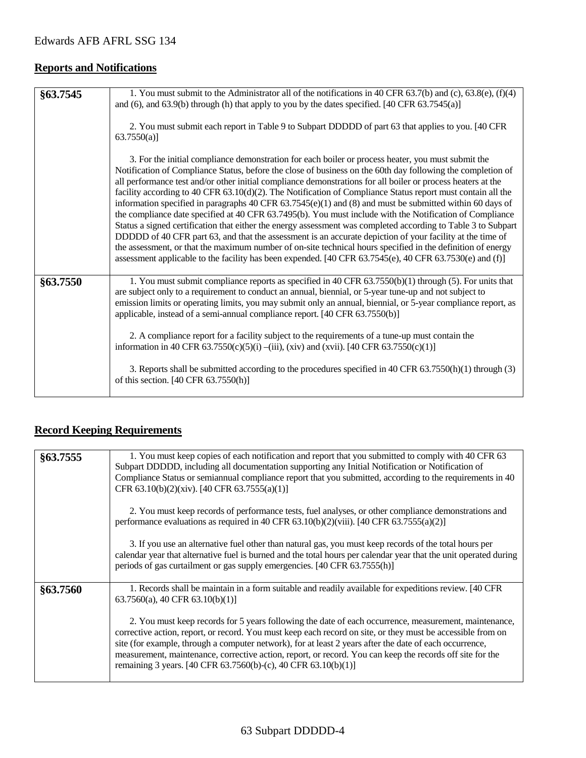## Reports and Notifications

| | |
|---|---|
| **§63.7545** | 1. You must submit to the Administrator all of the notifications in 40 CFR 63.7(b) and (c), 63.8(e), (f)(4) and (6), and 63.9(b) through (h) that apply to you by the dates specified. [40 CFR 63.7545(a)]<br><br>2. You must submit each report in Table 9 to Subpart DDDDD of part 63 that applies to you. [40 CFR 63.7550(a)]<br><br>3. For the initial compliance demonstration for each boiler or process heater, you must submit the Notification of Compliance Status, before the close of business on the 60th day following the completion of all performance test and/or other initial compliance demonstrations for all boiler or process heaters at the facility according to 40 CFR 63.10(d)(2). The Notification of Compliance Status report must contain all the information specified in paragraphs 40 CFR 63.7545(e)(1) and (8) and must be submitted within 60 days of the compliance date specified at 40 CFR 63.7495(b). You must include with the Notification of Compliance Status a signed certification that either the energy assessment was completed according to Table 3 to Subpart DDDDD of 40 CFR part 63, and that the assessment is an accurate depiction of your facility at the time of the assessment, or that the maximum number of on-site technical hours specified in the definition of energy assessment applicable to the facility has been expended. [40 CFR 63.7545(e), 40 CFR 63.7530(e) and (f)] |
| **§63.7550** | 1. You must submit compliance reports as specified in 40 CFR 63.7550(b)(1) through (5). For units that are subject only to a requirement to conduct an annual, biennial, or 5-year tune-up and not subject to emission limits or operating limits, you may submit only an annual, biennial, or 5-year compliance report, as applicable, instead of a semi-annual compliance report. [40 CFR 63.7550(b)]<br><br>2. A compliance report for a facility subject to the requirements of a tune-up must contain the information in 40 CFR 63.7550(c)(5)(i) –(iii), (xiv) and (xvii). [40 CFR 63.7550(c)(1)]<br><br>3. Reports shall be submitted according to the procedures specified in 40 CFR 63.7550(h)(1) through (3) of this section. [40 CFR 63.7550(h)] |

## Record Keeping Requirements

| | |
|---|---|
| **§63.7555** | 1. You must keep copies of each notification and report that you submitted to comply with 40 CFR 63 Subpart DDDDD, including all documentation supporting any Initial Notification or Notification of Compliance Status or semiannual compliance report that you submitted, according to the requirements in 40 CFR 63.10(b)(2)(xiv). [40 CFR 63.7555(a)(1)]<br><br>2. You must keep records of performance tests, fuel analyses, or other compliance demonstrations and performance evaluations as required in 40 CFR 63.10(b)(2)(viii). [40 CFR 63.7555(a)(2)]<br><br>3. If you use an alternative fuel other than natural gas, you must keep records of the total hours per calendar year that alternative fuel is burned and the total hours per calendar year that the unit operated during periods of gas curtailment or gas supply emergencies. [40 CFR 63.7555(h)] |
| **§63.7560** | 1. Records shall be maintain in a form suitable and readily available for expeditions review. [40 CFR 63.7560(a), 40 CFR 63.10(b)(1)]<br><br>2. You must keep records for 5 years following the date of each occurrence, measurement, maintenance, corrective action, report, or record. You must keep each record on site, or they must be accessible from on site (for example, through a computer network), for at least 2 years after the date of each occurrence, measurement, maintenance, corrective action, report, or record. You can keep the records off site for the remaining 3 years. [40 CFR 63.7560(b)-(c), 40 CFR 63.10(b)(1)] |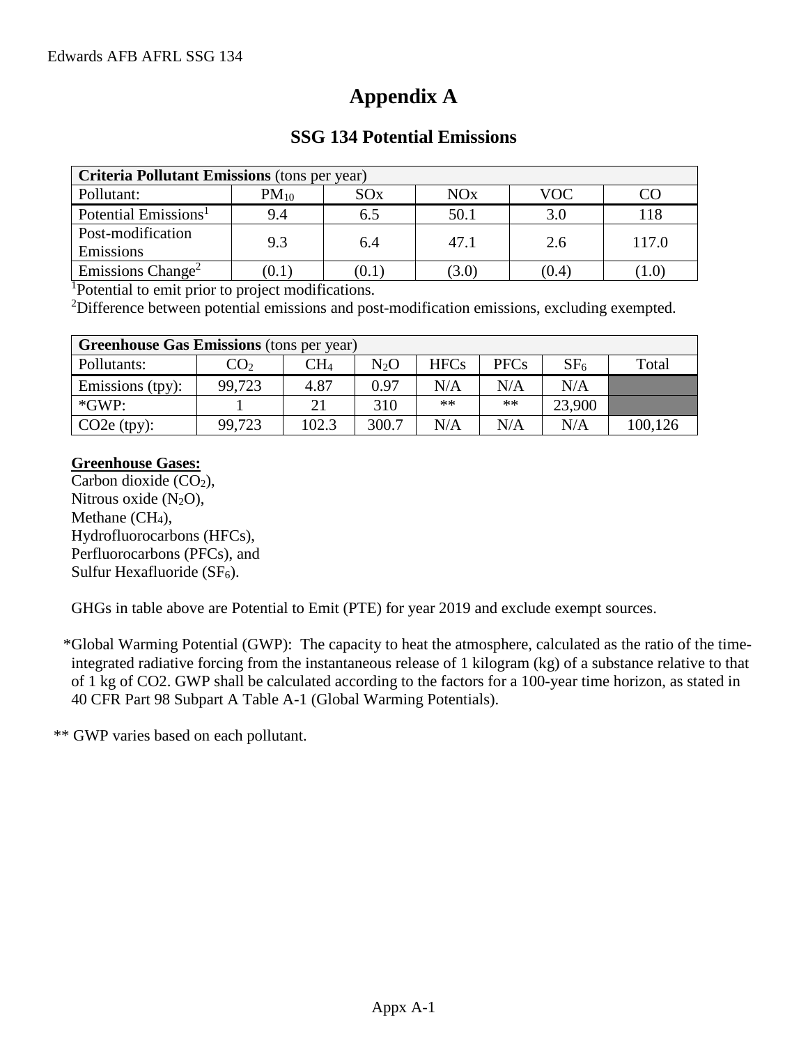# Appendix A

## SSG 134 Potential Emissions

| **Criteria Pollutant Emissions** (tons per year) | | | | | |
|---|---|---|---|---|---|
| Pollutant: | $PM_{10}$ | SOx | NOx | VOC | CO |
| Potential Emissions[1] | 9.4 | 6.5 | 50.1 | 3.0 | 118 |
| Post-modification Emissions | 9.3 | 6.4 | 47.1 | 2.6 | 117.0 |
| Emissions Change[2] | (0.1) | (0.1) | (3.0) | (0.4) | (1.0) |

[1]Potential to emit prior to project modifications.

[2]Difference between potential emissions and post-modification emissions, excluding exempted.

| **Greenhouse Gas Emissions** (tons per year) | | | | | | | |
|---|---|---|---|---|---|---|---|
| Pollutants: | $CO_2$ | $CH_4$ | $N_2O$ | HFCs | PFCs | $SF_6$ | Total |
| Emissions (tpy): | 99,723 | 4.87 | 0.97 | N/A | N/A | N/A | |
| *GWP: | 1 | 21 | 310 | ** | ** | 23,900 | |
| CO2e (tpy): | 99,723 | 102.3 | 300.7 | N/A | N/A | N/A | 100,126 |

**Greenhouse Gases:**

Carbon dioxide ($CO_2$),
Nitrous oxide ($N_2O$),
Methane ($CH_4$),
Hydrofluorocarbons (HFCs),
Perfluorocarbons (PFCs), and
Sulfur Hexafluoride ($SF_6$).

GHGs in table above are Potential to Emit (PTE) for year 2019 and exclude exempt sources.

*Global Warming Potential (GWP): The capacity to heat the atmosphere, calculated as the ratio of the time-integrated radiative forcing from the instantaneous release of 1 kilogram (kg) of a substance relative to that of 1 kg of CO2. GWP shall be calculated according to the factors for a 100-year time horizon, as stated in 40 CFR Part 98 Subpart A Table A-1 (Global Warming Potentials).

** GWP varies based on each pollutant.